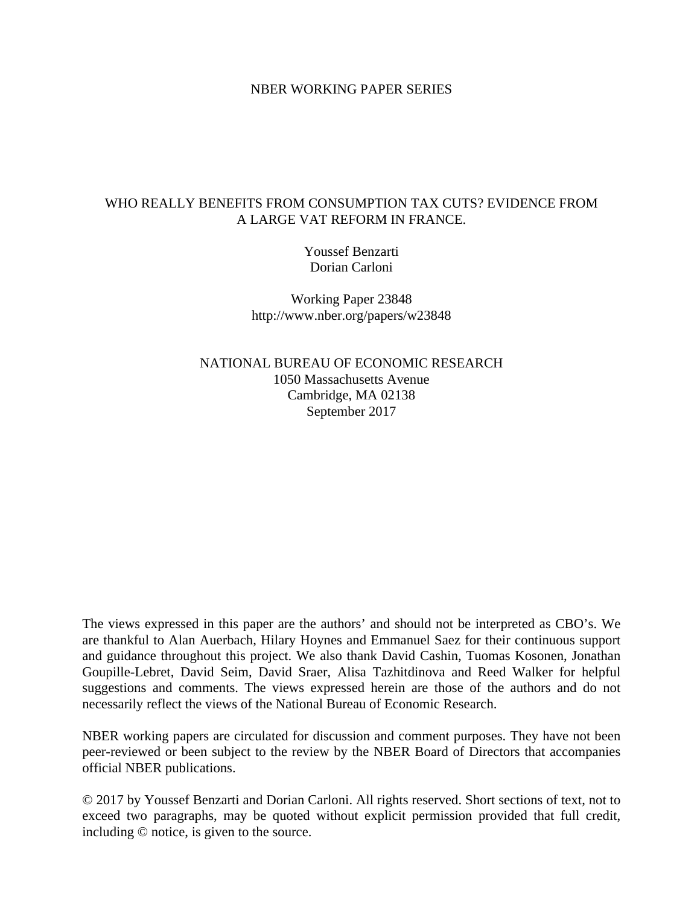NBER WORKING PAPER SERIES

# WHO REALLY BENEFITS FROM CONSUMPTION TAX CUTS? EVIDENCE FROM A LARGE VAT REFORM IN FRANCE.

Youssef Benzarti
Dorian Carloni

Working Paper 23848
http://www.nber.org/papers/w23848

NATIONAL BUREAU OF ECONOMIC RESEARCH
1050 Massachusetts Avenue
Cambridge, MA 02138
September 2017

The views expressed in this paper are the authors' and should not be interpreted as CBO's. We are thankful to Alan Auerbach, Hilary Hoynes and Emmanuel Saez for their continuous support and guidance throughout this project. We also thank David Cashin, Tuomas Kosonen, Jonathan Goupille-Lebret, David Seim, David Sraer, Alisa Tazhitdinova and Reed Walker for helpful suggestions and comments. The views expressed herein are those of the authors and do not necessarily reflect the views of the National Bureau of Economic Research.

NBER working papers are circulated for discussion and comment purposes. They have not been peer-reviewed or been subject to the review by the NBER Board of Directors that accompanies official NBER publications.

© 2017 by Youssef Benzarti and Dorian Carloni. All rights reserved. Short sections of text, not to exceed two paragraphs, may be quoted without explicit permission provided that full credit, including © notice, is given to the source.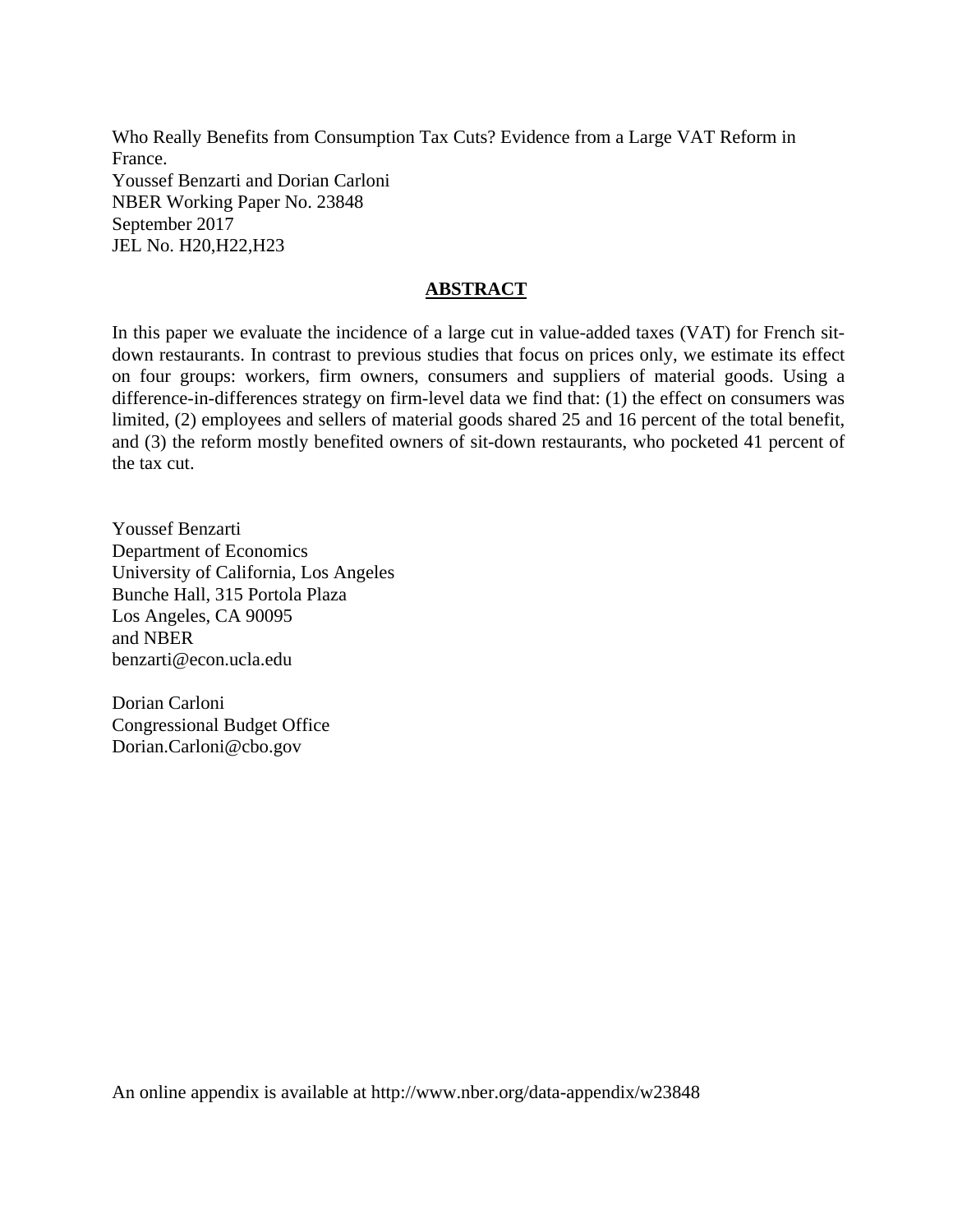Who Really Benefits from Consumption Tax Cuts? Evidence from a Large VAT Reform in France.
Youssef Benzarti and Dorian Carloni
NBER Working Paper No. 23848
September 2017
JEL No. H20,H22,H23

## ABSTRACT

In this paper we evaluate the incidence of a large cut in value-added taxes (VAT) for French sit-down restaurants. In contrast to previous studies that focus on prices only, we estimate its effect on four groups: workers, firm owners, consumers and suppliers of material goods. Using a difference-in-differences strategy on firm-level data we find that: (1) the effect on consumers was limited, (2) employees and sellers of material goods shared 25 and 16 percent of the total benefit, and (3) the reform mostly benefited owners of sit-down restaurants, who pocketed 41 percent of the tax cut.

Youssef Benzarti
Department of Economics
University of California, Los Angeles
Bunche Hall, 315 Portola Plaza
Los Angeles, CA 90095
and NBER
benzarti@econ.ucla.edu

Dorian Carloni
Congressional Budget Office
Dorian.Carloni@cbo.gov

An online appendix is available at http://www.nber.org/data-appendix/w23848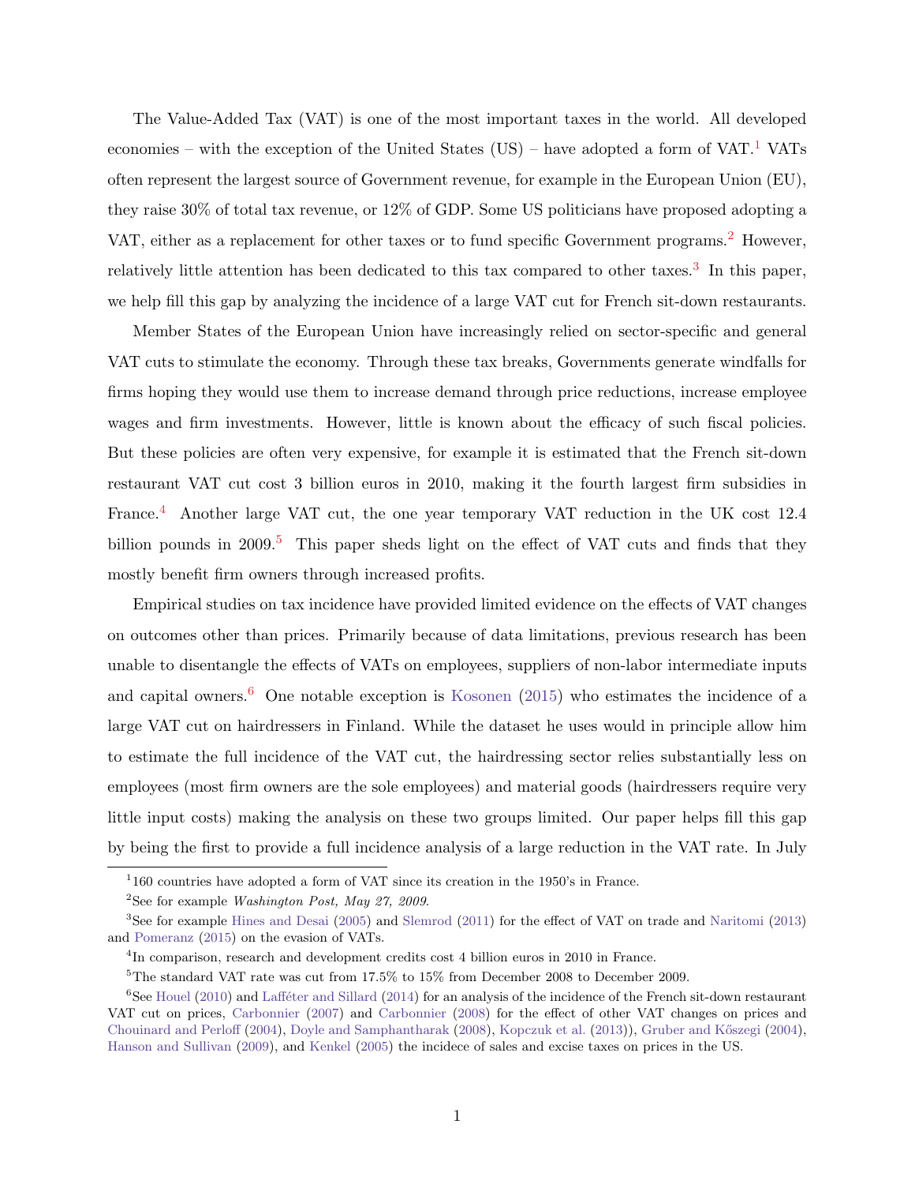The Value-Added Tax (VAT) is one of the most important taxes in the world. All developed economies – with the exception of the United States (US) – have adopted a form of VAT.[1] VATs often represent the largest source of Government revenue, for example in the European Union (EU), they raise 30% of total tax revenue, or 12% of GDP. Some US politicians have proposed adopting a VAT, either as a replacement for other taxes or to fund specific Government programs.[2] However, relatively little attention has been dedicated to this tax compared to other taxes.[3] In this paper, we help fill this gap by analyzing the incidence of a large VAT cut for French sit-down restaurants.

Member States of the European Union have increasingly relied on sector-specific and general VAT cuts to stimulate the economy. Through these tax breaks, Governments generate windfalls for firms hoping they would use them to increase demand through price reductions, increase employee wages and firm investments. However, little is known about the efficacy of such fiscal policies. But these policies are often very expensive, for example it is estimated that the French sit-down restaurant VAT cut cost 3 billion euros in 2010, making it the fourth largest firm subsidies in France.[4] Another large VAT cut, the one year temporary VAT reduction in the UK cost 12.4 billion pounds in 2009.[5] This paper sheds light on the effect of VAT cuts and finds that they mostly benefit firm owners through increased profits.

Empirical studies on tax incidence have provided limited evidence on the effects of VAT changes on outcomes other than prices. Primarily because of data limitations, previous research has been unable to disentangle the effects of VATs on employees, suppliers of non-labor intermediate inputs and capital owners.[6] One notable exception is Kosonen (2015) who estimates the incidence of a large VAT cut on hairdressers in Finland. While the dataset he uses would in principle allow him to estimate the full incidence of the VAT cut, the hairdressing sector relies substantially less on employees (most firm owners are the sole employees) and material goods (hairdressers require very little input costs) making the analysis on these two groups limited. Our paper helps fill this gap by being the first to provide a full incidence analysis of a large reduction in the VAT rate. In July

---

[1] 160 countries have adopted a form of VAT since its creation in the 1950's in France.

[2] See for example *Washington Post, May 27, 2009*.

[3] See for example Hines and Desai (2005) and Slemrod (2011) for the effect of VAT on trade and Naritomi (2013) and Pomeranz (2015) on the evasion of VATs.

[4] In comparison, research and development credits cost 4 billion euros in 2010 in France.

[5] The standard VAT rate was cut from 17.5% to 15% from December 2008 to December 2009.

[6] See Houel (2010) and Lafféter and Sillard (2014) for an analysis of the incidence of the French sit-down restaurant VAT cut on prices, Carbonnier (2007) and Carbonnier (2008) for the effect of other VAT changes on prices and Chouinard and Perloff (2004), Doyle and Samphantharak (2008), Kopczuk et al. (2013)), Gruber and Kőszegi (2004), Hanson and Sullivan (2009), and Kenkel (2005) the incidece of sales and excise taxes on prices in the US.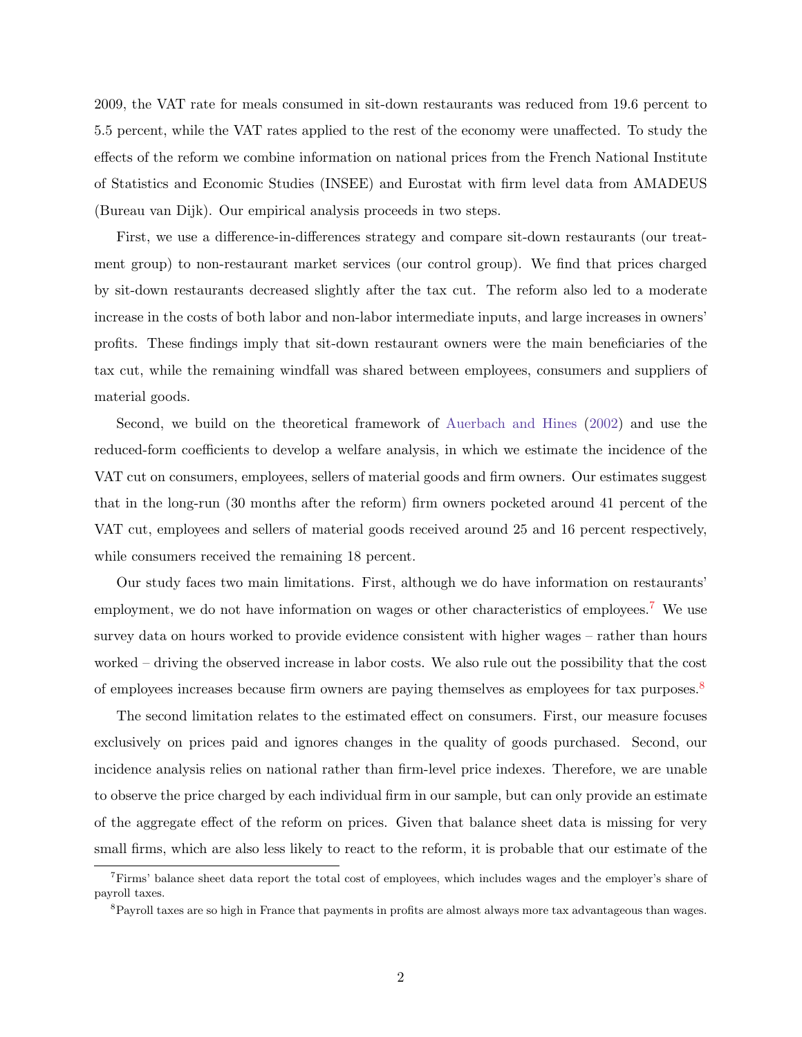2009, the VAT rate for meals consumed in sit-down restaurants was reduced from 19.6 percent to 5.5 percent, while the VAT rates applied to the rest of the economy were unaffected. To study the effects of the reform we combine information on national prices from the French National Institute of Statistics and Economic Studies (INSEE) and Eurostat with firm level data from AMADEUS (Bureau van Dijk). Our empirical analysis proceeds in two steps.

First, we use a difference-in-differences strategy and compare sit-down restaurants (our treatment group) to non-restaurant market services (our control group). We find that prices charged by sit-down restaurants decreased slightly after the tax cut. The reform also led to a moderate increase in the costs of both labor and non-labor intermediate inputs, and large increases in owners' profits. These findings imply that sit-down restaurant owners were the main beneficiaries of the tax cut, while the remaining windfall was shared between employees, consumers and suppliers of material goods.

Second, we build on the theoretical framework of Auerbach and Hines (2002) and use the reduced-form coefficients to develop a welfare analysis, in which we estimate the incidence of the VAT cut on consumers, employees, sellers of material goods and firm owners. Our estimates suggest that in the long-run (30 months after the reform) firm owners pocketed around 41 percent of the VAT cut, employees and sellers of material goods received around 25 and 16 percent respectively, while consumers received the remaining 18 percent.

Our study faces two main limitations. First, although we do have information on restaurants' employment, we do not have information on wages or other characteristics of employees.[7] We use survey data on hours worked to provide evidence consistent with higher wages – rather than hours worked – driving the observed increase in labor costs. We also rule out the possibility that the cost of employees increases because firm owners are paying themselves as employees for tax purposes.[8]

The second limitation relates to the estimated effect on consumers. First, our measure focuses exclusively on prices paid and ignores changes in the quality of goods purchased. Second, our incidence analysis relies on national rather than firm-level price indexes. Therefore, we are unable to observe the price charged by each individual firm in our sample, but can only provide an estimate of the aggregate effect of the reform on prices. Given that balance sheet data is missing for very small firms, which are also less likely to react to the reform, it is probable that our estimate of the

[7] Firms' balance sheet data report the total cost of employees, which includes wages and the employer's share of payroll taxes.

[8] Payroll taxes are so high in France that payments in profits are almost always more tax advantageous than wages.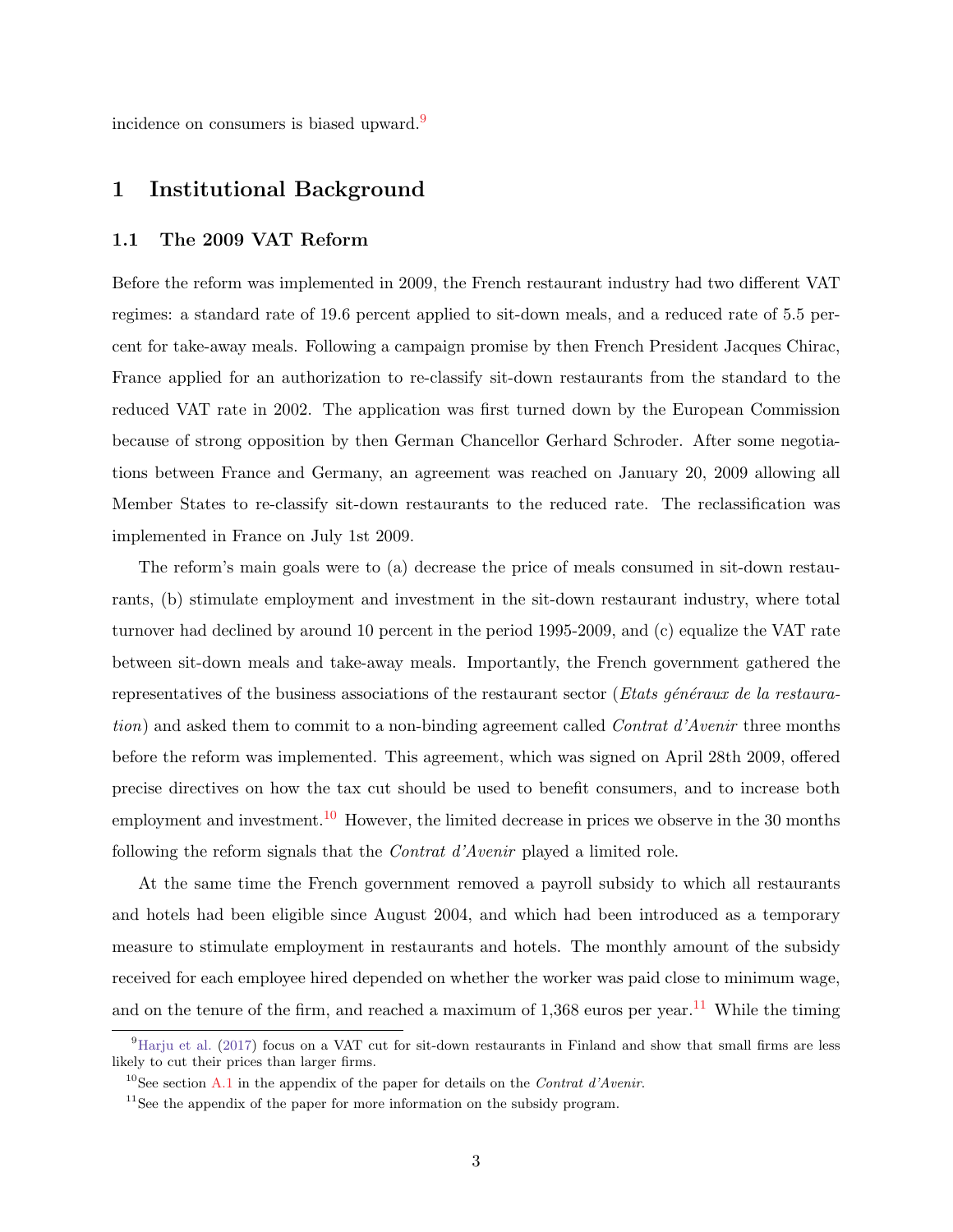incidence on consumers is biased upward.[9]

# 1 Institutional Background

## 1.1 The 2009 VAT Reform

Before the reform was implemented in 2009, the French restaurant industry had two different VAT regimes: a standard rate of 19.6 percent applied to sit-down meals, and a reduced rate of 5.5 percent for take-away meals. Following a campaign promise by then French President Jacques Chirac, France applied for an authorization to re-classify sit-down restaurants from the standard to the reduced VAT rate in 2002. The application was first turned down by the European Commission because of strong opposition by then German Chancellor Gerhard Schroder. After some negotiations between France and Germany, an agreement was reached on January 20, 2009 allowing all Member States to re-classify sit-down restaurants to the reduced rate. The reclassification was implemented in France on July 1st 2009.

The reform's main goals were to (a) decrease the price of meals consumed in sit-down restaurants, (b) stimulate employment and investment in the sit-down restaurant industry, where total turnover had declined by around 10 percent in the period 1995-2009, and (c) equalize the VAT rate between sit-down meals and take-away meals. Importantly, the French government gathered the representatives of the business associations of the restaurant sector (*Etats généraux de la restauration*) and asked them to commit to a non-binding agreement called *Contrat d'Avenir* three months before the reform was implemented. This agreement, which was signed on April 28th 2009, offered precise directives on how the tax cut should be used to benefit consumers, and to increase both employment and investment.[10] However, the limited decrease in prices we observe in the 30 months following the reform signals that the *Contrat d'Avenir* played a limited role.

At the same time the French government removed a payroll subsidy to which all restaurants and hotels had been eligible since August 2004, and which had been introduced as a temporary measure to stimulate employment in restaurants and hotels. The monthly amount of the subsidy received for each employee hired depended on whether the worker was paid close to minimum wage, and on the tenure of the firm, and reached a maximum of 1,368 euros per year.[11] While the timing

[9] Harju et al. (2017) focus on a VAT cut for sit-down restaurants in Finland and show that small firms are less likely to cut their prices than larger firms.

[10] See section A.1 in the appendix of the paper for details on the *Contrat d'Avenir*.

[11] See the appendix of the paper for more information on the subsidy program.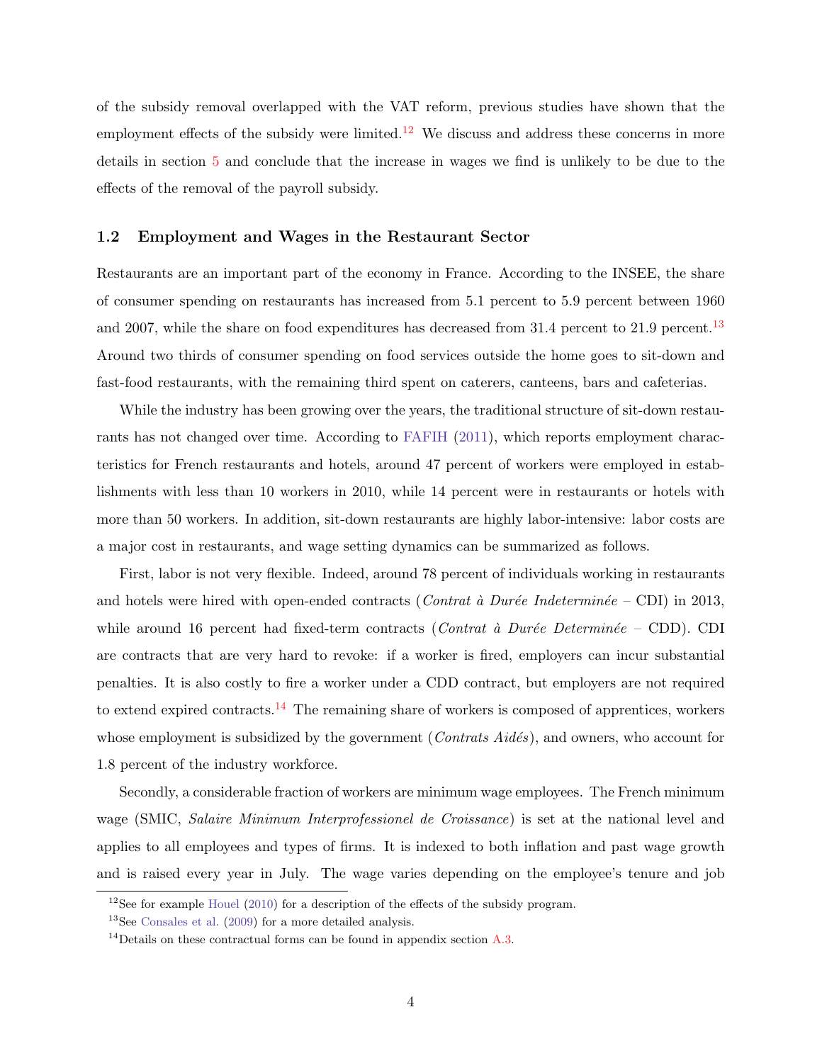of the subsidy removal overlapped with the VAT reform, previous studies have shown that the employment effects of the subsidy were limited.[12] We discuss and address these concerns in more details in section 5 and conclude that the increase in wages we find is unlikely to be due to the effects of the removal of the payroll subsidy.

### 1.2 Employment and Wages in the Restaurant Sector

Restaurants are an important part of the economy in France. According to the INSEE, the share of consumer spending on restaurants has increased from 5.1 percent to 5.9 percent between 1960 and 2007, while the share on food expenditures has decreased from 31.4 percent to 21.9 percent.[13] Around two thirds of consumer spending on food services outside the home goes to sit-down and fast-food restaurants, with the remaining third spent on caterers, canteens, bars and cafeterias.

While the industry has been growing over the years, the traditional structure of sit-down restaurants has not changed over time. According to FAFIH (2011), which reports employment characteristics for French restaurants and hotels, around 47 percent of workers were employed in establishments with less than 10 workers in 2010, while 14 percent were in restaurants or hotels with more than 50 workers. In addition, sit-down restaurants are highly labor-intensive: labor costs are a major cost in restaurants, and wage setting dynamics can be summarized as follows.

First, labor is not very flexible. Indeed, around 78 percent of individuals working in restaurants and hotels were hired with open-ended contracts (*Contrat à Durée Indeterminée* – CDI) in 2013, while around 16 percent had fixed-term contracts (*Contrat à Durée Determinée* – CDD). CDI are contracts that are very hard to revoke: if a worker is fired, employers can incur substantial penalties. It is also costly to fire a worker under a CDD contract, but employers are not required to extend expired contracts.[14] The remaining share of workers is composed of apprentices, workers whose employment is subsidized by the government (*Contrats Aidés*), and owners, who account for 1.8 percent of the industry workforce.

Secondly, a considerable fraction of workers are minimum wage employees. The French minimum wage (SMIC, *Salaire Minimum Interprofessionel de Croissance*) is set at the national level and applies to all employees and types of firms. It is indexed to both inflation and past wage growth and is raised every year in July. The wage varies depending on the employee's tenure and job

---

[12] See for example Houel (2010) for a description of the effects of the subsidy program.

[13] See Consales et al. (2009) for a more detailed analysis.

[14] Details on these contractual forms can be found in appendix section A.3.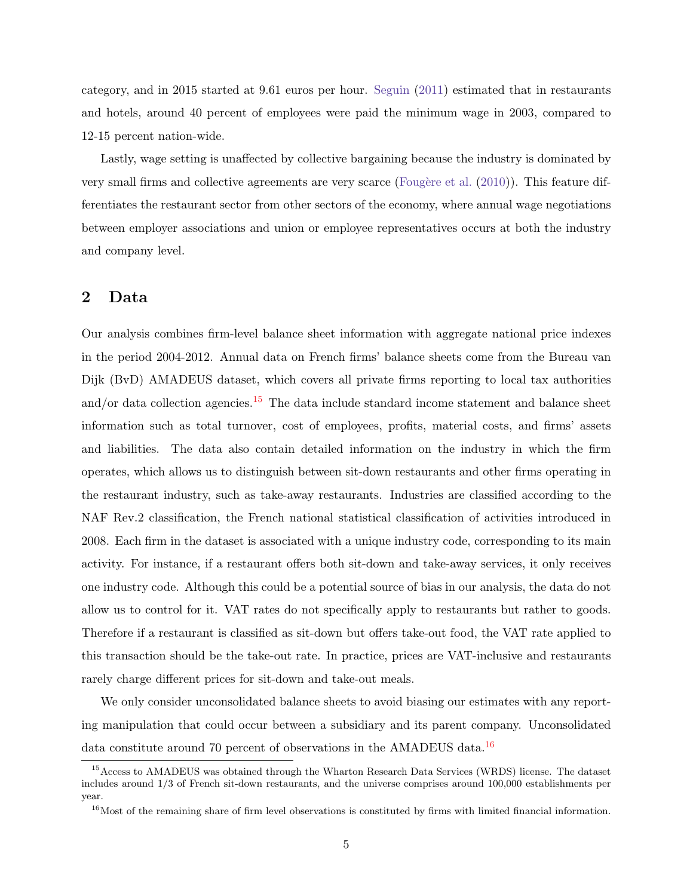category, and in 2015 started at 9.61 euros per hour. Seguin (2011) estimated that in restaurants and hotels, around 40 percent of employees were paid the minimum wage in 2003, compared to 12-15 percent nation-wide.

Lastly, wage setting is unaffected by collective bargaining because the industry is dominated by very small firms and collective agreements are very scarce (Fougère et al. (2010)). This feature differentiates the restaurant sector from other sectors of the economy, where annual wage negotiations between employer associations and union or employee representatives occurs at both the industry and company level.

## 2 Data

Our analysis combines firm-level balance sheet information with aggregate national price indexes in the period 2004-2012. Annual data on French firms' balance sheets come from the Bureau van Dijk (BvD) AMADEUS dataset, which covers all private firms reporting to local tax authorities and/or data collection agencies.[15] The data include standard income statement and balance sheet information such as total turnover, cost of employees, profits, material costs, and firms' assets and liabilities. The data also contain detailed information on the industry in which the firm operates, which allows us to distinguish between sit-down restaurants and other firms operating in the restaurant industry, such as take-away restaurants. Industries are classified according to the NAF Rev.2 classification, the French national statistical classification of activities introduced in 2008. Each firm in the dataset is associated with a unique industry code, corresponding to its main activity. For instance, if a restaurant offers both sit-down and take-away services, it only receives one industry code. Although this could be a potential source of bias in our analysis, the data do not allow us to control for it. VAT rates do not specifically apply to restaurants but rather to goods. Therefore if a restaurant is classified as sit-down but offers take-out food, the VAT rate applied to this transaction should be the take-out rate. In practice, prices are VAT-inclusive and restaurants rarely charge different prices for sit-down and take-out meals.

We only consider unconsolidated balance sheets to avoid biasing our estimates with any reporting manipulation that could occur between a subsidiary and its parent company. Unconsolidated data constitute around 70 percent of observations in the AMADEUS data.[16]

[15] Access to AMADEUS was obtained through the Wharton Research Data Services (WRDS) license. The dataset includes around 1/3 of French sit-down restaurants, and the universe comprises around 100,000 establishments per year.

[16] Most of the remaining share of firm level observations is constituted by firms with limited financial information.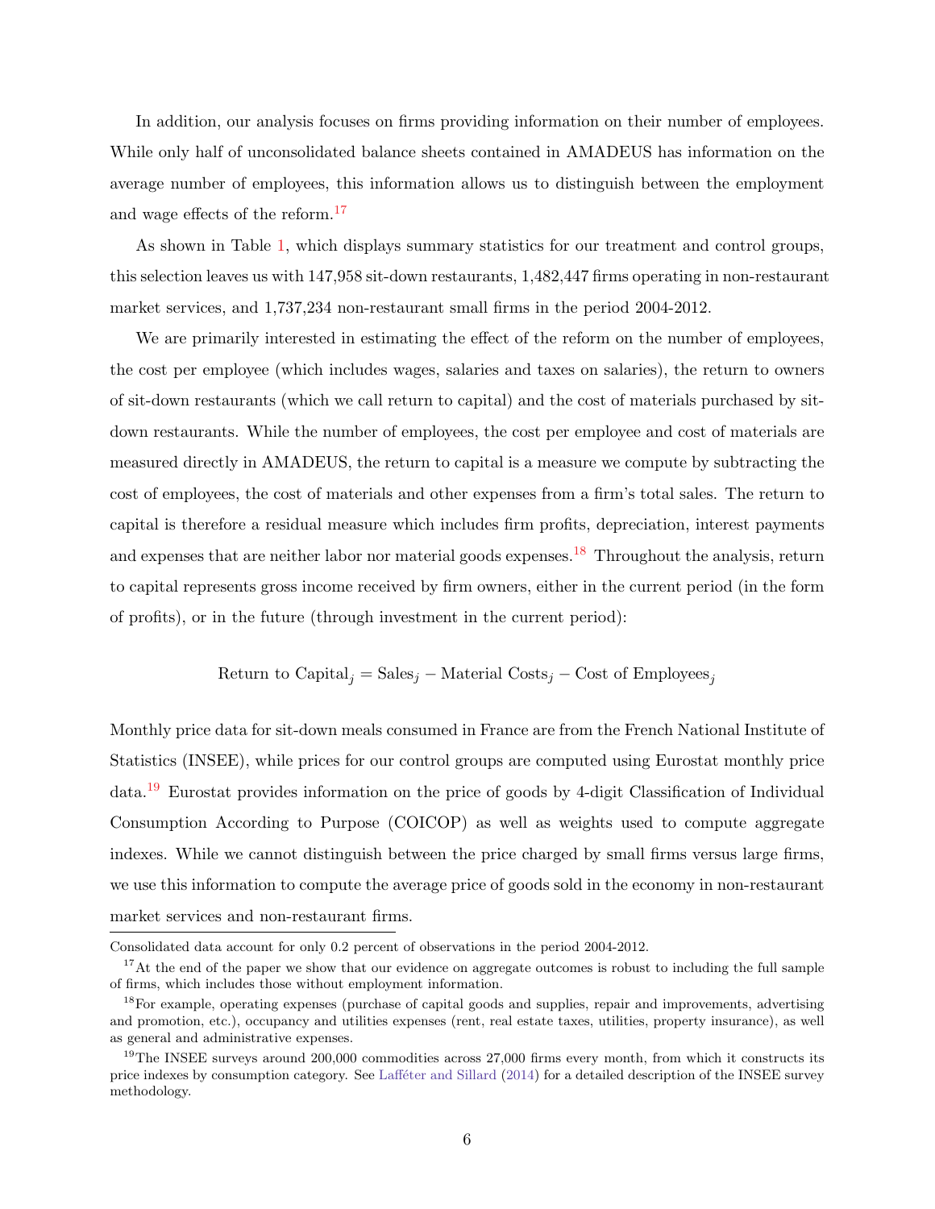In addition, our analysis focuses on firms providing information on their number of employees. While only half of unconsolidated balance sheets contained in AMADEUS has information on the average number of employees, this information allows us to distinguish between the employment and wage effects of the reform.[17]

As shown in Table 1, which displays summary statistics for our treatment and control groups, this selection leaves us with 147,958 sit-down restaurants, 1,482,447 firms operating in non-restaurant market services, and 1,737,234 non-restaurant small firms in the period 2004-2012.

We are primarily interested in estimating the effect of the reform on the number of employees, the cost per employee (which includes wages, salaries and taxes on salaries), the return to owners of sit-down restaurants (which we call return to capital) and the cost of materials purchased by sit-down restaurants. While the number of employees, the cost per employee and cost of materials are measured directly in AMADEUS, the return to capital is a measure we compute by subtracting the cost of employees, the cost of materials and other expenses from a firm's total sales. The return to capital is therefore a residual measure which includes firm profits, depreciation, interest payments and expenses that are neither labor nor material goods expenses.[18] Throughout the analysis, return to capital represents gross income received by firm owners, either in the current period (in the form of profits), or in the future (through investment in the current period):

$$\text{Return to Capital}_j = \text{Sales}_j - \text{Material Costs}_j - \text{Cost of Employees}_j$$

Monthly price data for sit-down meals consumed in France are from the French National Institute of Statistics (INSEE), while prices for our control groups are computed using Eurostat monthly price data.[19] Eurostat provides information on the price of goods by 4-digit Classification of Individual Consumption According to Purpose (COICOP) as well as weights used to compute aggregate indexes. While we cannot distinguish between the price charged by small firms versus large firms, we use this information to compute the average price of goods sold in the economy in non-restaurant market services and non-restaurant firms.

---

Consolidated data account for only 0.2 percent of observations in the period 2004-2012.

[17] At the end of the paper we show that our evidence on aggregate outcomes is robust to including the full sample of firms, which includes those without employment information.

[18] For example, operating expenses (purchase of capital goods and supplies, repair and improvements, advertising and promotion, etc.), occupancy and utilities expenses (rent, real estate taxes, utilities, property insurance), as well as general and administrative expenses.

[19] The INSEE surveys around 200,000 commodities across 27,000 firms every month, from which it constructs its price indexes by consumption category. See Lafféter and Sillard (2014) for a detailed description of the INSEE survey methodology.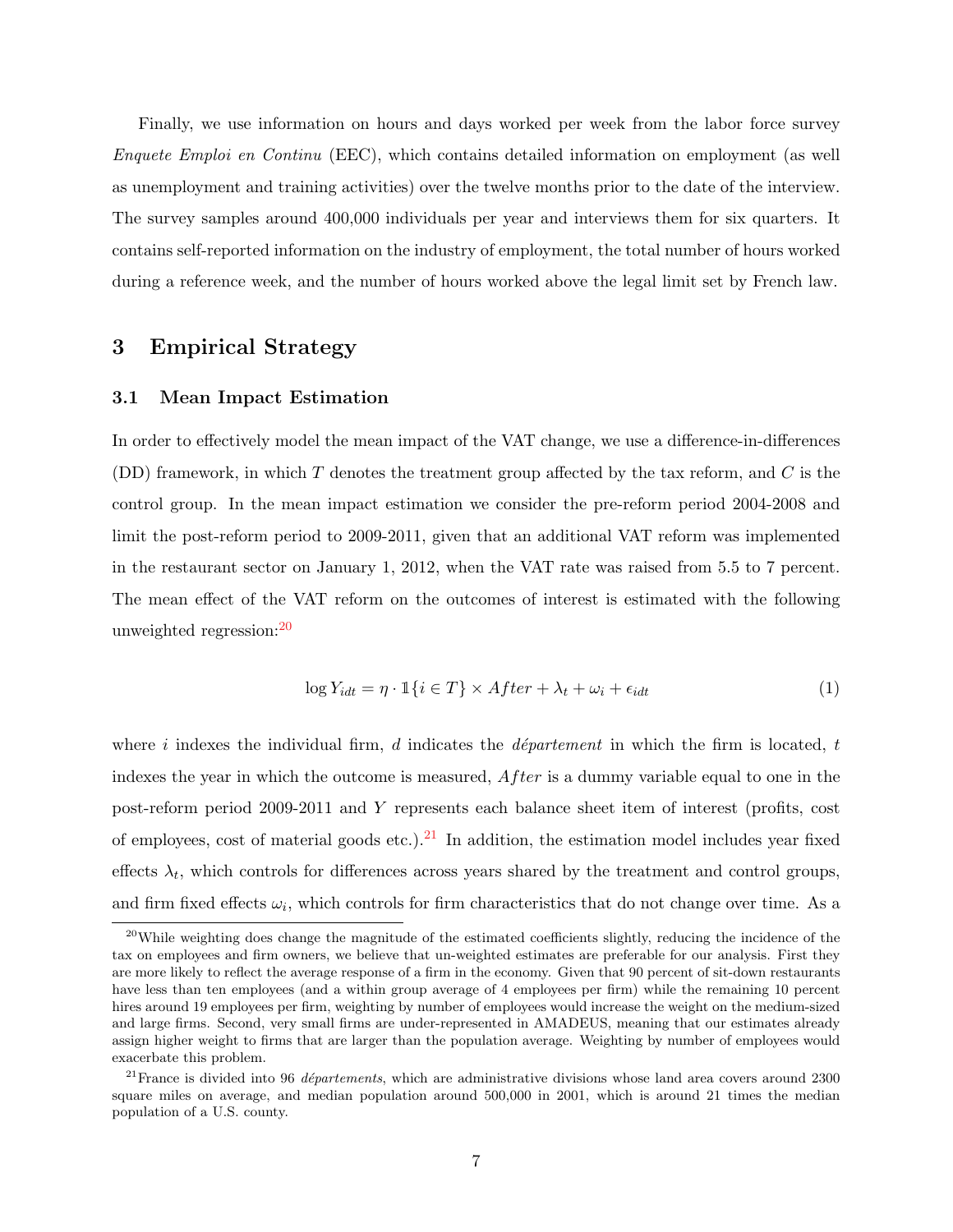Finally, we use information on hours and days worked per week from the labor force survey *Enquete Emploi en Continu* (EEC), which contains detailed information on employment (as well as unemployment and training activities) over the twelve months prior to the date of the interview. The survey samples around 400,000 individuals per year and interviews them for six quarters. It contains self-reported information on the industry of employment, the total number of hours worked during a reference week, and the number of hours worked above the legal limit set by French law.

## 3 Empirical Strategy

### 3.1 Mean Impact Estimation

In order to effectively model the mean impact of the VAT change, we use a difference-in-differences (DD) framework, in which $T$ denotes the treatment group affected by the tax reform, and $C$ is the control group. In the mean impact estimation we consider the pre-reform period 2004-2008 and limit the post-reform period to 2009-2011, given that an additional VAT reform was implemented in the restaurant sector on January 1, 2012, when the VAT rate was raised from 5.5 to 7 percent. The mean effect of the VAT reform on the outcomes of interest is estimated with the following unweighted regression:[20]

$$\log Y_{idt} = \eta \cdot \mathbb{1}\{i \in T\} \times After + \lambda_t + \omega_i + \epsilon_{idt} \tag{1}$$

where $i$ indexes the individual firm, $d$ indicates the *département* in which the firm is located, $t$ indexes the year in which the outcome is measured, $After$ is a dummy variable equal to one in the post-reform period 2009-2011 and $Y$ represents each balance sheet item of interest (profits, cost of employees, cost of material goods etc.).[21] In addition, the estimation model includes year fixed effects $\lambda_t$, which controls for differences across years shared by the treatment and control groups, and firm fixed effects $\omega_i$, which controls for firm characteristics that do not change over time. As a

[20] While weighting does change the magnitude of the estimated coefficients slightly, reducing the incidence of the tax on employees and firm owners, we believe that un-weighted estimates are preferable for our analysis. First they are more likely to reflect the average response of a firm in the economy. Given that 90 percent of sit-down restaurants have less than ten employees (and a within group average of 4 employees per firm) while the remaining 10 percent hires around 19 employees per firm, weighting by number of employees would increase the weight on the medium-sized and large firms. Second, very small firms are under-represented in AMADEUS, meaning that our estimates already assign higher weight to firms that are larger than the population average. Weighting by number of employees would exacerbate this problem.

[21] France is divided into 96 *départements*, which are administrative divisions whose land area covers around 2300 square miles on average, and median population around 500,000 in 2001, which is around 21 times the median population of a U.S. county.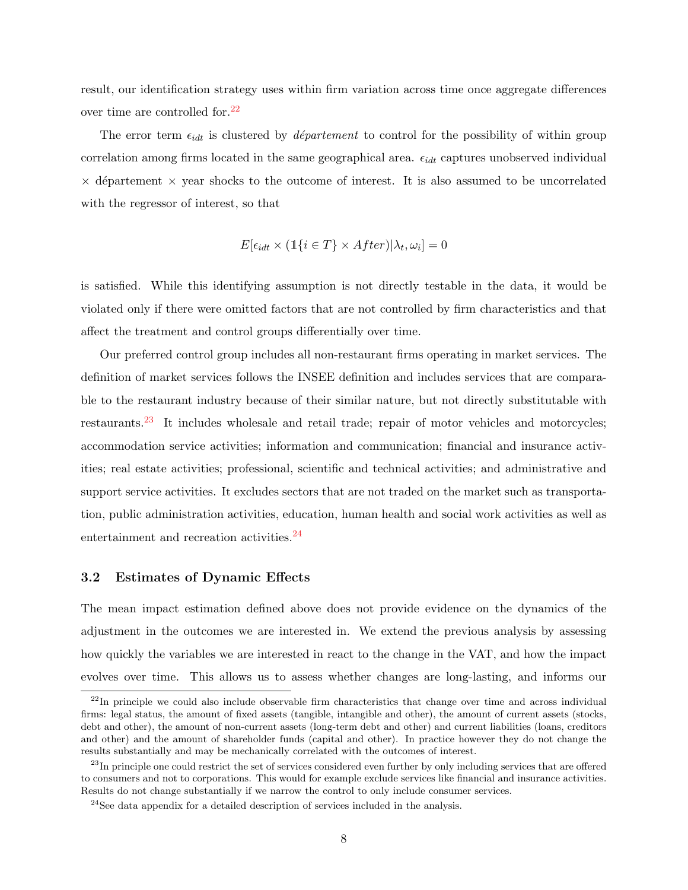result, our identification strategy uses within firm variation across time once aggregate differences over time are controlled for.[22]

The error term $\epsilon_{idt}$ is clustered by *département* to control for the possibility of within group correlation among firms located in the same geographical area. $\epsilon_{idt}$ captures unobserved individual $\times$ département $\times$ year shocks to the outcome of interest. It is also assumed to be uncorrelated with the regressor of interest, so that

$$E[\epsilon_{idt} \times (\mathbb{1}\{i \in T\} \times After)|\lambda_t, \omega_i] = 0$$

is satisfied. While this identifying assumption is not directly testable in the data, it would be violated only if there were omitted factors that are not controlled by firm characteristics and that affect the treatment and control groups differentially over time.

Our preferred control group includes all non-restaurant firms operating in market services. The definition of market services follows the INSEE definition and includes services that are comparable to the restaurant industry because of their similar nature, but not directly substitutable with restaurants.[23] It includes wholesale and retail trade; repair of motor vehicles and motorcycles; accommodation service activities; information and communication; financial and insurance activities; real estate activities; professional, scientific and technical activities; and administrative and support service activities. It excludes sectors that are not traded on the market such as transportation, public administration activities, education, human health and social work activities as well as entertainment and recreation activities.[24]

### 3.2 Estimates of Dynamic Effects

The mean impact estimation defined above does not provide evidence on the dynamics of the adjustment in the outcomes we are interested in. We extend the previous analysis by assessing how quickly the variables we are interested in react to the change in the VAT, and how the impact evolves over time. This allows us to assess whether changes are long-lasting, and informs our

---

[22] In principle we could also include observable firm characteristics that change over time and across individual firms: legal status, the amount of fixed assets (tangible, intangible and other), the amount of current assets (stocks, debt and other), the amount of non-current assets (long-term debt and other) and current liabilities (loans, creditors and other) and the amount of shareholder funds (capital and other). In practice however they do not change the results substantially and may be mechanically correlated with the outcomes of interest.

[23] In principle one could restrict the set of services considered even further by only including services that are offered to consumers and not to corporations. This would for example exclude services like financial and insurance activities. Results do not change substantially if we narrow the control to only include consumer services.

[24] See data appendix for a detailed description of services included in the analysis.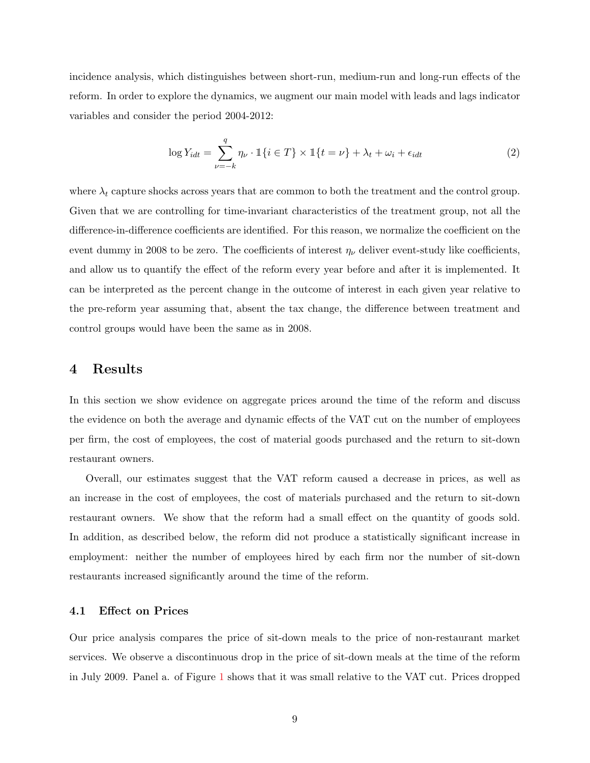incidence analysis, which distinguishes between short-run, medium-run and long-run effects of the reform. In order to explore the dynamics, we augment our main model with leads and lags indicator variables and consider the period 2004-2012:

$$\log Y_{idt} = \sum_{\nu=-k}^{q} \eta_\nu \cdot \mathbb{1}\{i \in T\} \times \mathbb{1}\{t = \nu\} + \lambda_t + \omega_i + \epsilon_{idt} \tag{2}$$

where $\lambda_t$ capture shocks across years that are common to both the treatment and the control group. Given that we are controlling for time-invariant characteristics of the treatment group, not all the difference-in-difference coefficients are identified. For this reason, we normalize the coefficient on the event dummy in 2008 to be zero. The coefficients of interest $\eta_\nu$ deliver event-study like coefficients, and allow us to quantify the effect of the reform every year before and after it is implemented. It can be interpreted as the percent change in the outcome of interest in each given year relative to the pre-reform year assuming that, absent the tax change, the difference between treatment and control groups would have been the same as in 2008.

# 4 Results

In this section we show evidence on aggregate prices around the time of the reform and discuss the evidence on both the average and dynamic effects of the VAT cut on the number of employees per firm, the cost of employees, the cost of material goods purchased and the return to sit-down restaurant owners.

Overall, our estimates suggest that the VAT reform caused a decrease in prices, as well as an increase in the cost of employees, the cost of materials purchased and the return to sit-down restaurant owners. We show that the reform had a small effect on the quantity of goods sold. In addition, as described below, the reform did not produce a statistically significant increase in employment: neither the number of employees hired by each firm nor the number of sit-down restaurants increased significantly around the time of the reform.

## 4.1 Effect on Prices

Our price analysis compares the price of sit-down meals to the price of non-restaurant market services. We observe a discontinuous drop in the price of sit-down meals at the time of the reform in July 2009. Panel a. of Figure 1 shows that it was small relative to the VAT cut. Prices dropped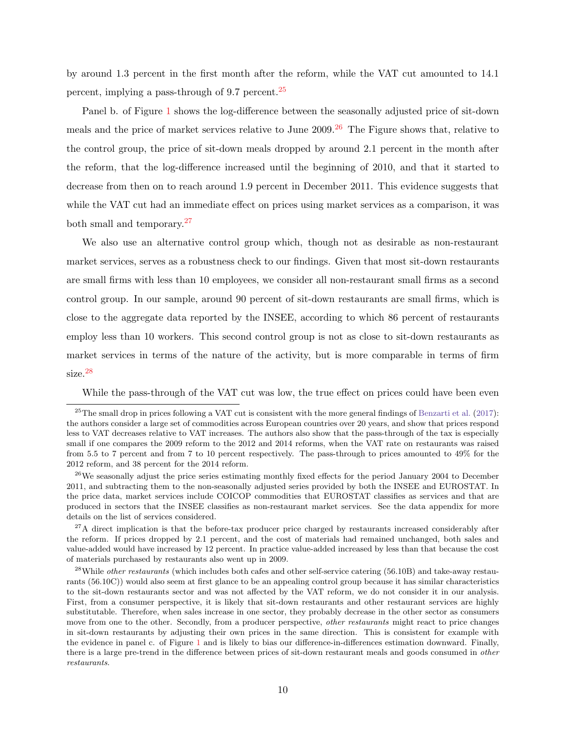by around 1.3 percent in the first month after the reform, while the VAT cut amounted to 14.1 percent, implying a pass-through of 9.7 percent.[25]

Panel b. of Figure 1 shows the log-difference between the seasonally adjusted price of sit-down meals and the price of market services relative to June 2009.[26] The Figure shows that, relative to the control group, the price of sit-down meals dropped by around 2.1 percent in the month after the reform, that the log-difference increased until the beginning of 2010, and that it started to decrease from then on to reach around 1.9 percent in December 2011. This evidence suggests that while the VAT cut had an immediate effect on prices using market services as a comparison, it was both small and temporary.[27]

We also use an alternative control group which, though not as desirable as non-restaurant market services, serves as a robustness check to our findings. Given that most sit-down restaurants are small firms with less than 10 employees, we consider all non-restaurant small firms as a second control group. In our sample, around 90 percent of sit-down restaurants are small firms, which is close to the aggregate data reported by the INSEE, according to which 86 percent of restaurants employ less than 10 workers. This second control group is not as close to sit-down restaurants as market services in terms of the nature of the activity, but is more comparable in terms of firm size.[28]

While the pass-through of the VAT cut was low, the true effect on prices could have been even

---

[25] The small drop in prices following a VAT cut is consistent with the more general findings of Benzarti et al. (2017): the authors consider a large set of commodities across European countries over 20 years, and show that prices respond less to VAT decreases relative to VAT increases. The authors also show that the pass-through of the tax is especially small if one compares the 2009 reform to the 2012 and 2014 reforms, when the VAT rate on restaurants was raised from 5.5 to 7 percent and from 7 to 10 percent respectively. The pass-through to prices amounted to 49% for the 2012 reform, and 38 percent for the 2014 reform.

[26] We seasonally adjust the price series estimating monthly fixed effects for the period January 2004 to December 2011, and subtracting them to the non-seasonally adjusted series provided by both the INSEE and EUROSTAT. In the price data, market services include COICOP commodities that EUROSTAT classifies as services and that are produced in sectors that the INSEE classifies as non-restaurant market services. See the data appendix for more details on the list of services considered.

[27] A direct implication is that the before-tax producer price charged by restaurants increased considerably after the reform. If prices dropped by 2.1 percent, and the cost of materials had remained unchanged, both sales and value-added would have increased by 12 percent. In practice value-added increased by less than that because the cost of materials purchased by restaurants also went up in 2009.

[28] While *other restaurants* (which includes both cafes and other self-service catering (56.10B) and take-away restaurants (56.10C)) would also seem at first glance to be an appealing control group because it has similar characteristics to the sit-down restaurants sector and was not affected by the VAT reform, we do not consider it in our analysis. First, from a consumer perspective, it is likely that sit-down restaurants and other restaurant services are highly substitutable. Therefore, when sales increase in one sector, they probably decrease in the other sector as consumers move from one to the other. Secondly, from a producer perspective, *other restaurants* might react to price changes in sit-down restaurants by adjusting their own prices in the same direction. This is consistent for example with the evidence in panel c. of Figure 1 and is likely to bias our difference-in-differences estimation downward. Finally, there is a large pre-trend in the difference between prices of sit-down restaurant meals and goods consumed in *other restaurants*.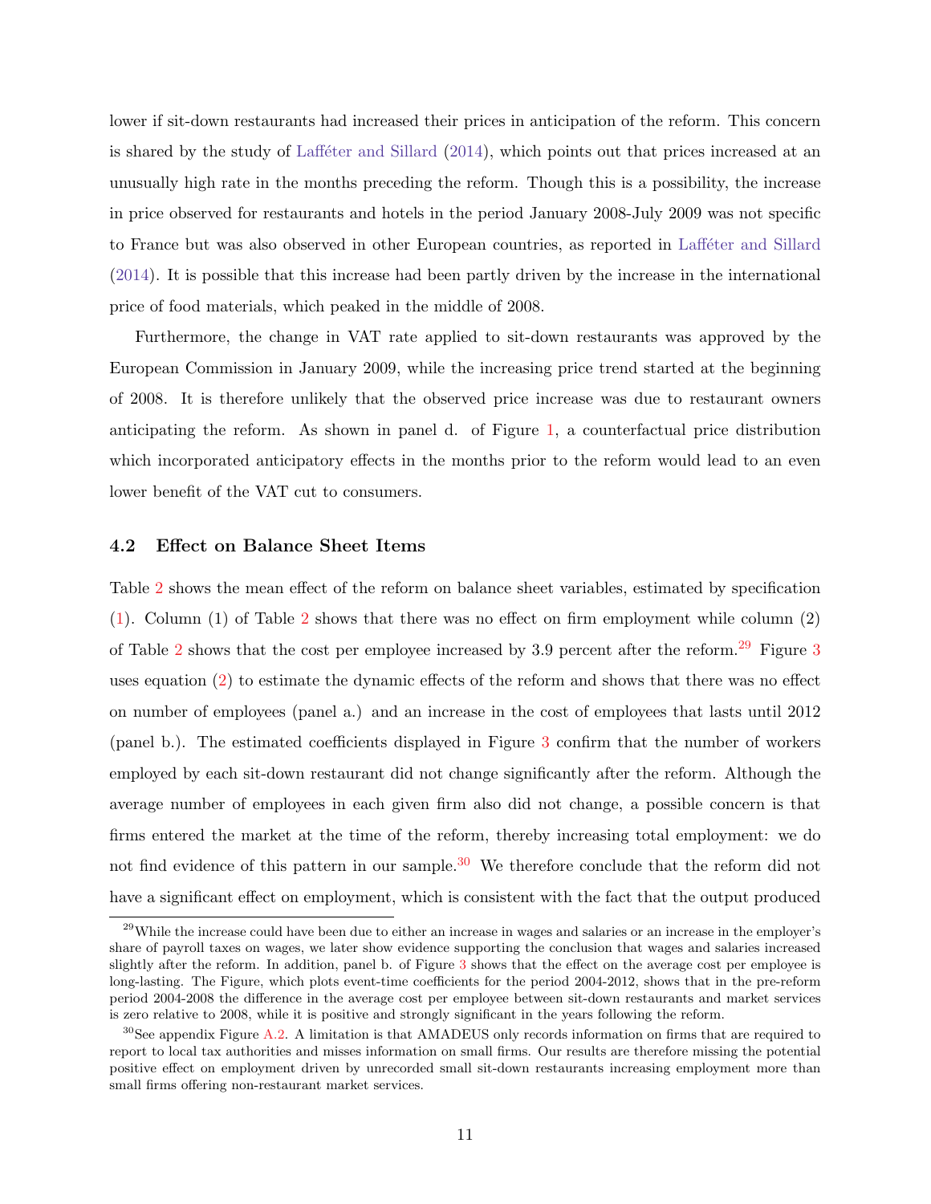lower if sit-down restaurants had increased their prices in anticipation of the reform. This concern is shared by the study of Lafféter and Sillard (2014), which points out that prices increased at an unusually high rate in the months preceding the reform. Though this is a possibility, the increase in price observed for restaurants and hotels in the period January 2008-July 2009 was not specific to France but was also observed in other European countries, as reported in Lafféter and Sillard (2014). It is possible that this increase had been partly driven by the increase in the international price of food materials, which peaked in the middle of 2008.

Furthermore, the change in VAT rate applied to sit-down restaurants was approved by the European Commission in January 2009, while the increasing price trend started at the beginning of 2008. It is therefore unlikely that the observed price increase was due to restaurant owners anticipating the reform. As shown in panel d. of Figure 1, a counterfactual price distribution which incorporated anticipatory effects in the months prior to the reform would lead to an even lower benefit of the VAT cut to consumers.

### 4.2 Effect on Balance Sheet Items

Table 2 shows the mean effect of the reform on balance sheet variables, estimated by specification (1). Column (1) of Table 2 shows that there was no effect on firm employment while column (2) of Table 2 shows that the cost per employee increased by 3.9 percent after the reform.[29] Figure 3 uses equation (2) to estimate the dynamic effects of the reform and shows that there was no effect on number of employees (panel a.) and an increase in the cost of employees that lasts until 2012 (panel b.). The estimated coefficients displayed in Figure 3 confirm that the number of workers employed by each sit-down restaurant did not change significantly after the reform. Although the average number of employees in each given firm also did not change, a possible concern is that firms entered the market at the time of the reform, thereby increasing total employment: we do not find evidence of this pattern in our sample.[30] We therefore conclude that the reform did not have a significant effect on employment, which is consistent with the fact that the output produced

[29] While the increase could have been due to either an increase in wages and salaries or an increase in the employer's share of payroll taxes on wages, we later show evidence supporting the conclusion that wages and salaries increased slightly after the reform. In addition, panel b. of Figure 3 shows that the effect on the average cost per employee is long-lasting. The Figure, which plots event-time coefficients for the period 2004-2012, shows that in the pre-reform period 2004-2008 the difference in the average cost per employee between sit-down restaurants and market services is zero relative to 2008, while it is positive and strongly significant in the years following the reform.

[30] See appendix Figure A.2. A limitation is that AMADEUS only records information on firms that are required to report to local tax authorities and misses information on small firms. Our results are therefore missing the potential positive effect on employment driven by unrecorded small sit-down restaurants increasing employment more than small firms offering non-restaurant market services.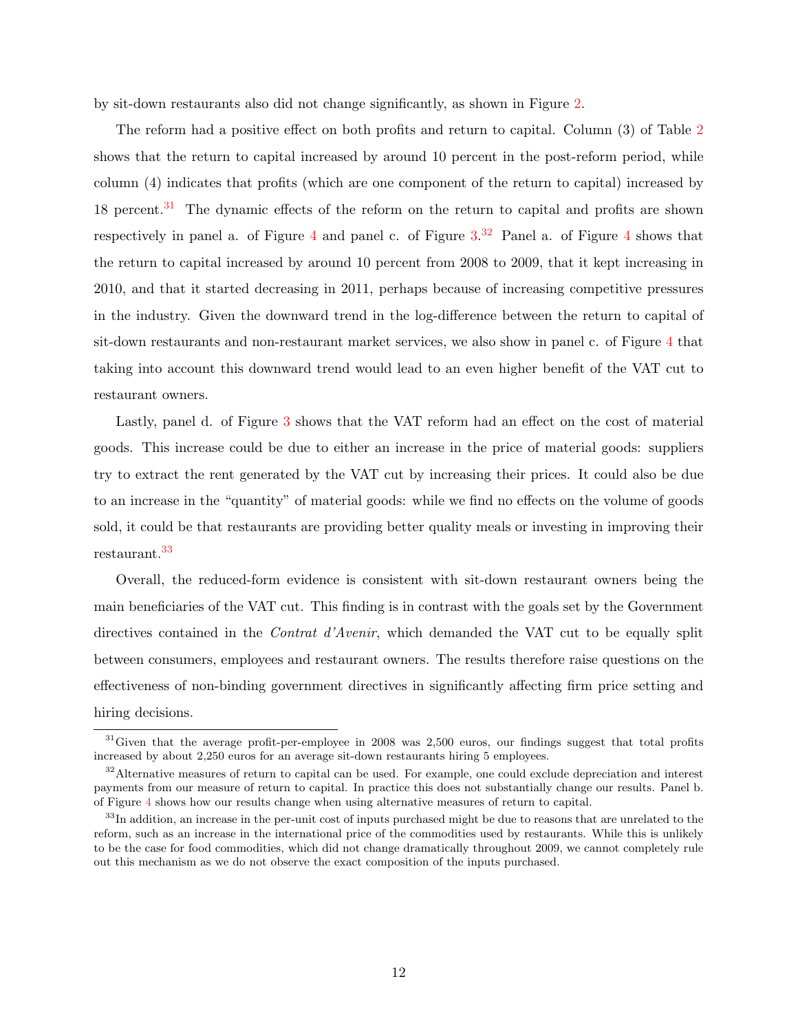by sit-down restaurants also did not change significantly, as shown in Figure 2.

The reform had a positive effect on both profits and return to capital. Column (3) of Table 2 shows that the return to capital increased by around 10 percent in the post-reform period, while column (4) indicates that profits (which are one component of the return to capital) increased by 18 percent.[31] The dynamic effects of the reform on the return to capital and profits are shown respectively in panel a. of Figure 4 and panel c. of Figure 3.[32] Panel a. of Figure 4 shows that the return to capital increased by around 10 percent from 2008 to 2009, that it kept increasing in 2010, and that it started decreasing in 2011, perhaps because of increasing competitive pressures in the industry. Given the downward trend in the log-difference between the return to capital of sit-down restaurants and non-restaurant market services, we also show in panel c. of Figure 4 that taking into account this downward trend would lead to an even higher benefit of the VAT cut to restaurant owners.

Lastly, panel d. of Figure 3 shows that the VAT reform had an effect on the cost of material goods. This increase could be due to either an increase in the price of material goods: suppliers try to extract the rent generated by the VAT cut by increasing their prices. It could also be due to an increase in the "quantity" of material goods: while we find no effects on the volume of goods sold, it could be that restaurants are providing better quality meals or investing in improving their restaurant.[33]

Overall, the reduced-form evidence is consistent with sit-down restaurant owners being the main beneficiaries of the VAT cut. This finding is in contrast with the goals set by the Government directives contained in the *Contrat d'Avenir*, which demanded the VAT cut to be equally split between consumers, employees and restaurant owners. The results therefore raise questions on the effectiveness of non-binding government directives in significantly affecting firm price setting and hiring decisions.

---

[31] Given that the average profit-per-employee in 2008 was 2,500 euros, our findings suggest that total profits increased by about 2,250 euros for an average sit-down restaurants hiring 5 employees.

[32] Alternative measures of return to capital can be used. For example, one could exclude depreciation and interest payments from our measure of return to capital. In practice this does not substantially change our results. Panel b. of Figure 4 shows how our results change when using alternative measures of return to capital.

[33] In addition, an increase in the per-unit cost of inputs purchased might be due to reasons that are unrelated to the reform, such as an increase in the international price of the commodities used by restaurants. While this is unlikely to be the case for food commodities, which did not change dramatically throughout 2009, we cannot completely rule out this mechanism as we do not observe the exact composition of the inputs purchased.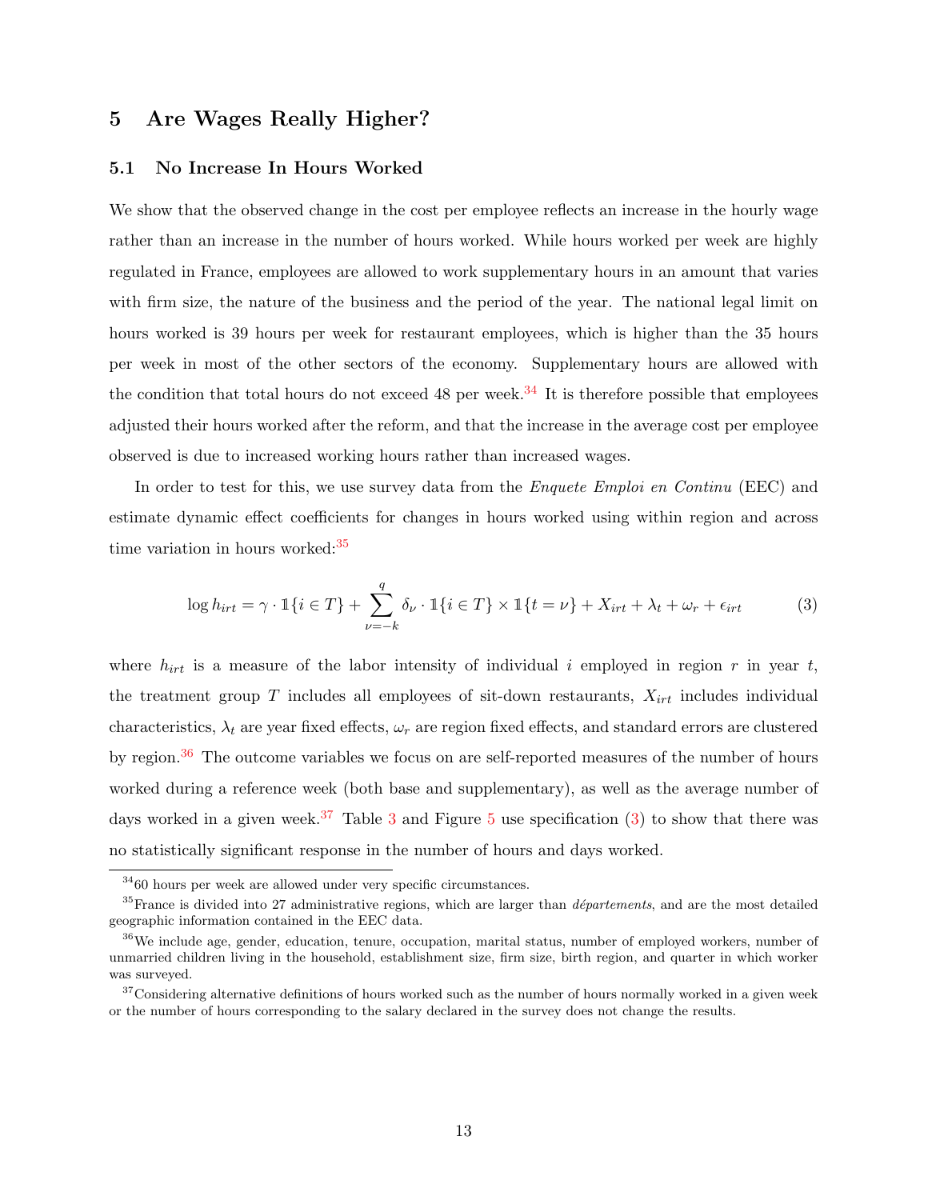## 5 Are Wages Really Higher?

### 5.1 No Increase In Hours Worked

We show that the observed change in the cost per employee reflects an increase in the hourly wage rather than an increase in the number of hours worked. While hours worked per week are highly regulated in France, employees are allowed to work supplementary hours in an amount that varies with firm size, the nature of the business and the period of the year. The national legal limit on hours worked is 39 hours per week for restaurant employees, which is higher than the 35 hours per week in most of the other sectors of the economy. Supplementary hours are allowed with the condition that total hours do not exceed 48 per week.[34] It is therefore possible that employees adjusted their hours worked after the reform, and that the increase in the average cost per employee observed is due to increased working hours rather than increased wages.

In order to test for this, we use survey data from the *Enquete Emploi en Continu* (EEC) and estimate dynamic effect coefficients for changes in hours worked using within region and across time variation in hours worked:[35]

$$\log h_{irt} = \gamma \cdot \mathbb{1}\{i \in T\} + \sum_{\nu=-k}^{q} \delta_\nu \cdot \mathbb{1}\{i \in T\} \times \mathbb{1}\{t = \nu\} + X_{irt} + \lambda_t + \omega_r + \epsilon_{irt} \tag{3}$$

where $h_{irt}$ is a measure of the labor intensity of individual $i$ employed in region $r$ in year $t$, the treatment group $T$ includes all employees of sit-down restaurants, $X_{irt}$ includes individual characteristics, $\lambda_t$ are year fixed effects, $\omega_r$ are region fixed effects, and standard errors are clustered by region.[36] The outcome variables we focus on are self-reported measures of the number of hours worked during a reference week (both base and supplementary), as well as the average number of days worked in a given week.[37] Table 3 and Figure 5 use specification (3) to show that there was no statistically significant response in the number of hours and days worked.

---

[34] 60 hours per week are allowed under very specific circumstances.

[35] France is divided into 27 administrative regions, which are larger than *départements*, and are the most detailed geographic information contained in the EEC data.

[36] We include age, gender, education, tenure, occupation, marital status, number of employed workers, number of unmarried children living in the household, establishment size, firm size, birth region, and quarter in which worker was surveyed.

[37] Considering alternative definitions of hours worked such as the number of hours normally worked in a given week or the number of hours corresponding to the salary declared in the survey does not change the results.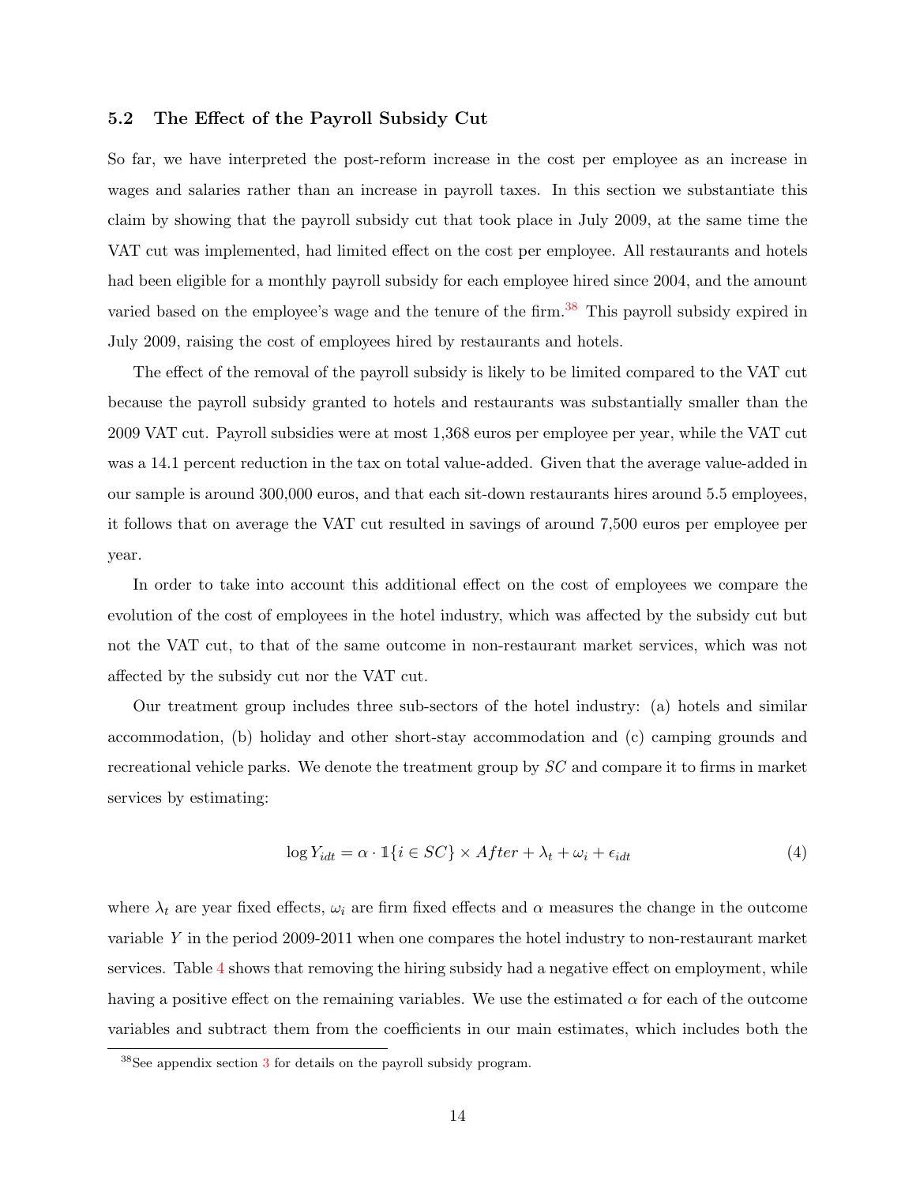### 5.2 The Effect of the Payroll Subsidy Cut

So far, we have interpreted the post-reform increase in the cost per employee as an increase in wages and salaries rather than an increase in payroll taxes. In this section we substantiate this claim by showing that the payroll subsidy cut that took place in July 2009, at the same time the VAT cut was implemented, had limited effect on the cost per employee. All restaurants and hotels had been eligible for a monthly payroll subsidy for each employee hired since 2004, and the amount varied based on the employee's wage and the tenure of the firm.[38] This payroll subsidy expired in July 2009, raising the cost of employees hired by restaurants and hotels.

The effect of the removal of the payroll subsidy is likely to be limited compared to the VAT cut because the payroll subsidy granted to hotels and restaurants was substantially smaller than the 2009 VAT cut. Payroll subsidies were at most 1,368 euros per employee per year, while the VAT cut was a 14.1 percent reduction in the tax on total value-added. Given that the average value-added in our sample is around 300,000 euros, and that each sit-down restaurants hires around 5.5 employees, it follows that on average the VAT cut resulted in savings of around 7,500 euros per employee per year.

In order to take into account this additional effect on the cost of employees we compare the evolution of the cost of employees in the hotel industry, which was affected by the subsidy cut but not the VAT cut, to that of the same outcome in non-restaurant market services, which was not affected by the subsidy cut nor the VAT cut.

Our treatment group includes three sub-sectors of the hotel industry: (a) hotels and similar accommodation, (b) holiday and other short-stay accommodation and (c) camping grounds and recreational vehicle parks. We denote the treatment group by $SC$ and compare it to firms in market services by estimating:

$$\log Y_{idt} = \alpha \cdot \mathbb{1}\{i \in SC\} \times After + \lambda_t + \omega_i + \epsilon_{idt} \tag{4}$$

where $\lambda_t$ are year fixed effects, $\omega_i$ are firm fixed effects and $\alpha$ measures the change in the outcome variable $Y$ in the period 2009-2011 when one compares the hotel industry to non-restaurant market services. Table 4 shows that removing the hiring subsidy had a negative effect on employment, while having a positive effect on the remaining variables. We use the estimated $\alpha$ for each of the outcome variables and subtract them from the coefficients in our main estimates, which includes both the

[38] See appendix section 3 for details on the payroll subsidy program.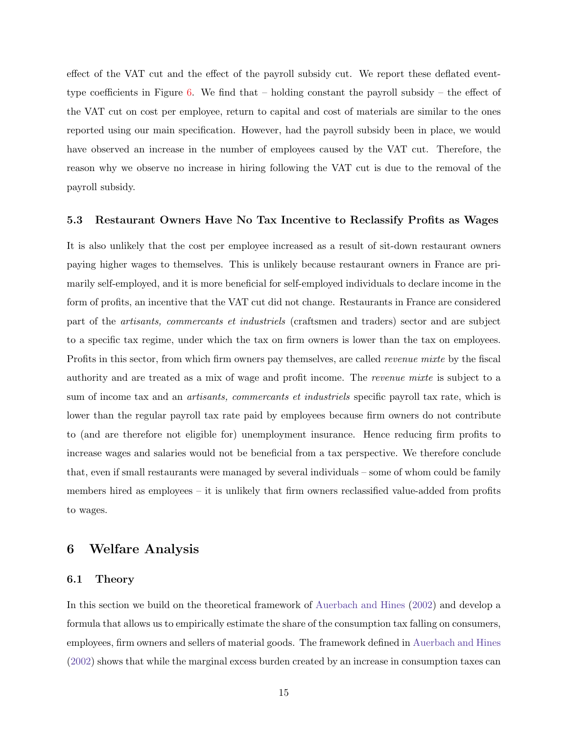effect of the VAT cut and the effect of the payroll subsidy cut. We report these deflated event-type coefficients in Figure 6. We find that – holding constant the payroll subsidy – the effect of the VAT cut on cost per employee, return to capital and cost of materials are similar to the ones reported using our main specification. However, had the payroll subsidy been in place, we would have observed an increase in the number of employees caused by the VAT cut. Therefore, the reason why we observe no increase in hiring following the VAT cut is due to the removal of the payroll subsidy.

### 5.3 Restaurant Owners Have No Tax Incentive to Reclassify Profits as Wages

It is also unlikely that the cost per employee increased as a result of sit-down restaurant owners paying higher wages to themselves. This is unlikely because restaurant owners in France are primarily self-employed, and it is more beneficial for self-employed individuals to declare income in the form of profits, an incentive that the VAT cut did not change. Restaurants in France are considered part of the *artisants, commercants et industriels* (craftsmen and traders) sector and are subject to a specific tax regime, under which the tax on firm owners is lower than the tax on employees. Profits in this sector, from which firm owners pay themselves, are called *revenue mixte* by the fiscal authority and are treated as a mix of wage and profit income. The *revenue mixte* is subject to a sum of income tax and an *artisants, commercants et industriels* specific payroll tax rate, which is lower than the regular payroll tax rate paid by employees because firm owners do not contribute to (and are therefore not eligible for) unemployment insurance. Hence reducing firm profits to increase wages and salaries would not be beneficial from a tax perspective. We therefore conclude that, even if small restaurants were managed by several individuals – some of whom could be family members hired as employees – it is unlikely that firm owners reclassified value-added from profits to wages.

## 6 Welfare Analysis

### 6.1 Theory

In this section we build on the theoretical framework of Auerbach and Hines (2002) and develop a formula that allows us to empirically estimate the share of the consumption tax falling on consumers, employees, firm owners and sellers of material goods. The framework defined in Auerbach and Hines (2002) shows that while the marginal excess burden created by an increase in consumption taxes can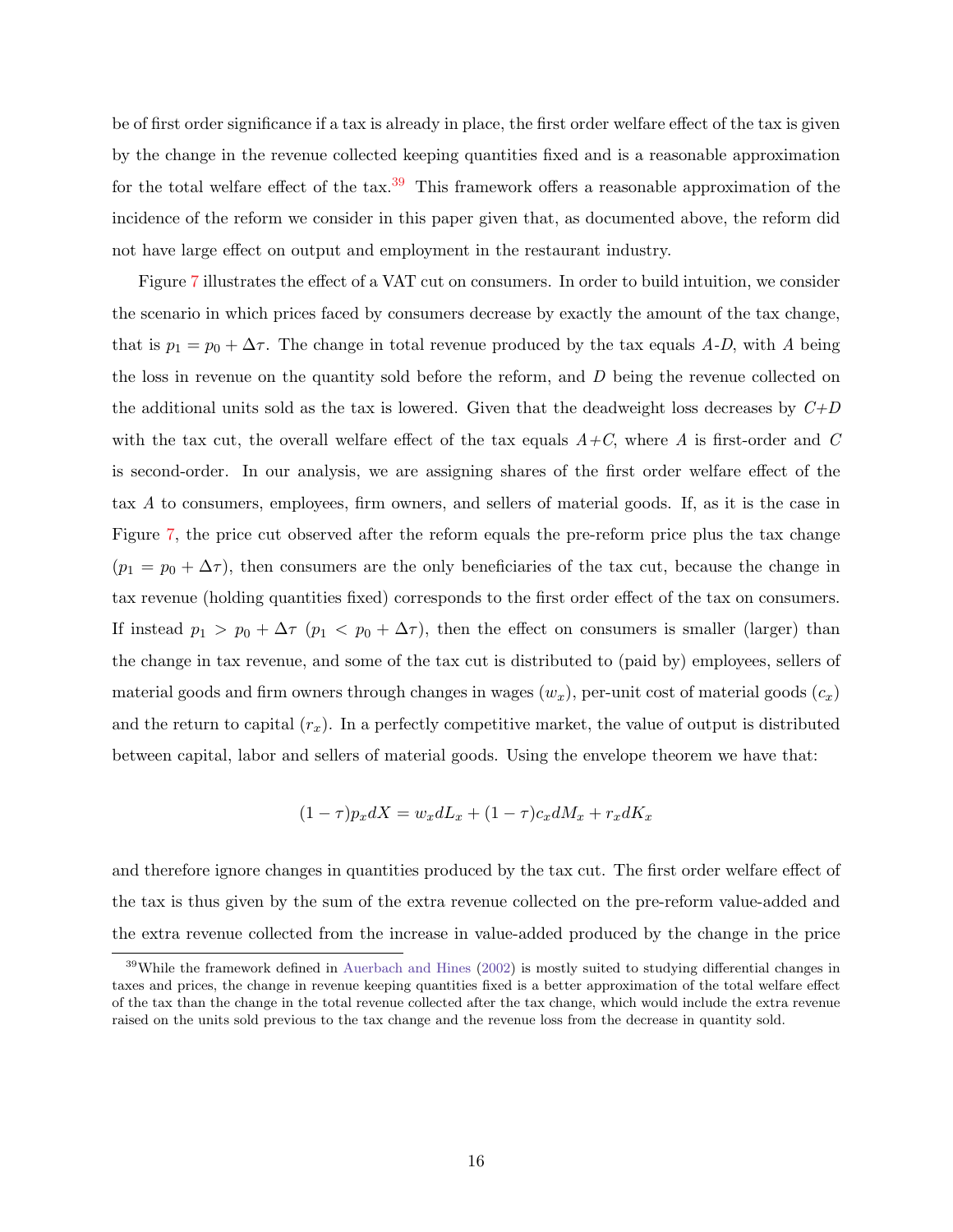be of first order significance if a tax is already in place, the first order welfare effect of the tax is given by the change in the revenue collected keeping quantities fixed and is a reasonable approximation for the total welfare effect of the tax.[39] This framework offers a reasonable approximation of the incidence of the reform we consider in this paper given that, as documented above, the reform did not have large effect on output and employment in the restaurant industry.

Figure 7 illustrates the effect of a VAT cut on consumers. In order to build intuition, we consider the scenario in which prices faced by consumers decrease by exactly the amount of the tax change, that is $p_1 = p_0 + \Delta\tau$. The change in total revenue produced by the tax equals $A$-$D$, with $A$ being the loss in revenue on the quantity sold before the reform, and $D$ being the revenue collected on the additional units sold as the tax is lowered. Given that the deadweight loss decreases by $C$+$D$ with the tax cut, the overall welfare effect of the tax equals $A$+$C$, where $A$ is first-order and $C$ is second-order. In our analysis, we are assigning shares of the first order welfare effect of the tax $A$ to consumers, employees, firm owners, and sellers of material goods. If, as it is the case in Figure 7, the price cut observed after the reform equals the pre-reform price plus the tax change ($p_1 = p_0 + \Delta\tau$), then consumers are the only beneficiaries of the tax cut, because the change in tax revenue (holding quantities fixed) corresponds to the first order effect of the tax on consumers. If instead $p_1 > p_0 + \Delta\tau$ ($p_1 < p_0 + \Delta\tau$), then the effect on consumers is smaller (larger) than the change in tax revenue, and some of the tax cut is distributed to (paid by) employees, sellers of material goods and firm owners through changes in wages ($w_x$), per-unit cost of material goods ($c_x$) and the return to capital ($r_x$). In a perfectly competitive market, the value of output is distributed between capital, labor and sellers of material goods. Using the envelope theorem we have that:

$$(1-\tau)p_x dX = w_x dL_x + (1-\tau)c_x dM_x + r_x dK_x$$

and therefore ignore changes in quantities produced by the tax cut. The first order welfare effect of the tax is thus given by the sum of the extra revenue collected on the pre-reform value-added and the extra revenue collected from the increase in value-added produced by the change in the price

[39] While the framework defined in Auerbach and Hines (2002) is mostly suited to studying differential changes in taxes and prices, the change in revenue keeping quantities fixed is a better approximation of the total welfare effect of the tax than the change in the total revenue collected after the tax change, which would include the extra revenue raised on the units sold previous to the tax change and the revenue loss from the decrease in quantity sold.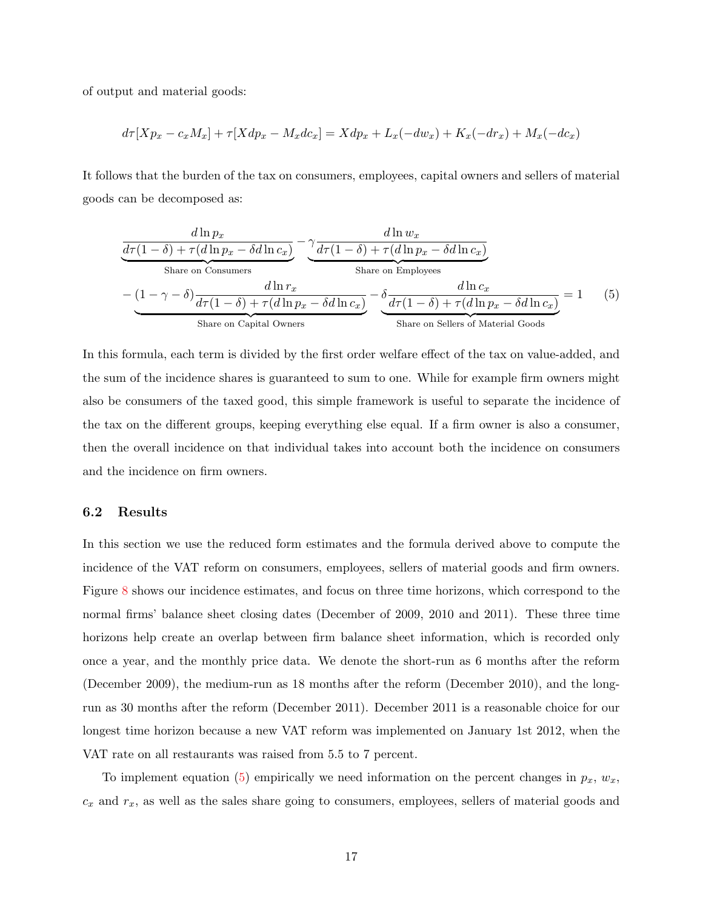of output and material goods:

$$d\tau[Xp_x - c_x M_x] + \tau[X dp_x - M_x dc_x] = X dp_x + L_x(-dw_x) + K_x(-dr_x) + M_x(-dc_x)$$

It follows that the burden of the tax on consumers, employees, capital owners and sellers of material goods can be decomposed as:

$$\underbrace{\frac{d\ln p_x}{d\tau(1-\delta) + \tau(d\ln p_x - \delta d\ln c_x)}}_{\text{Share on Consumers}} - \underbrace{\gamma \frac{d\ln w_x}{d\tau(1-\delta) + \tau(d\ln p_x - \delta d\ln c_x)}}_{\text{Share on Employees}}$$
$$- \underbrace{(1-\gamma-\delta)\frac{d\ln r_x}{d\tau(1-\delta) + \tau(d\ln p_x - \delta d\ln c_x)}}_{\text{Share on Capital Owners}} - \underbrace{\delta \frac{d\ln c_x}{d\tau(1-\delta) + \tau(d\ln p_x - \delta d\ln c_x)}}_{\text{Share on Sellers of Material Goods}} = 1 \qquad (5)$$

In this formula, each term is divided by the first order welfare effect of the tax on value-added, and the sum of the incidence shares is guaranteed to sum to one. While for example firm owners might also be consumers of the taxed good, this simple framework is useful to separate the incidence of the tax on the different groups, keeping everything else equal. If a firm owner is also a consumer, then the overall incidence on that individual takes into account both the incidence on consumers and the incidence on firm owners.

### 6.2 Results

In this section we use the reduced form estimates and the formula derived above to compute the incidence of the VAT reform on consumers, employees, sellers of material goods and firm owners. Figure 8 shows our incidence estimates, and focus on three time horizons, which correspond to the normal firms' balance sheet closing dates (December of 2009, 2010 and 2011). These three time horizons help create an overlap between firm balance sheet information, which is recorded only once a year, and the monthly price data. We denote the short-run as 6 months after the reform (December 2009), the medium-run as 18 months after the reform (December 2010), and the long-run as 30 months after the reform (December 2011). December 2011 is a reasonable choice for our longest time horizon because a new VAT reform was implemented on January 1st 2012, when the VAT rate on all restaurants was raised from 5.5 to 7 percent.

To implement equation (5) empirically we need information on the percent changes in $p_x$, $w_x$, $c_x$ and $r_x$, as well as the sales share going to consumers, employees, sellers of material goods and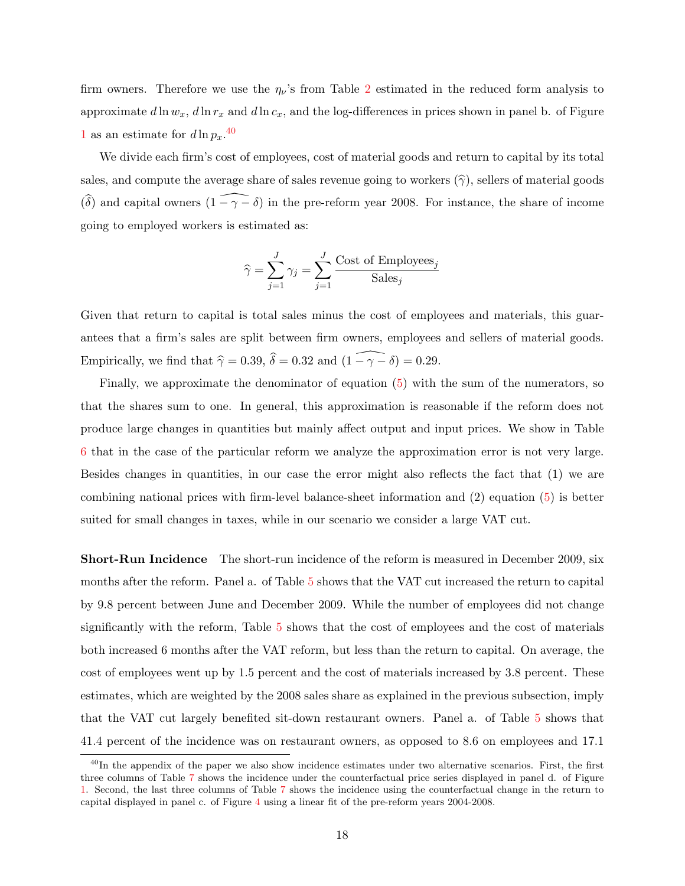firm owners. Therefore we use the $\eta_\nu$'s from Table 2 estimated in the reduced form analysis to approximate $d\ln w_x$, $d\ln r_x$ and $d\ln c_x$, and the log-differences in prices shown in panel b. of Figure 1 as an estimate for $d\ln p_x$.[40]

We divide each firm's cost of employees, cost of material goods and return to capital by its total sales, and compute the average share of sales revenue going to workers ($\widehat{\gamma}$), sellers of material goods ($\widehat{\delta}$) and capital owners ($\widehat{1-\gamma-\delta}$) in the pre-reform year 2008. For instance, the share of income going to employed workers is estimated as:

$$\widehat{\gamma} = \sum_{j=1}^{J} \gamma_j = \sum_{j=1}^{J} \frac{\text{Cost of Employees}_j}{\text{Sales}_j}$$

Given that return to capital is total sales minus the cost of employees and materials, this guarantees that a firm's sales are split between firm owners, employees and sellers of material goods. Empirically, we find that $\widehat{\gamma} = 0.39$, $\widehat{\delta} = 0.32$ and $(\widehat{1-\gamma-\delta}) = 0.29$.

Finally, we approximate the denominator of equation (5) with the sum of the numerators, so that the shares sum to one. In general, this approximation is reasonable if the reform does not produce large changes in quantities but mainly affect output and input prices. We show in Table 6 that in the case of the particular reform we analyze the approximation error is not very large. Besides changes in quantities, in our case the error might also reflects the fact that (1) we are combining national prices with firm-level balance-sheet information and (2) equation (5) is better suited for small changes in taxes, while in our scenario we consider a large VAT cut.

**Short-Run Incidence** The short-run incidence of the reform is measured in December 2009, six months after the reform. Panel a. of Table 5 shows that the VAT cut increased the return to capital by 9.8 percent between June and December 2009. While the number of employees did not change significantly with the reform, Table 5 shows that the cost of employees and the cost of materials both increased 6 months after the VAT reform, but less than the return to capital. On average, the cost of employees went up by 1.5 percent and the cost of materials increased by 3.8 percent. These estimates, which are weighted by the 2008 sales share as explained in the previous subsection, imply that the VAT cut largely benefited sit-down restaurant owners. Panel a. of Table 5 shows that 41.4 percent of the incidence was on restaurant owners, as opposed to 8.6 on employees and 17.1

[40]In the appendix of the paper we also show incidence estimates under two alternative scenarios. First, the first three columns of Table 7 shows the incidence under the counterfactual price series displayed in panel d. of Figure 1. Second, the last three columns of Table 7 shows the incidence using the counterfactual change in the return to capital displayed in panel c. of Figure 4 using a linear fit of the pre-reform years 2004-2008.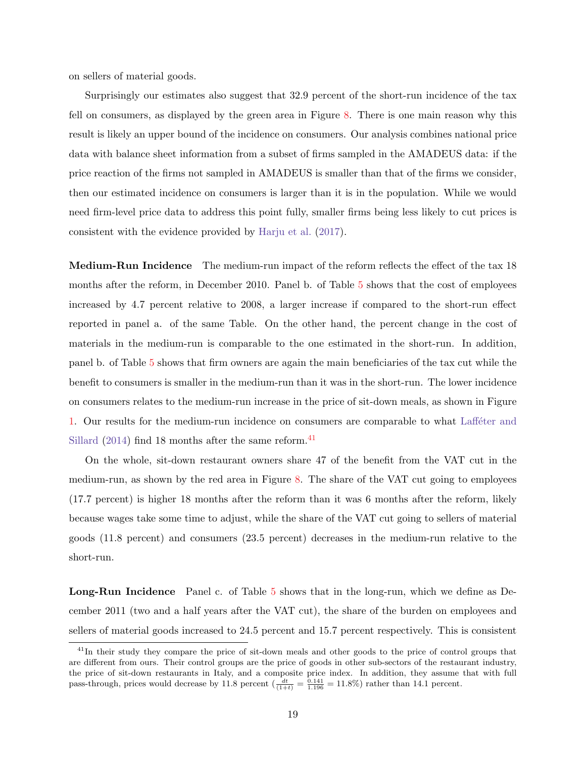on sellers of material goods.

Surprisingly our estimates also suggest that 32.9 percent of the short-run incidence of the tax fell on consumers, as displayed by the green area in Figure 8. There is one main reason why this result is likely an upper bound of the incidence on consumers. Our analysis combines national price data with balance sheet information from a subset of firms sampled in the AMADEUS data: if the price reaction of the firms not sampled in AMADEUS is smaller than that of the firms we consider, then our estimated incidence on consumers is larger than it is in the population. While we would need firm-level price data to address this point fully, smaller firms being less likely to cut prices is consistent with the evidence provided by Harju et al. (2017).

**Medium-Run Incidence** The medium-run impact of the reform reflects the effect of the tax 18 months after the reform, in December 2010. Panel b. of Table 5 shows that the cost of employees increased by 4.7 percent relative to 2008, a larger increase if compared to the short-run effect reported in panel a. of the same Table. On the other hand, the percent change in the cost of materials in the medium-run is comparable to the one estimated in the short-run. In addition, panel b. of Table 5 shows that firm owners are again the main beneficiaries of the tax cut while the benefit to consumers is smaller in the medium-run than it was in the short-run. The lower incidence on consumers relates to the medium-run increase in the price of sit-down meals, as shown in Figure 1. Our results for the medium-run incidence on consumers are comparable to what Lafféter and Sillard (2014) find 18 months after the same reform.[41]

On the whole, sit-down restaurant owners share 47 of the benefit from the VAT cut in the medium-run, as shown by the red area in Figure 8. The share of the VAT cut going to employees (17.7 percent) is higher 18 months after the reform than it was 6 months after the reform, likely because wages take some time to adjust, while the share of the VAT cut going to sellers of material goods (11.8 percent) and consumers (23.5 percent) decreases in the medium-run relative to the short-run.

**Long-Run Incidence** Panel c. of Table 5 shows that in the long-run, which we define as December 2011 (two and a half years after the VAT cut), the share of the burden on employees and sellers of material goods increased to 24.5 percent and 15.7 percent respectively. This is consistent

[41] In their study they compare the price of sit-down meals and other goods to the price of control groups that are different from ours. Their control groups are the price of goods in other sub-sectors of the restaurant industry, the price of sit-down restaurants in Italy, and a composite price index. In addition, they assume that with full pass-through, prices would decrease by 11.8 percent ($\frac{dt}{(1+t)} = \frac{0.141}{1.196} = 11.8\%$) rather than 14.1 percent.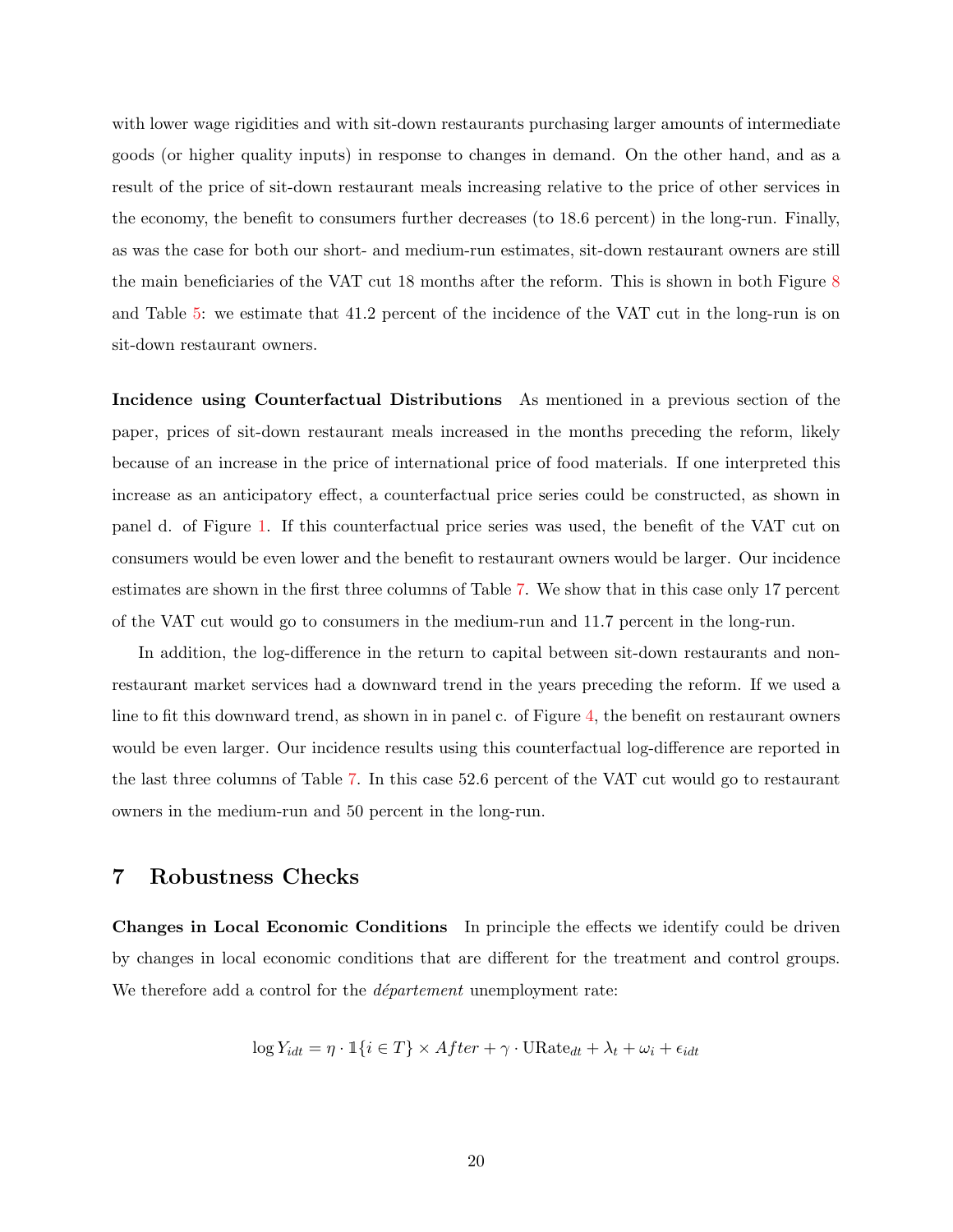with lower wage rigidities and with sit-down restaurants purchasing larger amounts of intermediate goods (or higher quality inputs) in response to changes in demand. On the other hand, and as a result of the price of sit-down restaurant meals increasing relative to the price of other services in the economy, the benefit to consumers further decreases (to 18.6 percent) in the long-run. Finally, as was the case for both our short- and medium-run estimates, sit-down restaurant owners are still the main beneficiaries of the VAT cut 18 months after the reform. This is shown in both Figure 8 and Table 5: we estimate that 41.2 percent of the incidence of the VAT cut in the long-run is on sit-down restaurant owners.

**Incidence using Counterfactual Distributions** As mentioned in a previous section of the paper, prices of sit-down restaurant meals increased in the months preceding the reform, likely because of an increase in the price of international price of food materials. If one interpreted this increase as an anticipatory effect, a counterfactual price series could be constructed, as shown in panel d. of Figure 1. If this counterfactual price series was used, the benefit of the VAT cut on consumers would be even lower and the benefit to restaurant owners would be larger. Our incidence estimates are shown in the first three columns of Table 7. We show that in this case only 17 percent of the VAT cut would go to consumers in the medium-run and 11.7 percent in the long-run.

In addition, the log-difference in the return to capital between sit-down restaurants and non-restaurant market services had a downward trend in the years preceding the reform. If we used a line to fit this downward trend, as shown in in panel c. of Figure 4, the benefit on restaurant owners would be even larger. Our incidence results using this counterfactual log-difference are reported in the last three columns of Table 7. In this case 52.6 percent of the VAT cut would go to restaurant owners in the medium-run and 50 percent in the long-run.

# 7 Robustness Checks

**Changes in Local Economic Conditions** In principle the effects we identify could be driven by changes in local economic conditions that are different for the treatment and control groups. We therefore add a control for the *département* unemployment rate:

$$\log Y_{idt} = \eta \cdot \mathbb{1}\{i \in T\} \times After + \gamma \cdot \text{URate}_{dt} + \lambda_t + \omega_i + \epsilon_{idt}$$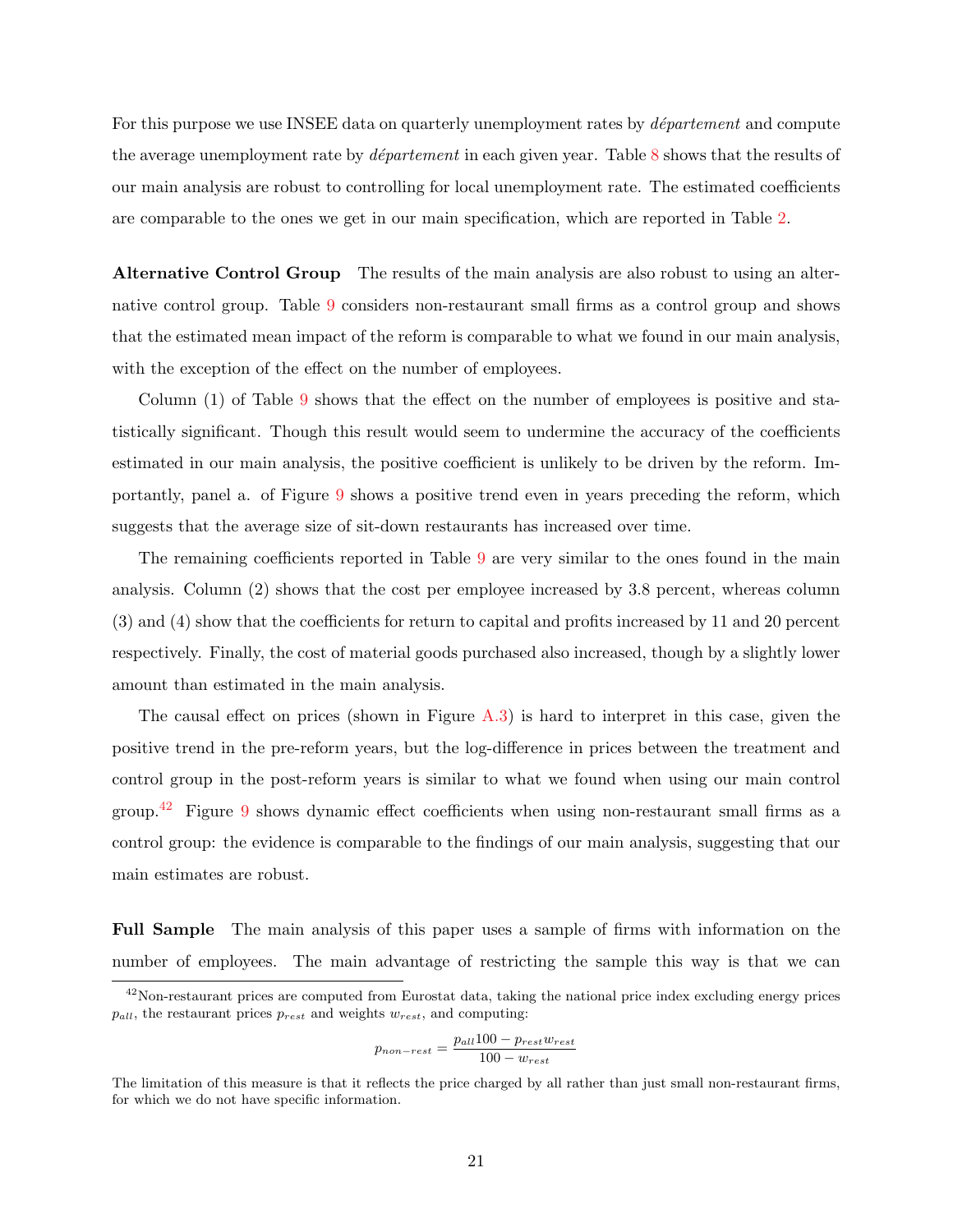For this purpose we use INSEE data on quarterly unemployment rates by *département* and compute the average unemployment rate by *département* in each given year. Table 8 shows that the results of our main analysis are robust to controlling for local unemployment rate. The estimated coefficients are comparable to the ones we get in our main specification, which are reported in Table 2.

**Alternative Control Group** The results of the main analysis are also robust to using an alternative control group. Table 9 considers non-restaurant small firms as a control group and shows that the estimated mean impact of the reform is comparable to what we found in our main analysis, with the exception of the effect on the number of employees.

Column (1) of Table 9 shows that the effect on the number of employees is positive and statistically significant. Though this result would seem to undermine the accuracy of the coefficients estimated in our main analysis, the positive coefficient is unlikely to be driven by the reform. Importantly, panel a. of Figure 9 shows a positive trend even in years preceding the reform, which suggests that the average size of sit-down restaurants has increased over time.

The remaining coefficients reported in Table 9 are very similar to the ones found in the main analysis. Column (2) shows that the cost per employee increased by 3.8 percent, whereas column (3) and (4) show that the coefficients for return to capital and profits increased by 11 and 20 percent respectively. Finally, the cost of material goods purchased also increased, though by a slightly lower amount than estimated in the main analysis.

The causal effect on prices (shown in Figure A.3) is hard to interpret in this case, given the positive trend in the pre-reform years, but the log-difference in prices between the treatment and control group in the post-reform years is similar to what we found when using our main control group.[42] Figure 9 shows dynamic effect coefficients when using non-restaurant small firms as a control group: the evidence is comparable to the findings of our main analysis, suggesting that our main estimates are robust.

**Full Sample** The main analysis of this paper uses a sample of firms with information on the number of employees. The main advantage of restricting the sample this way is that we can

---

[42] Non-restaurant prices are computed from Eurostat data, taking the national price index excluding energy prices $p_{all}$, the restaurant prices $p_{rest}$ and weights $w_{rest}$, and computing:

$$p_{non-rest} = \frac{p_{all}100 - p_{rest}w_{rest}}{100 - w_{rest}}$$

The limitation of this measure is that it reflects the price charged by all rather than just small non-restaurant firms, for which we do not have specific information.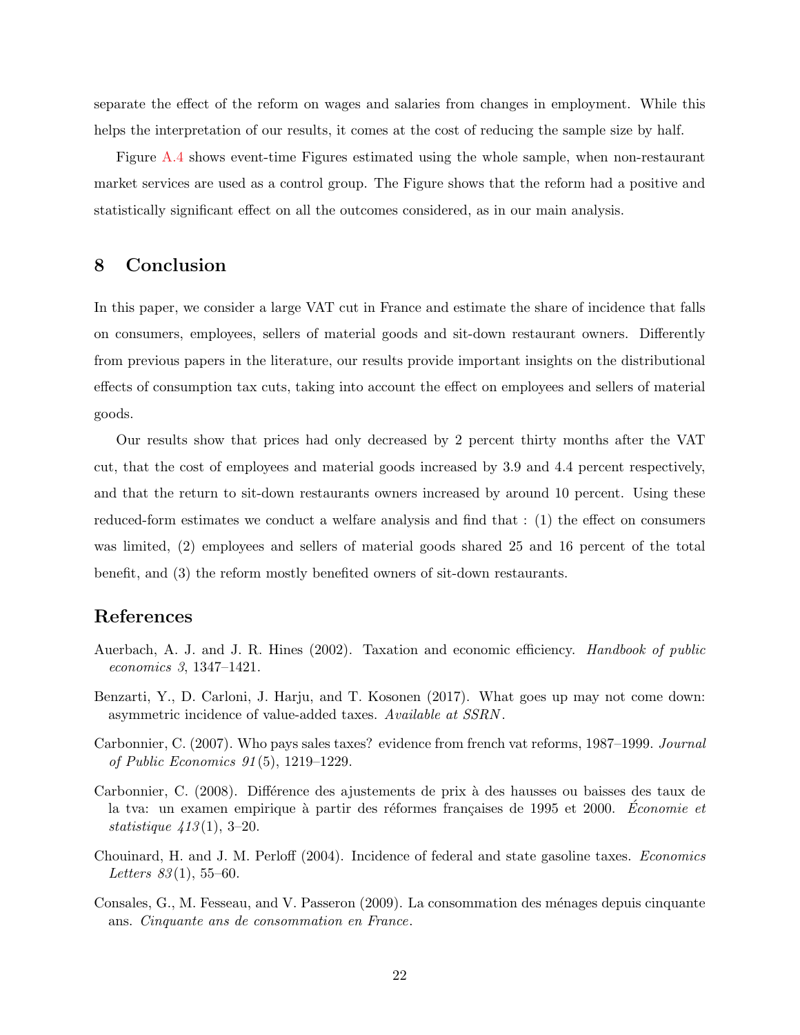separate the effect of the reform on wages and salaries from changes in employment. While this helps the interpretation of our results, it comes at the cost of reducing the sample size by half.

Figure A.4 shows event-time Figures estimated using the whole sample, when non-restaurant market services are used as a control group. The Figure shows that the reform had a positive and statistically significant effect on all the outcomes considered, as in our main analysis.

## 8 Conclusion

In this paper, we consider a large VAT cut in France and estimate the share of incidence that falls on consumers, employees, sellers of material goods and sit-down restaurant owners. Differently from previous papers in the literature, our results provide important insights on the distributional effects of consumption tax cuts, taking into account the effect on employees and sellers of material goods.

Our results show that prices had only decreased by 2 percent thirty months after the VAT cut, that the cost of employees and material goods increased by 3.9 and 4.4 percent respectively, and that the return to sit-down restaurants owners increased by around 10 percent. Using these reduced-form estimates we conduct a welfare analysis and find that : (1) the effect on consumers was limited, (2) employees and sellers of material goods shared 25 and 16 percent of the total benefit, and (3) the reform mostly benefited owners of sit-down restaurants.

## References

Auerbach, A. J. and J. R. Hines (2002). Taxation and economic efficiency. *Handbook of public economics 3*, 1347–1421.

Benzarti, Y., D. Carloni, J. Harju, and T. Kosonen (2017). What goes up may not come down: asymmetric incidence of value-added taxes. *Available at SSRN*.

Carbonnier, C. (2007). Who pays sales taxes? evidence from french vat reforms, 1987–1999. *Journal of Public Economics 91*(5), 1219–1229.

Carbonnier, C. (2008). Différence des ajustements de prix à des hausses ou baisses des taux de la tva: un examen empirique à partir des réformes françaises de 1995 et 2000. *Économie et statistique 413*(1), 3–20.

Chouinard, H. and J. M. Perloff (2004). Incidence of federal and state gasoline taxes. *Economics Letters 83*(1), 55–60.

Consales, G., M. Fesseau, and V. Passeron (2009). La consommation des ménages depuis cinquante ans. *Cinquante ans de consommation en France*.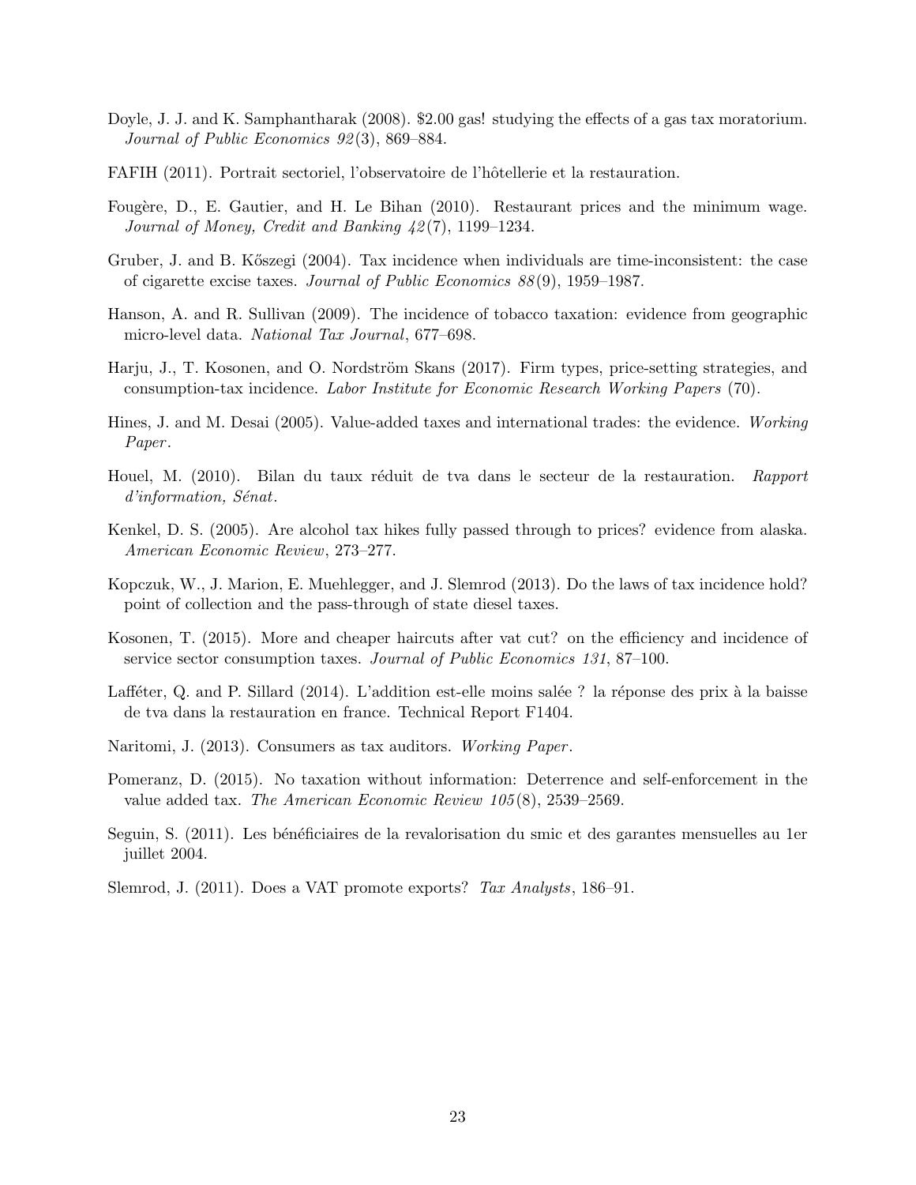Doyle, J. J. and K. Samphantharak (2008). $2.00 gas! studying the effects of a gas tax moratorium. *Journal of Public Economics 92*(3), 869–884.

FAFIH (2011). Portrait sectoriel, l'observatoire de l'hôtellerie et la restauration.

Fougère, D., E. Gautier, and H. Le Bihan (2010). Restaurant prices and the minimum wage. *Journal of Money, Credit and Banking 42*(7), 1199–1234.

Gruber, J. and B. Kőszegi (2004). Tax incidence when individuals are time-inconsistent: the case of cigarette excise taxes. *Journal of Public Economics 88*(9), 1959–1987.

Hanson, A. and R. Sullivan (2009). The incidence of tobacco taxation: evidence from geographic micro-level data. *National Tax Journal*, 677–698.

Harju, J., T. Kosonen, and O. Nordström Skans (2017). Firm types, price-setting strategies, and consumption-tax incidence. *Labor Institute for Economic Research Working Papers* (70).

Hines, J. and M. Desai (2005). Value-added taxes and international trades: the evidence. *Working Paper*.

Houel, M. (2010). Bilan du taux réduit de tva dans le secteur de la restauration. *Rapport d'information, Sénat*.

Kenkel, D. S. (2005). Are alcohol tax hikes fully passed through to prices? evidence from alaska. *American Economic Review*, 273–277.

Kopczuk, W., J. Marion, E. Muehlegger, and J. Slemrod (2013). Do the laws of tax incidence hold? point of collection and the pass-through of state diesel taxes.

Kosonen, T. (2015). More and cheaper haircuts after vat cut? on the efficiency and incidence of service sector consumption taxes. *Journal of Public Economics 131*, 87–100.

Lafféter, Q. and P. Sillard (2014). L'addition est-elle moins salée ? la réponse des prix à la baisse de tva dans la restauration en france. Technical Report F1404.

Naritomi, J. (2013). Consumers as tax auditors. *Working Paper*.

Pomeranz, D. (2015). No taxation without information: Deterrence and self-enforcement in the value added tax. *The American Economic Review 105*(8), 2539–2569.

Seguin, S. (2011). Les bénéficiaires de la revalorisation du smic et des garantes mensuelles au 1er juillet 2004.

Slemrod, J. (2011). Does a VAT promote exports? *Tax Analysts*, 186–91.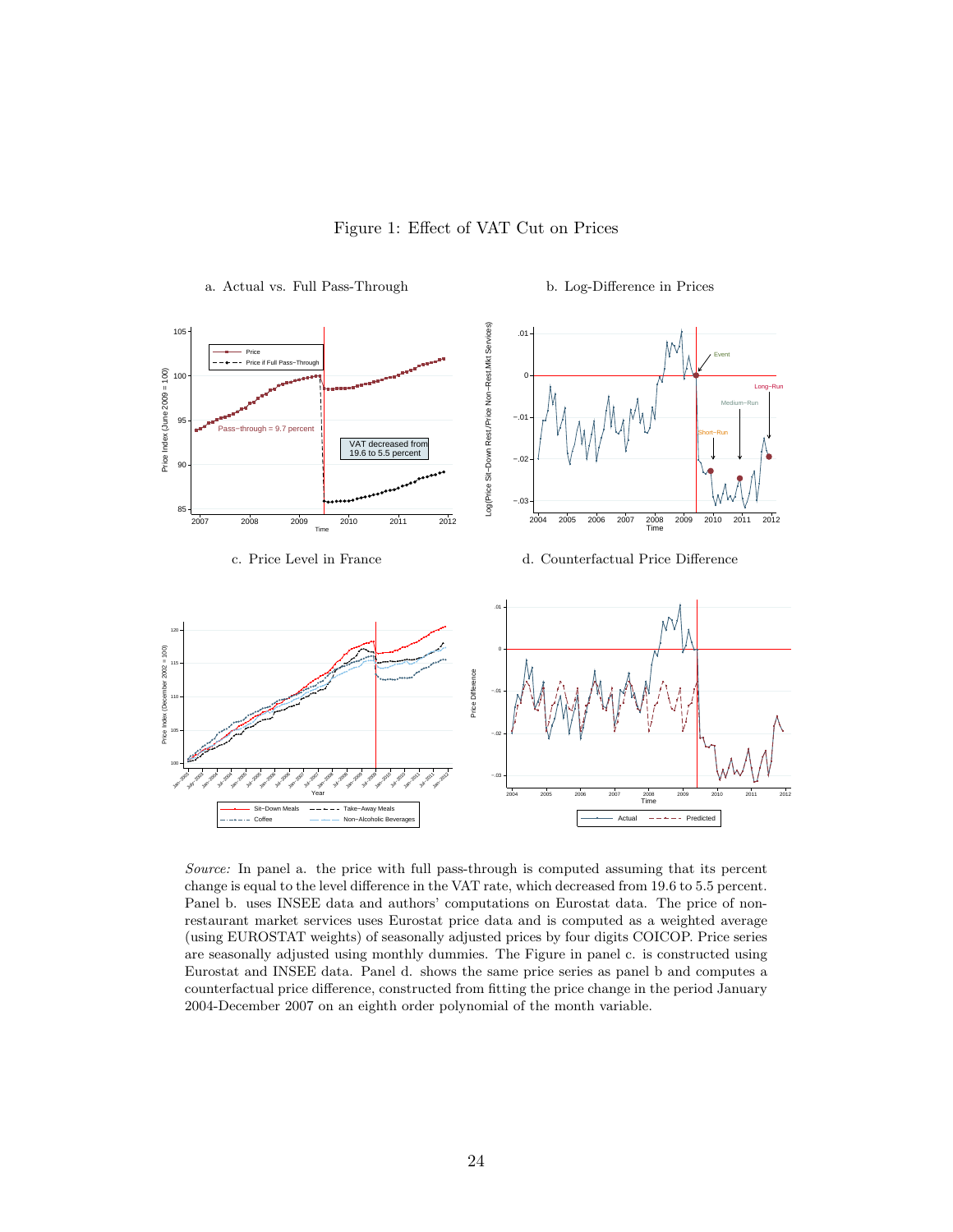Figure 1: Effect of VAT Cut on Prices

a. Actual vs. Full Pass-Through

b. Log-Difference in Prices

c. Price Level in France

d. Counterfactual Price Difference

*Source:* In panel a. the price with full pass-through is computed assuming that its percent change is equal to the level difference in the VAT rate, which decreased from 19.6 to 5.5 percent. Panel b. uses INSEE data and authors' computations on Eurostat data. The price of non-restaurant market services uses Eurostat price data and is computed as a weighted average (using EUROSTAT weights) of seasonally adjusted prices by four digits COICOP. Price series are seasonally adjusted using monthly dummies. The Figure in panel c. is constructed using Eurostat and INSEE data. Panel d. shows the same price series as panel b and computes a counterfactual price difference, constructed from fitting the price change in the period January 2004-December 2007 on an eighth order polynomial of the month variable.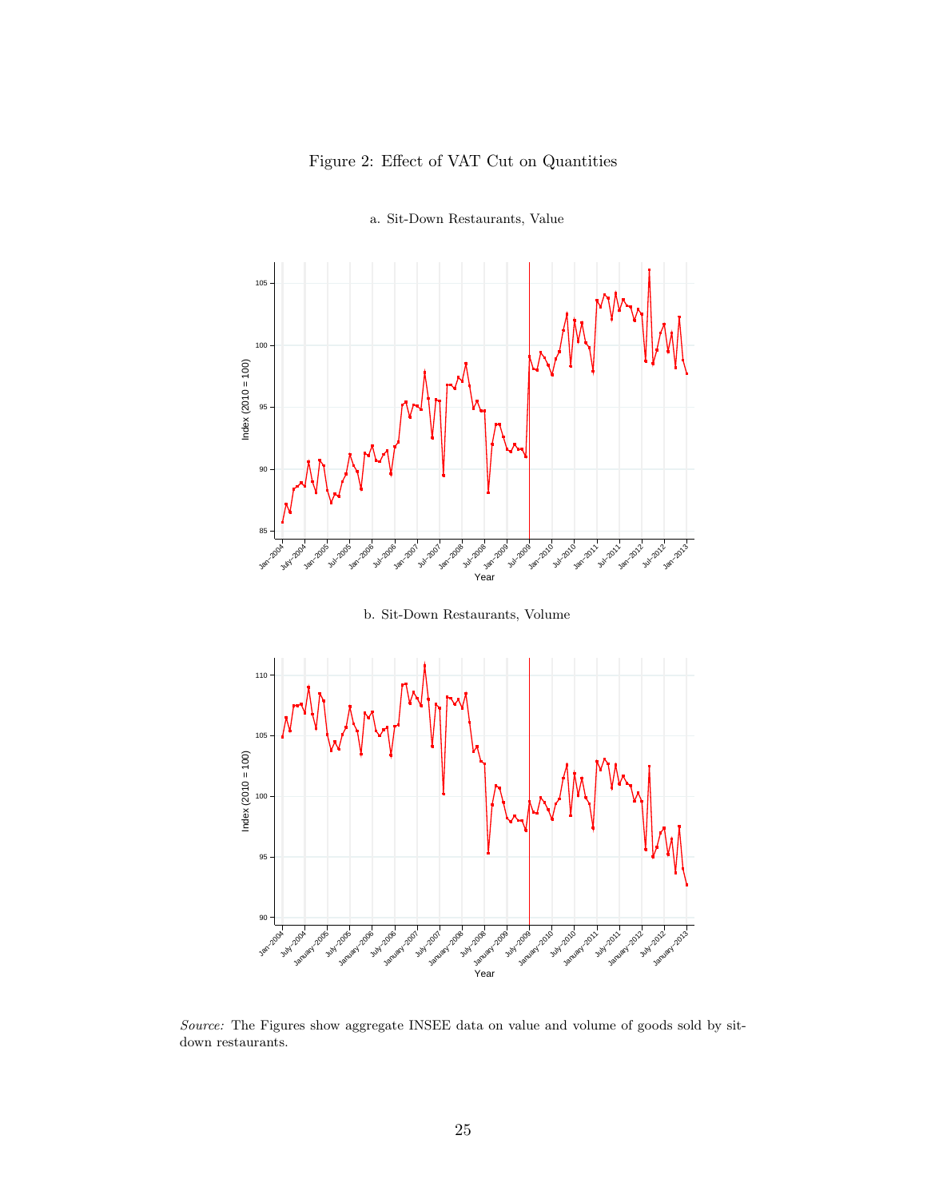Figure 2: Effect of VAT Cut on Quantities

a. Sit-Down Restaurants, Value

b. Sit-Down Restaurants, Volume

*Source:* The Figures show aggregate INSEE data on value and volume of goods sold by sit-down restaurants.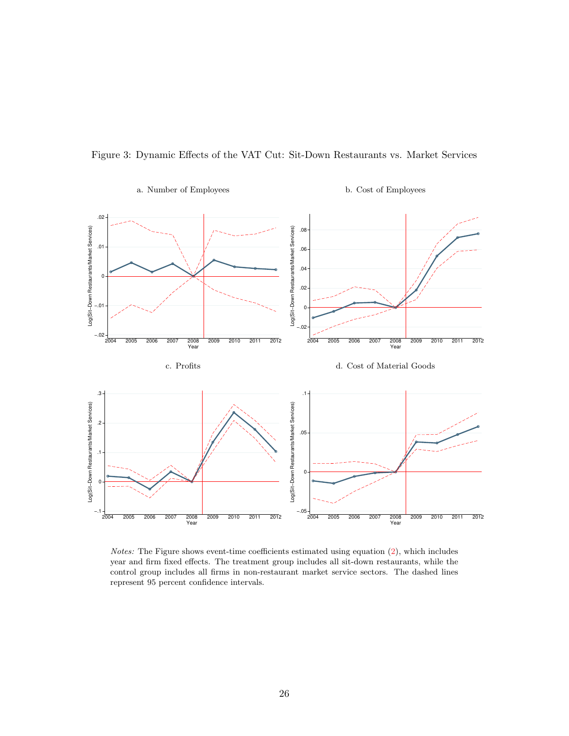Figure 3: Dynamic Effects of the VAT Cut: Sit-Down Restaurants vs. Market Services

a. Number of Employees

b. Cost of Employees

c. Profits

d. Cost of Material Goods

*Notes:* The Figure shows event-time coefficients estimated using equation (2), which includes year and firm fixed effects. The treatment group includes all sit-down restaurants, while the control group includes all firms in non-restaurant market service sectors. The dashed lines represent 95 percent confidence intervals.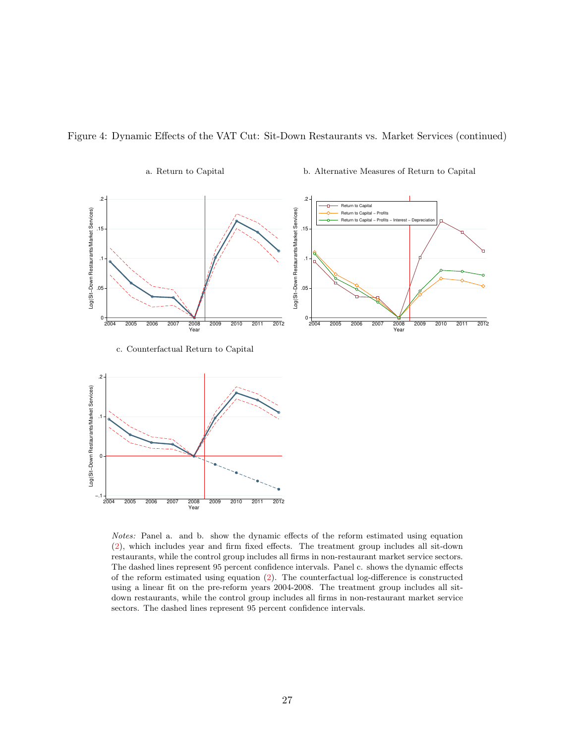Figure 4: Dynamic Effects of the VAT Cut: Sit-Down Restaurants vs. Market Services (continued)

a. Return to Capital

b. Alternative Measures of Return to Capital

c. Counterfactual Return to Capital

*Notes:* Panel a. and b. show the dynamic effects of the reform estimated using equation (2), which includes year and firm fixed effects. The treatment group includes all sit-down restaurants, while the control group includes all firms in non-restaurant market service sectors. The dashed lines represent 95 percent confidence intervals. Panel c. shows the dynamic effects of the reform estimated using equation (2). The counterfactual log-difference is constructed using a linear fit on the pre-reform years 2004-2008. The treatment group includes all sit-down restaurants, while the control group includes all firms in non-restaurant market service sectors. The dashed lines represent 95 percent confidence intervals.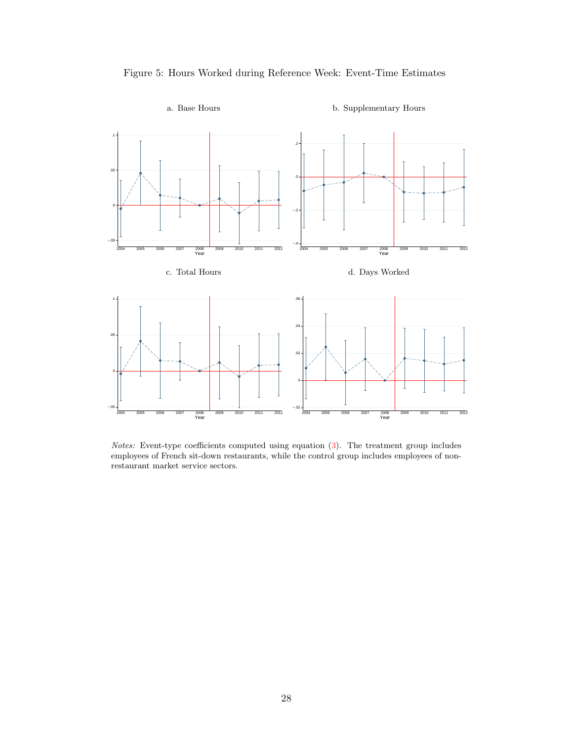Figure 5: Hours Worked during Reference Week: Event-Time Estimates

a. Base Hours

b. Supplementary Hours

c. Total Hours

d. Days Worked

*Notes:* Event-type coefficients computed using equation (3). The treatment group includes employees of French sit-down restaurants, while the control group includes employees of non-restaurant market service sectors.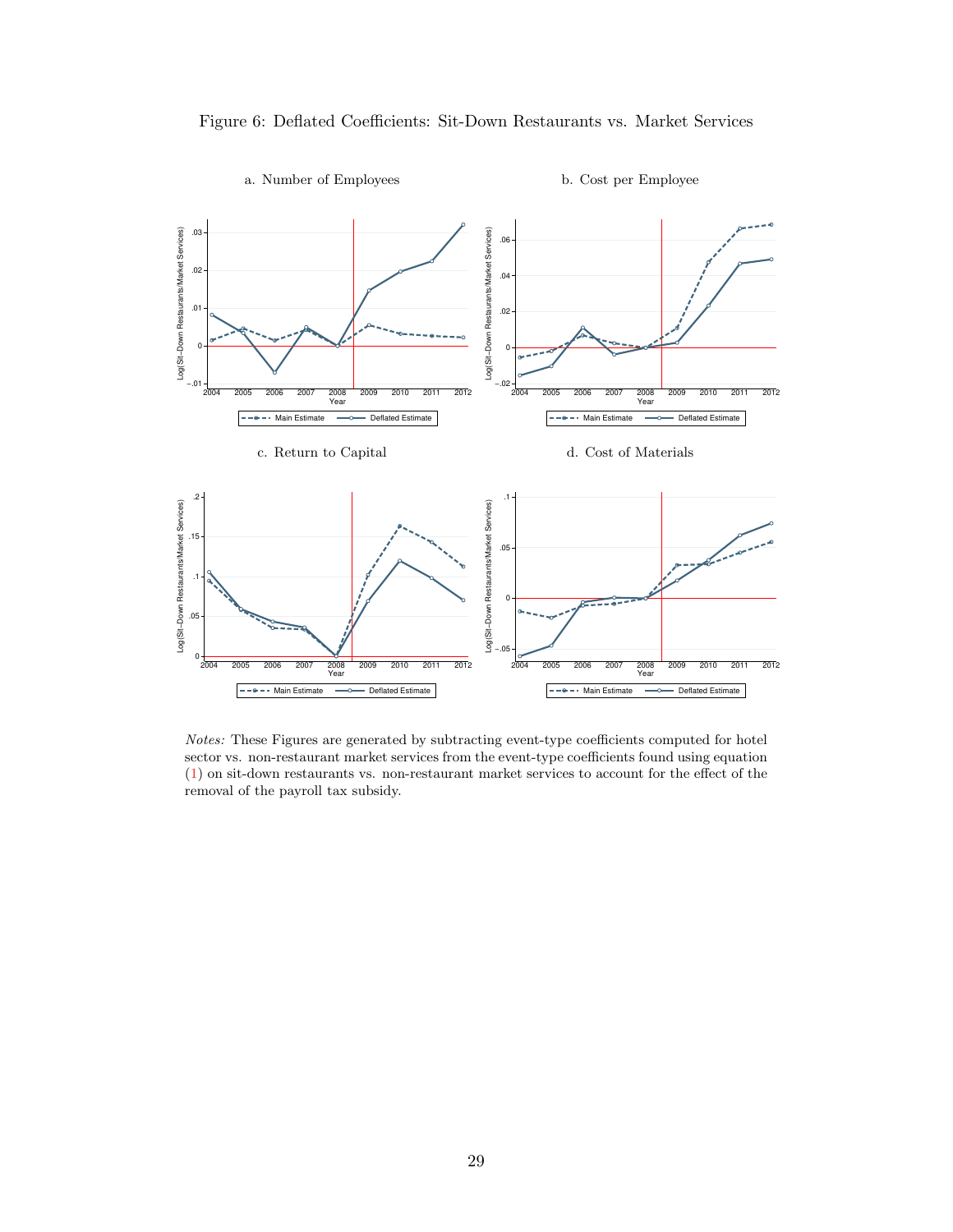Figure 6: Deflated Coefficients: Sit-Down Restaurants vs. Market Services

a. Number of Employees

b. Cost per Employee

c. Return to Capital

d. Cost of Materials

*Notes:* These Figures are generated by subtracting event-type coefficients computed for hotel sector vs. non-restaurant market services from the event-type coefficients found using equation (1) on sit-down restaurants vs. non-restaurant market services to account for the effect of the removal of the payroll tax subsidy.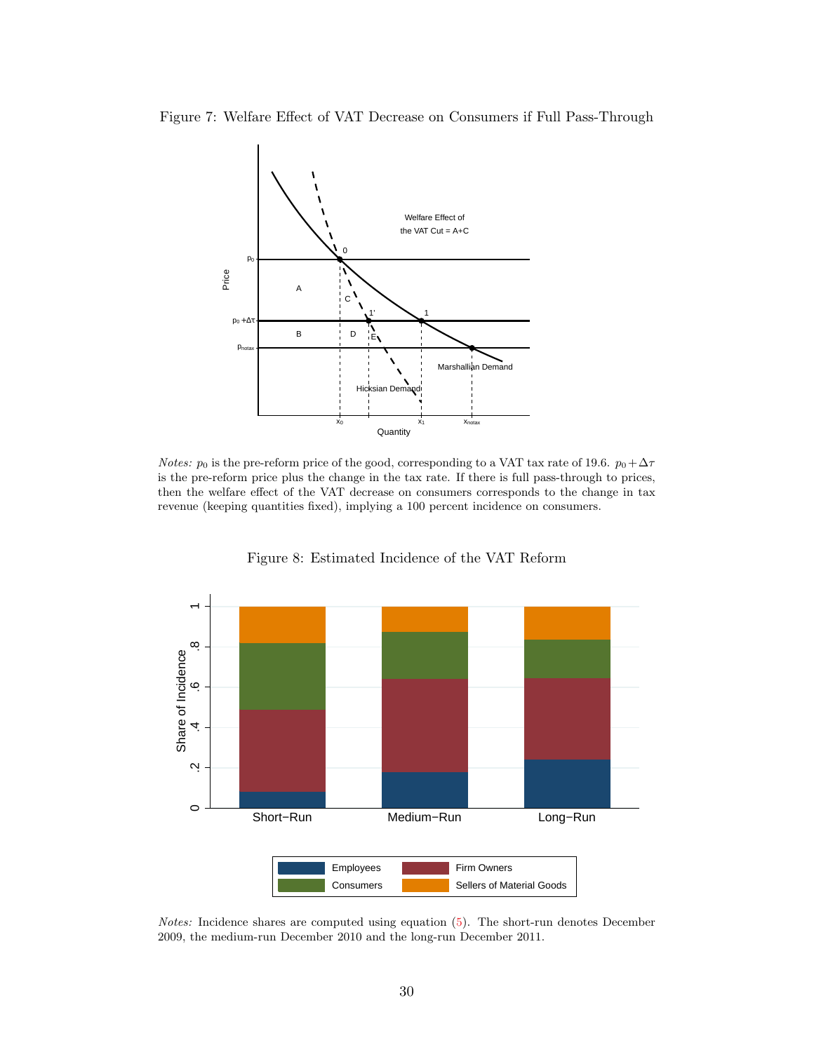Figure 7: Welfare Effect of VAT Decrease on Consumers if Full Pass-Through

*Notes:* $p_0$ is the pre-reform price of the good, corresponding to a VAT tax rate of 19.6. $p_0 + \Delta\tau$ is the pre-reform price plus the change in the tax rate. If there is full pass-through to prices, then the welfare effect of the VAT decrease on consumers corresponds to the change in tax revenue (keeping quantities fixed), implying a 100 percent incidence on consumers.

Figure 8: Estimated Incidence of the VAT Reform

*Notes:* Incidence shares are computed using equation (5). The short-run denotes December 2009, the medium-run December 2010 and the long-run December 2011.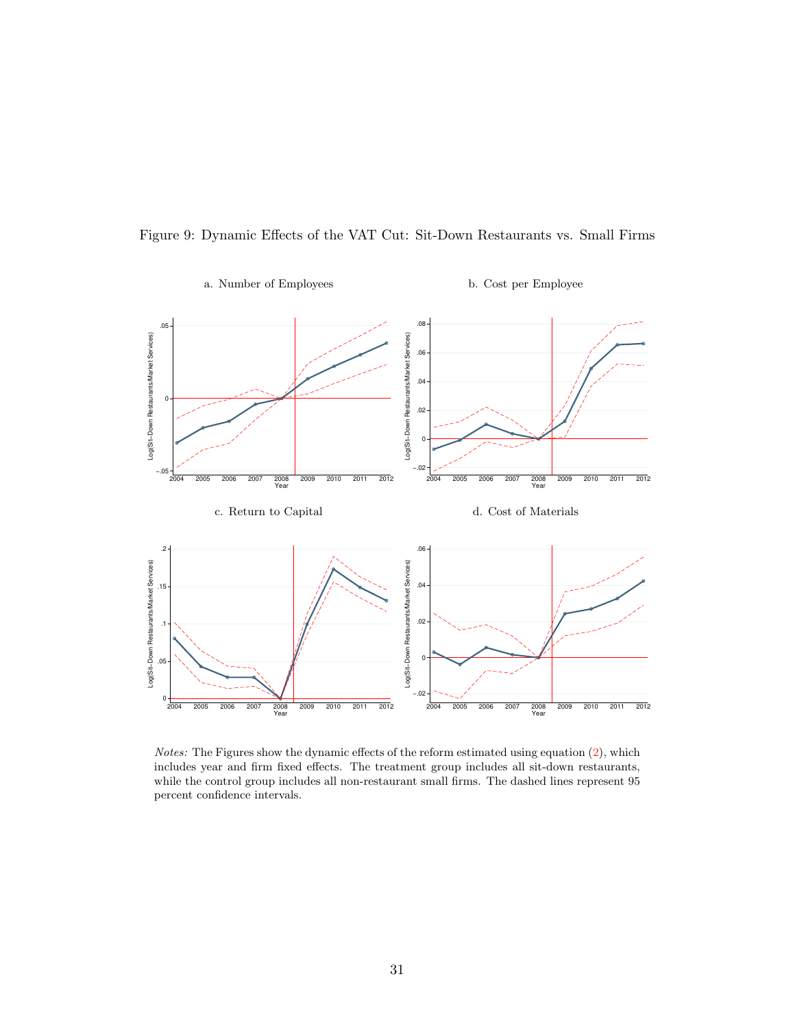Figure 9: Dynamic Effects of the VAT Cut: Sit-Down Restaurants vs. Small Firms

a. Number of Employees

b. Cost per Employee

c. Return to Capital

d. Cost of Materials

*Notes:* The Figures show the dynamic effects of the reform estimated using equation (2), which includes year and firm fixed effects. The treatment group includes all sit-down restaurants, while the control group includes all non-restaurant small firms. The dashed lines represent 95 percent confidence intervals.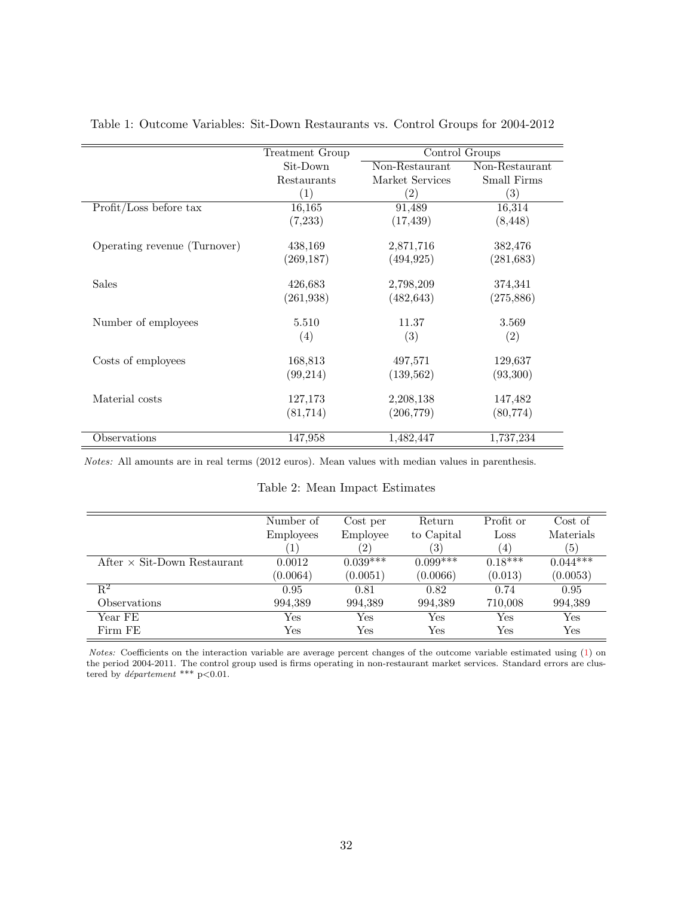Table 1: Outcome Variables: Sit-Down Restaurants vs. Control Groups for 2004-2012

| | Treatment Group | Control Groups | |
|---|---|---|---|
| | Sit-Down Restaurants | Non-Restaurant Market Services | Non-Restaurant Small Firms |
| | (1) | (2) | (3) |
| Profit/Loss before tax | 16,165 | 91,489 | 16,314 |
| | (7,233) | (17,439) | (8,448) |
| Operating revenue (Turnover) | 438,169 | 2,871,716 | 382,476 |
| | (269,187) | (494,925) | (281,683) |
| Sales | 426,683 | 2,798,209 | 374,341 |
| | (261,938) | (482,643) | (275,886) |
| Number of employees | 5.510 | 11.37 | 3.569 |
| | (4) | (3) | (2) |
| Costs of employees | 168,813 | 497,571 | 129,637 |
| | (99,214) | (139,562) | (93,300) |
| Material costs | 127,173 | 2,208,138 | 147,482 |
| | (81,714) | (206,779) | (80,774) |
| Observations | 147,958 | 1,482,447 | 1,737,234 |

*Notes:* All amounts are in real terms (2012 euros). Mean values with median values in parenthesis.

Table 2: Mean Impact Estimates

| | Number of Employees | Cost per Employee | Return to Capital | Profit or Loss | Cost of Materials |
|---|---|---|---|---|---|
| | (1) | (2) | (3) | (4) | (5) |
| After × Sit-Down Restaurant | 0.0012 | 0.039*** | 0.099*** | 0.18*** | 0.044*** |
| | (0.0064) | (0.0051) | (0.0066) | (0.013) | (0.0053) |
| $R^2$ | 0.95 | 0.81 | 0.82 | 0.74 | 0.95 |
| Observations | 994,389 | 994,389 | 994,389 | 710,008 | 994,389 |
| Year FE | Yes | Yes | Yes | Yes | Yes |
| Firm FE | Yes | Yes | Yes | Yes | Yes |

*Notes:* Coefficients on the interaction variable are average percent changes of the outcome variable estimated using (1) on the period 2004-2011. The control group used is firms operating in non-restaurant market services. Standard errors are clustered by *département* *** p<0.01.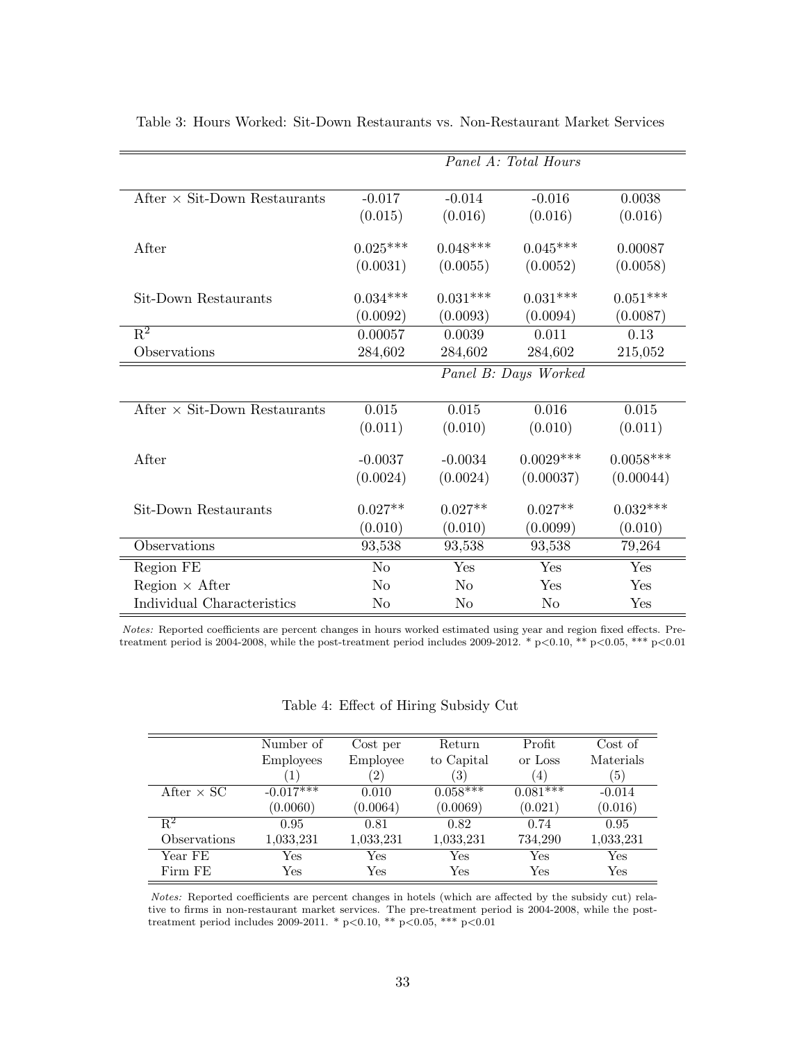Table 3: Hours Worked: Sit-Down Restaurants vs. Non-Restaurant Market Services

| | | *Panel A: Total Hours* | | |
|---|---|---|---|---|
| After × Sit-Down Restaurants | -0.017 | -0.014 | -0.016 | 0.0038 |
| | (0.015) | (0.016) | (0.016) | (0.016) |
| After | 0.025*** | 0.048*** | 0.045*** | 0.00087 |
| | (0.0031) | (0.0055) | (0.0052) | (0.0058) |
| Sit-Down Restaurants | 0.034*** | 0.031*** | 0.031*** | 0.051*** |
| | (0.0092) | (0.0093) | (0.0094) | (0.0087) |
| $R^2$ | 0.00057 | 0.0039 | 0.011 | 0.13 |
| Observations | 284,602 | 284,602 | 284,602 | 215,052 |
| | | *Panel B: Days Worked* | | |
| After × Sit-Down Restaurants | 0.015 | 0.015 | 0.016 | 0.015 |
| | (0.011) | (0.010) | (0.010) | (0.011) |
| After | -0.0037 | -0.0034 | 0.0029*** | 0.0058*** |
| | (0.0024) | (0.0024) | (0.00037) | (0.00044) |
| Sit-Down Restaurants | 0.027** | 0.027** | 0.027** | 0.032*** |
| | (0.010) | (0.010) | (0.0099) | (0.010) |
| Observations | 93,538 | 93,538 | 93,538 | 79,264 |
| Region FE | No | Yes | Yes | Yes |
| Region × After | No | No | Yes | Yes |
| Individual Characteristics | No | No | No | Yes |

*Notes:* Reported coefficients are percent changes in hours worked estimated using year and region fixed effects. Pre-treatment period is 2004-2008, while the post-treatment period includes 2009-2012. * p<0.10, ** p<0.05, *** p<0.01

Table 4: Effect of Hiring Subsidy Cut

| | Number of Employees (1) | Cost per Employee (2) | Return to Capital (3) | Profit or Loss (4) | Cost of Materials (5) |
|---|---|---|---|---|---|
| After × SC | -0.017*** | 0.010 | 0.058*** | 0.081*** | -0.014 |
| | (0.0060) | (0.0064) | (0.0069) | (0.021) | (0.016) |
| $R^2$ | 0.95 | 0.81 | 0.82 | 0.74 | 0.95 |
| Observations | 1,033,231 | 1,033,231 | 1,033,231 | 734,290 | 1,033,231 |
| Year FE | Yes | Yes | Yes | Yes | Yes |
| Firm FE | Yes | Yes | Yes | Yes | Yes |

*Notes:* Reported coefficients are percent changes in hotels (which are affected by the subsidy cut) relative to firms in non-restaurant market services. The pre-treatment period is 2004-2008, while the post-treatment period includes 2009-2011. * p<0.10, ** p<0.05, *** p<0.01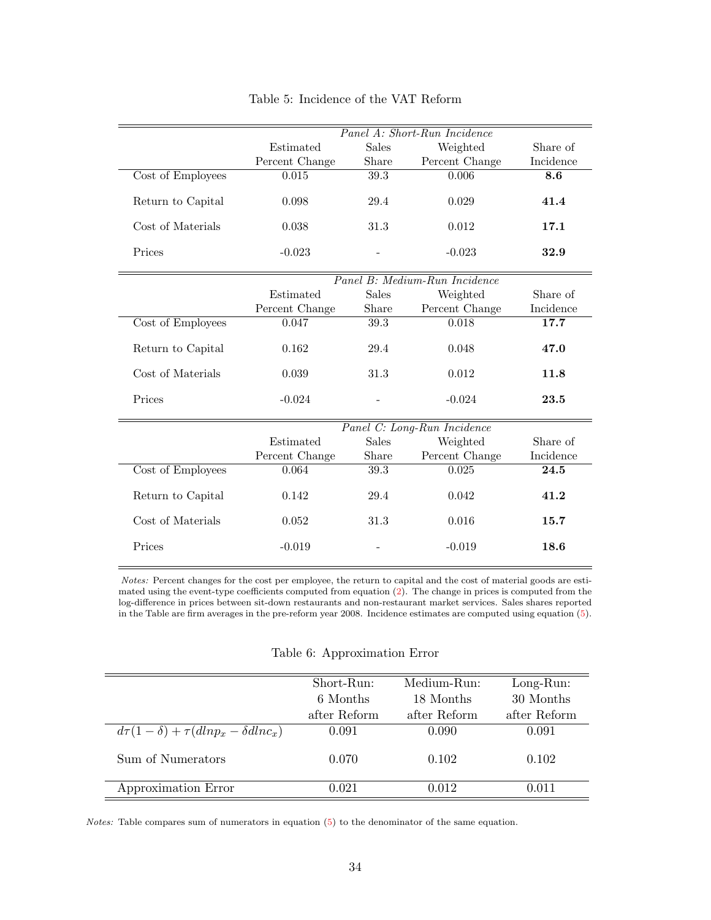Table 5: Incidence of the VAT Reform

| | *Panel A: Short-Run Incidence* | | | |
|---|---|---|---|---|
| | Estimated Percent Change | Sales Share | Weighted Percent Change | Share of Incidence |
| Cost of Employees | 0.015 | 39.3 | 0.006 | **8.6** |
| Return to Capital | 0.098 | 29.4 | 0.029 | **41.4** |
| Cost of Materials | 0.038 | 31.3 | 0.012 | **17.1** |
| Prices | -0.023 | - | -0.023 | **32.9** |
| | *Panel B: Medium-Run Incidence* | | | |
| | Estimated Percent Change | Sales Share | Weighted Percent Change | Share of Incidence |
| Cost of Employees | 0.047 | 39.3 | 0.018 | **17.7** |
| Return to Capital | 0.162 | 29.4 | 0.048 | **47.0** |
| Cost of Materials | 0.039 | 31.3 | 0.012 | **11.8** |
| Prices | -0.024 | - | -0.024 | **23.5** |
| | *Panel C: Long-Run Incidence* | | | |
| | Estimated Percent Change | Sales Share | Weighted Percent Change | Share of Incidence |
| Cost of Employees | 0.064 | 39.3 | 0.025 | **24.5** |
| Return to Capital | 0.142 | 29.4 | 0.042 | **41.2** |
| Cost of Materials | 0.052 | 31.3 | 0.016 | **15.7** |
| Prices | -0.019 | - | -0.019 | **18.6** |

*Notes:* Percent changes for the cost per employee, the return to capital and the cost of material goods are estimated using the event-type coefficients computed from equation (2). The change in prices is computed from the log-difference in prices between sit-down restaurants and non-restaurant market services. Sales shares reported in the Table are firm averages in the pre-reform year 2008. Incidence estimates are computed using equation (5).

Table 6: Approximation Error

| | Short-Run: 6 Months after Reform | Medium-Run: 18 Months after Reform | Long-Run: 30 Months after Reform |
|---|---|---|---|
| $d\tau(1-\delta) + \tau(dlnp_x - \delta dlnc_x)$ | 0.091 | 0.090 | 0.091 |
| Sum of Numerators | 0.070 | 0.102 | 0.102 |
| Approximation Error | 0.021 | 0.012 | 0.011 |

*Notes:* Table compares sum of numerators in equation (5) to the denominator of the same equation.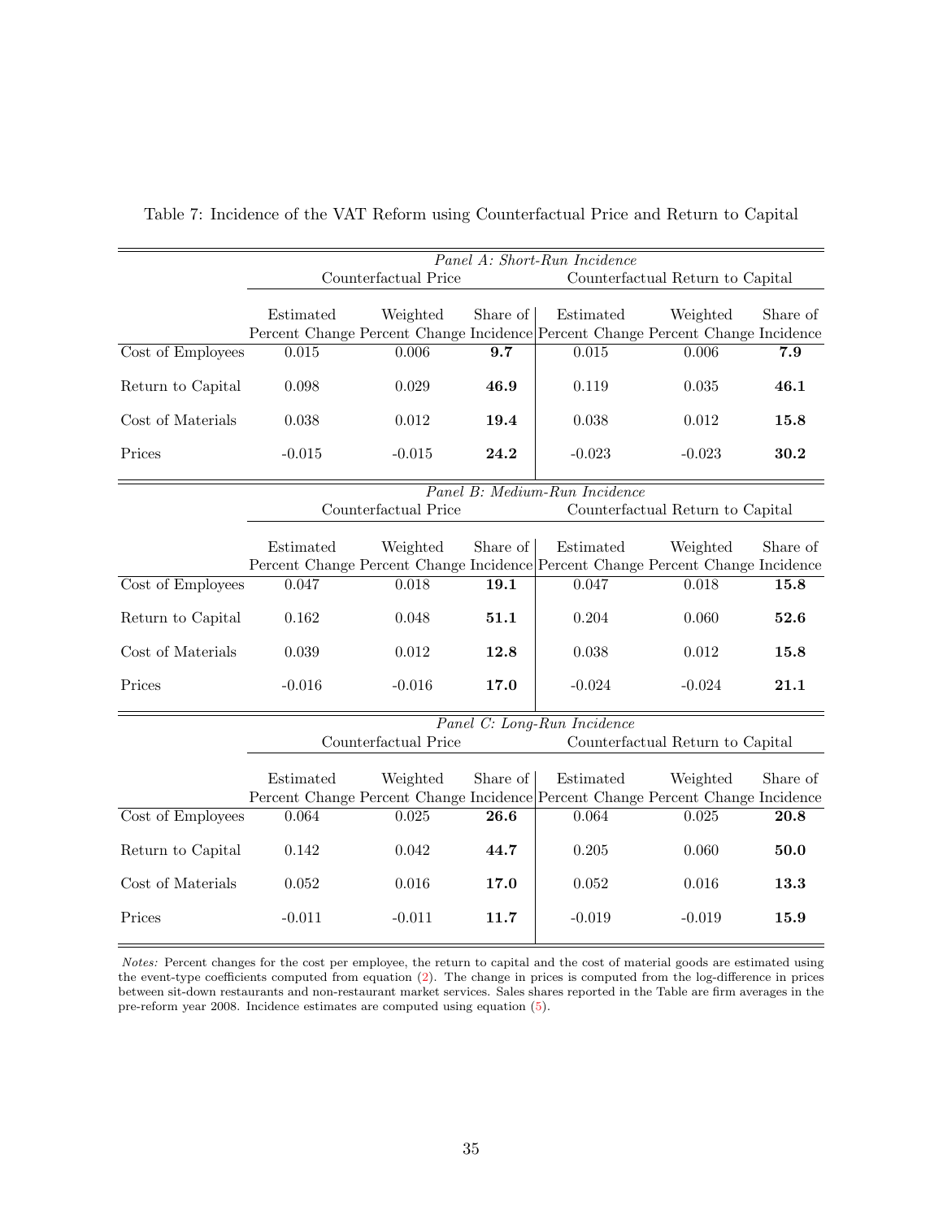Table 7: Incidence of the VAT Reform using Counterfactual Price and Return to Capital

| | Counterfactual Price | | | Counterfactual Return to Capital | | |
|---|---|---|---|---|---|---|
| | Estimated Percent Change | Weighted Percent Change | Share of Incidence | Estimated Percent Change | Weighted Percent Change | Share of Incidence |
| *Panel A: Short-Run Incidence* | | | | | | |
| Cost of Employees | 0.015 | 0.006 | **9.7** | 0.015 | 0.006 | **7.9** |
| Return to Capital | 0.098 | 0.029 | **46.9** | 0.119 | 0.035 | **46.1** |
| Cost of Materials | 0.038 | 0.012 | **19.4** | 0.038 | 0.012 | **15.8** |
| Prices | -0.015 | -0.015 | **24.2** | -0.023 | -0.023 | **30.2** |
| *Panel B: Medium-Run Incidence* | | | | | | |
| Cost of Employees | 0.047 | 0.018 | **19.1** | 0.047 | 0.018 | **15.8** |
| Return to Capital | 0.162 | 0.048 | **51.1** | 0.204 | 0.060 | **52.6** |
| Cost of Materials | 0.039 | 0.012 | **12.8** | 0.038 | 0.012 | **15.8** |
| Prices | -0.016 | -0.016 | **17.0** | -0.024 | -0.024 | **21.1** |
| *Panel C: Long-Run Incidence* | | | | | | |
| Cost of Employees | 0.064 | 0.025 | **26.6** | 0.064 | 0.025 | **20.8** |
| Return to Capital | 0.142 | 0.042 | **44.7** | 0.205 | 0.060 | **50.0** |
| Cost of Materials | 0.052 | 0.016 | **17.0** | 0.052 | 0.016 | **13.3** |
| Prices | -0.011 | -0.011 | **11.7** | -0.019 | -0.019 | **15.9** |

*Notes:* Percent changes for the cost per employee, the return to capital and the cost of material goods are estimated using the event-type coefficients computed from equation (2). The change in prices is computed from the log-difference in prices between sit-down restaurants and non-restaurant market services. Sales shares reported in the Table are firm averages in the pre-reform year 2008. Incidence estimates are computed using equation (5).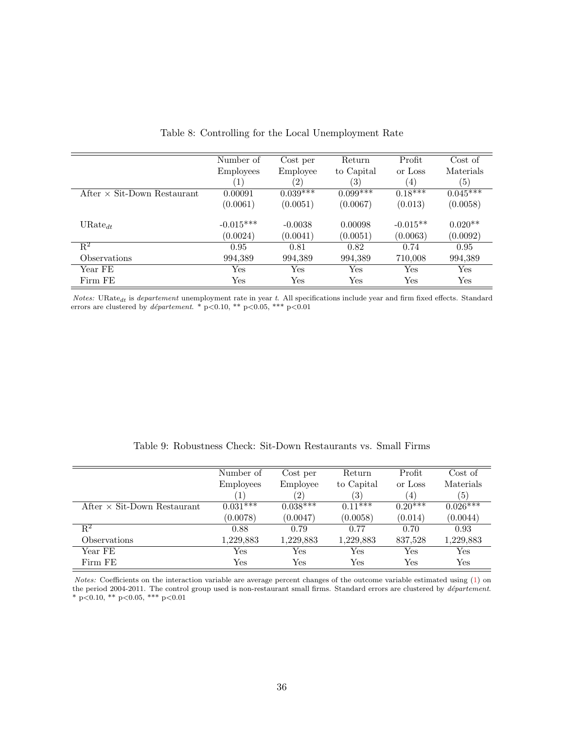Table 8: Controlling for the Local Unemployment Rate

| | Number of Employees (1) | Cost per Employee (2) | Return to Capital (3) | Profit or Loss (4) | Cost of Materials (5) |
|---|---|---|---|---|---|
| After × Sit-Down Restaurant | 0.00091 | 0.039*** | 0.099*** | 0.18*** | 0.045*** |
| | (0.0061) | (0.0051) | (0.0067) | (0.013) | (0.0058) |
| $\text{URate}_{dt}$ | -0.015*** | -0.0038 | 0.00098 | -0.015** | 0.020** |
| | (0.0024) | (0.0041) | (0.0051) | (0.0063) | (0.0092) |
| $R^2$ | 0.95 | 0.81 | 0.82 | 0.74 | 0.95 |
| Observations | 994,389 | 994,389 | 994,389 | 710,008 | 994,389 |
| Year FE | Yes | Yes | Yes | Yes | Yes |
| Firm FE | Yes | Yes | Yes | Yes | Yes |

*Notes:* $\text{URate}_{dt}$ is *departement* unemployment rate in year $t$. All specifications include year and firm fixed effects. Standard errors are clustered by *département*. * p<0.10, ** p<0.05, *** p<0.01

Table 9: Robustness Check: Sit-Down Restaurants vs. Small Firms

| | Number of Employees (1) | Cost per Employee (2) | Return to Capital (3) | Profit or Loss (4) | Cost of Materials (5) |
|---|---|---|---|---|---|
| After × Sit-Down Restaurant | 0.031*** | 0.038*** | 0.11*** | 0.20*** | 0.026*** |
| | (0.0078) | (0.0047) | (0.0058) | (0.014) | (0.0044) |
| $R^2$ | 0.88 | 0.79 | 0.77 | 0.70 | 0.93 |
| Observations | 1,229,883 | 1,229,883 | 1,229,883 | 837,528 | 1,229,883 |
| Year FE | Yes | Yes | Yes | Yes | Yes |
| Firm FE | Yes | Yes | Yes | Yes | Yes |

*Notes:* Coefficients on the interaction variable are average percent changes of the outcome variable estimated using (1) on the period 2004-2011. The control group used is non-restaurant small firms. Standard errors are clustered by *département*. * p<0.10, ** p<0.05, *** p<0.01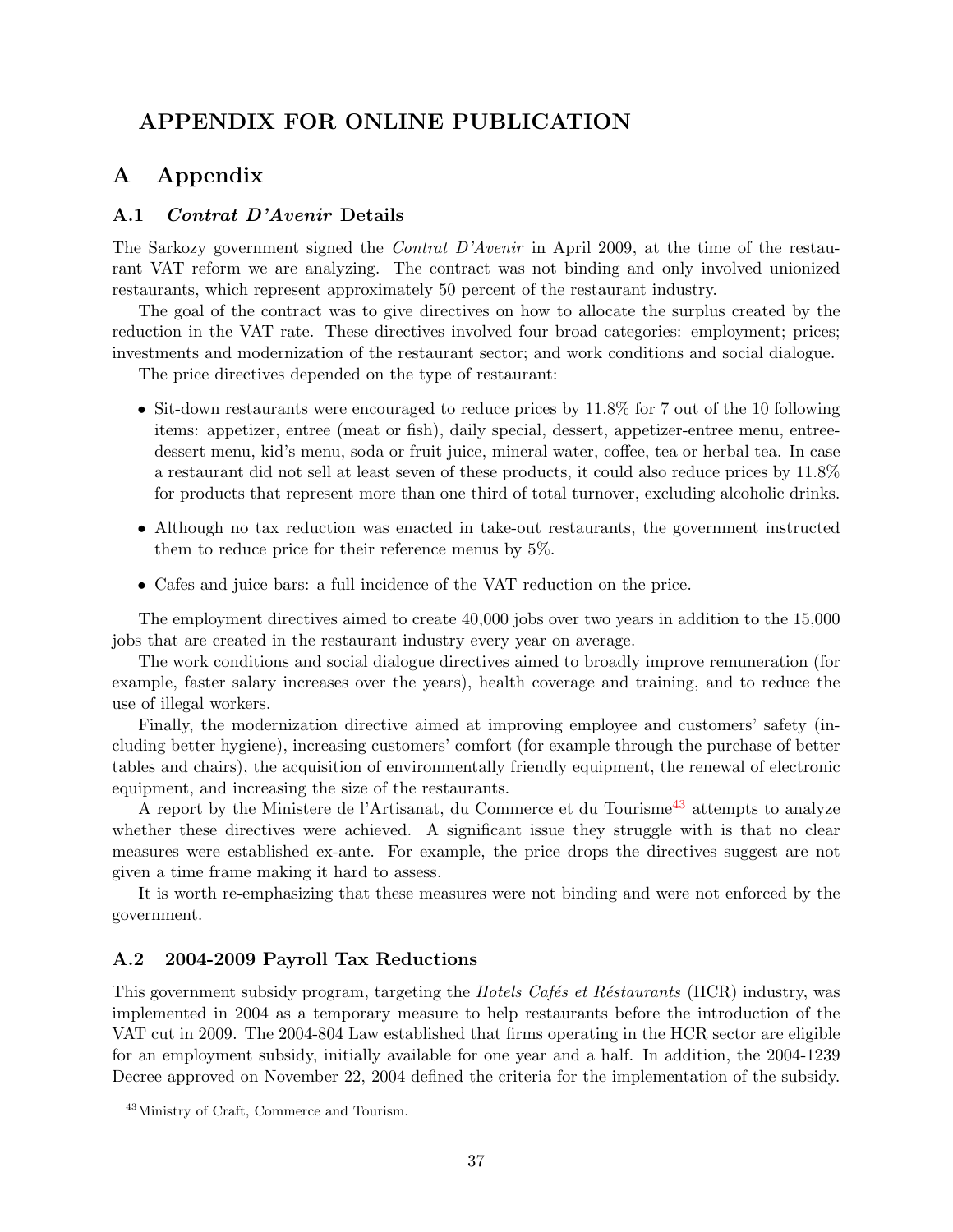# APPENDIX FOR ONLINE PUBLICATION

# A Appendix

## A.1 *Contrat D'Avenir* Details

The Sarkozy government signed the *Contrat D'Avenir* in April 2009, at the time of the restaurant VAT reform we are analyzing. The contract was not binding and only involved unionized restaurants, which represent approximately 50 percent of the restaurant industry.

The goal of the contract was to give directives on how to allocate the surplus created by the reduction in the VAT rate. These directives involved four broad categories: employment; prices; investments and modernization of the restaurant sector; and work conditions and social dialogue.

The price directives depended on the type of restaurant:

- Sit-down restaurants were encouraged to reduce prices by 11.8% for 7 out of the 10 following items: appetizer, entree (meat or fish), daily special, dessert, appetizer-entree menu, entree-dessert menu, kid's menu, soda or fruit juice, mineral water, coffee, tea or herbal tea. In case a restaurant did not sell at least seven of these products, it could also reduce prices by 11.8% for products that represent more than one third of total turnover, excluding alcoholic drinks.
- Although no tax reduction was enacted in take-out restaurants, the government instructed them to reduce price for their reference menus by 5%.
- Cafes and juice bars: a full incidence of the VAT reduction on the price.

The employment directives aimed to create 40,000 jobs over two years in addition to the 15,000 jobs that are created in the restaurant industry every year on average.

The work conditions and social dialogue directives aimed to broadly improve remuneration (for example, faster salary increases over the years), health coverage and training, and to reduce the use of illegal workers.

Finally, the modernization directive aimed at improving employee and customers' safety (including better hygiene), increasing customers' comfort (for example through the purchase of better tables and chairs), the acquisition of environmentally friendly equipment, the renewal of electronic equipment, and increasing the size of the restaurants.

A report by the Ministere de l'Artisanat, du Commerce et du Tourisme[43] attempts to analyze whether these directives were achieved. A significant issue they struggle with is that no clear measures were established ex-ante. For example, the price drops the directives suggest are not given a time frame making it hard to assess.

It is worth re-emphasizing that these measures were not binding and were not enforced by the government.

## A.2 2004-2009 Payroll Tax Reductions

This government subsidy program, targeting the *Hotels Cafés et Réstaurants* (HCR) industry, was implemented in 2004 as a temporary measure to help restaurants before the introduction of the VAT cut in 2009. The 2004-804 Law established that firms operating in the HCR sector are eligible for an employment subsidy, initially available for one year and a half. In addition, the 2004-1239 Decree approved on November 22, 2004 defined the criteria for the implementation of the subsidy.

[43] Ministry of Craft, Commerce and Tourism.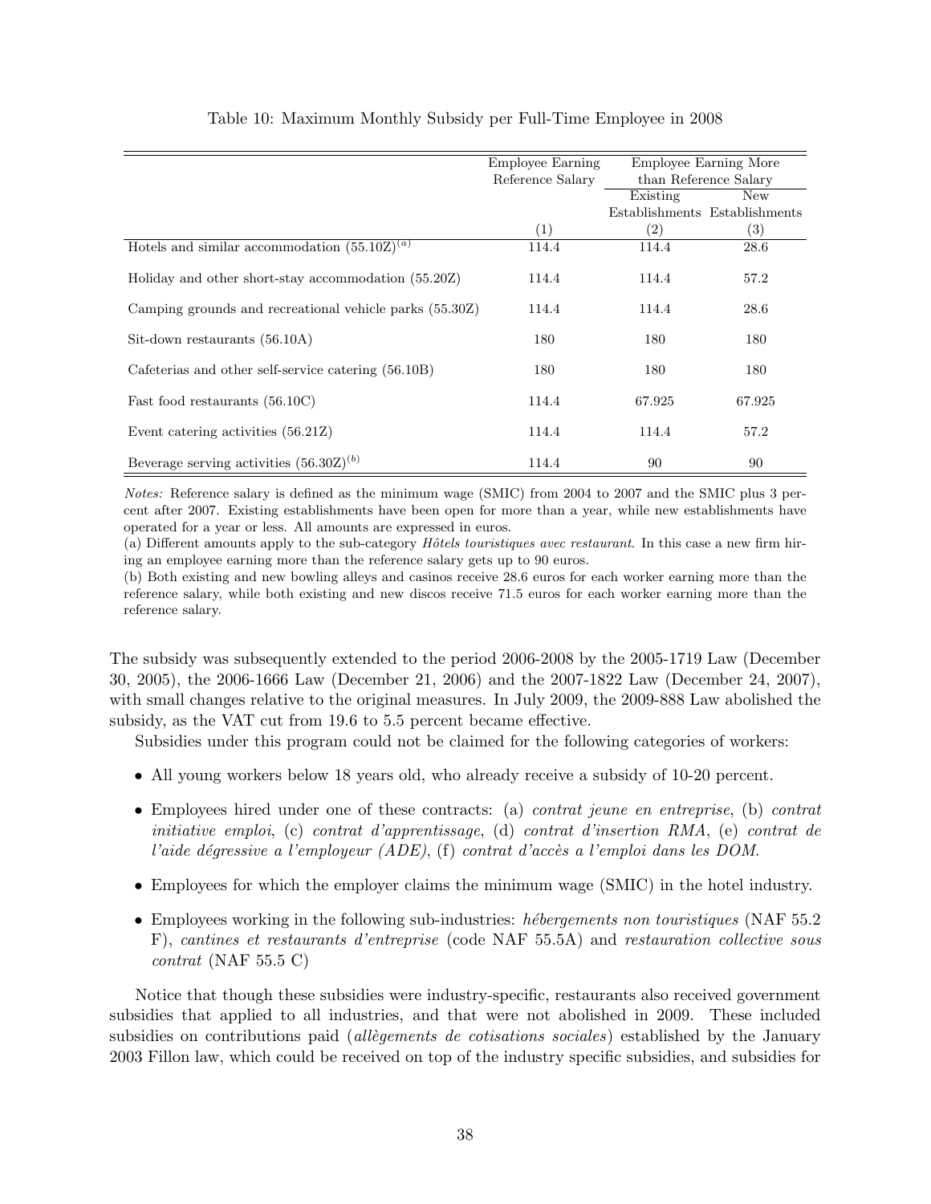Table 10: Maximum Monthly Subsidy per Full-Time Employee in 2008

| | Employee Earning Reference Salary | Employee Earning More than Reference Salary | |
|---|---|---|---|
| | | Existing Establishments | New Establishments |
| | (1) | (2) | (3) |
| Hotels and similar accommodation (55.10Z)[(a)] | 114.4 | 114.4 | 28.6 |
| Holiday and other short-stay accommodation (55.20Z) | 114.4 | 114.4 | 57.2 |
| Camping grounds and recreational vehicle parks (55.30Z) | 114.4 | 114.4 | 28.6 |
| Sit-down restaurants (56.10A) | 180 | 180 | 180 |
| Cafeterias and other self-service catering (56.10B) | 180 | 180 | 180 |
| Fast food restaurants (56.10C) | 114.4 | 67.925 | 67.925 |
| Event catering activities (56.21Z) | 114.4 | 114.4 | 57.2 |
| Beverage serving activities (56.30Z)[(b)] | 114.4 | 90 | 90 |

*Notes:* Reference salary is defined as the minimum wage (SMIC) from 2004 to 2007 and the SMIC plus 3 percent after 2007. Existing establishments have been open for more than a year, while new establishments have operated for a year or less. All amounts are expressed in euros.

(a) Different amounts apply to the sub-category *Hôtels touristiques avec restaurant*. In this case a new firm hiring an employee earning more than the reference salary gets up to 90 euros.

(b) Both existing and new bowling alleys and casinos receive 28.6 euros for each worker earning more than the reference salary, while both existing and new discos receive 71.5 euros for each worker earning more than the reference salary.

The subsidy was subsequently extended to the period 2006-2008 by the 2005-1719 Law (December 30, 2005), the 2006-1666 Law (December 21, 2006) and the 2007-1822 Law (December 24, 2007), with small changes relative to the original measures. In July 2009, the 2009-888 Law abolished the subsidy, as the VAT cut from 19.6 to 5.5 percent became effective.

Subsidies under this program could not be claimed for the following categories of workers:

- All young workers below 18 years old, who already receive a subsidy of 10-20 percent.
- Employees hired under one of these contracts: (a) *contrat jeune en entreprise*, (b) *contrat initiative emploi*, (c) *contrat d'apprentissage*, (d) *contrat d'insertion RMA*, (e) *contrat de l'aide dégressive a l'employeur (ADE)*, (f) *contrat d'accès a l'emploi dans les DOM*.
- Employees for which the employer claims the minimum wage (SMIC) in the hotel industry.
- Employees working in the following sub-industries: *hébergements non touristiques* (NAF 55.2 F), *cantines et restaurants d'entreprise* (code NAF 55.5A) and *restauration collective sous contrat* (NAF 55.5 C)

Notice that though these subsidies were industry-specific, restaurants also received government subsidies that applied to all industries, and that were not abolished in 2009. These included subsidies on contributions paid (*allègements de cotisations sociales*) established by the January 2003 Fillon law, which could be received on top of the industry specific subsidies, and subsidies for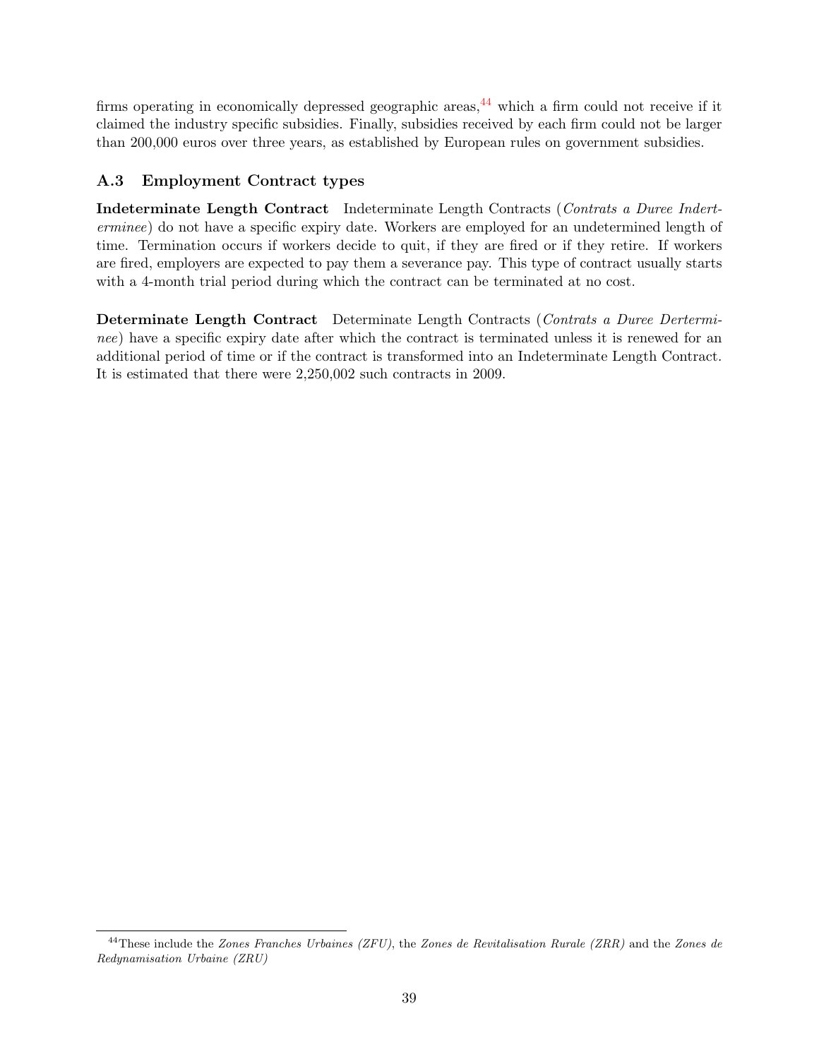firms operating in economically depressed geographic areas,[44] which a firm could not receive if it claimed the industry specific subsidies. Finally, subsidies received by each firm could not be larger than 200,000 euros over three years, as established by European rules on government subsidies.

### A.3 Employment Contract types

**Indeterminate Length Contract** Indeterminate Length Contracts (*Contrats a Duree Indertterminee*) do not have a specific expiry date. Workers are employed for an undetermined length of time. Termination occurs if workers decide to quit, if they are fired or if they retire. If workers are fired, employers are expected to pay them a severance pay. This type of contract usually starts with a 4-month trial period during which the contract can be terminated at no cost.

**Determinate Length Contract** Determinate Length Contracts (*Contrats a Duree Derterminee*) have a specific expiry date after which the contract is terminated unless it is renewed for an additional period of time or if the contract is transformed into an Indeterminate Length Contract. It is estimated that there were 2,250,002 such contracts in 2009.

[44] These include the *Zones Franches Urbaines (ZFU)*, the *Zones de Revitalisation Rurale (ZRR)* and the *Zones de Redynamisation Urbaine (ZRU)*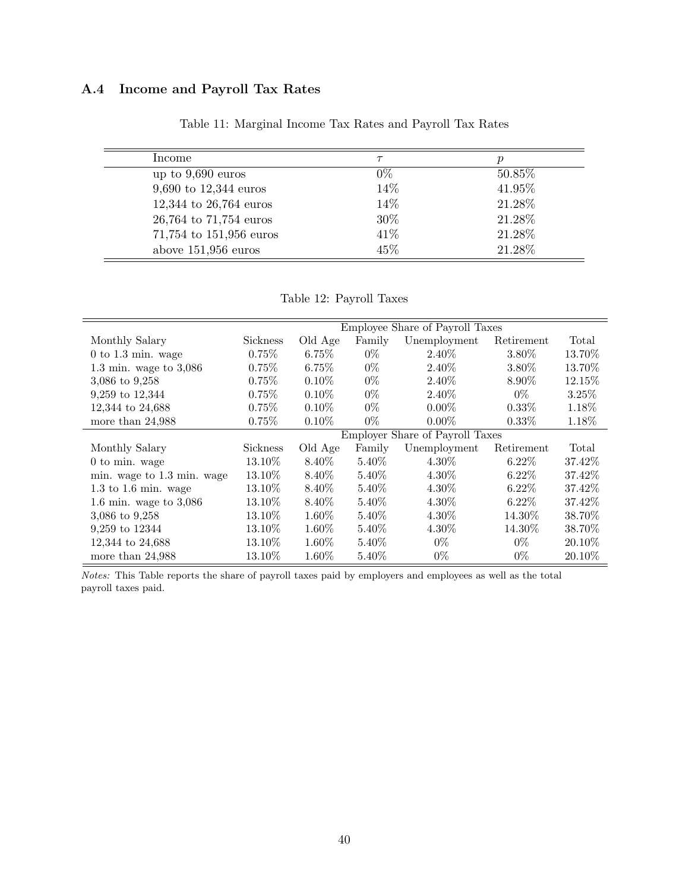### A.4 Income and Payroll Tax Rates

Table 11: Marginal Income Tax Rates and Payroll Tax Rates

| Income | $\tau$ | $p$ |
|---|---|---|
| up to 9,690 euros | 0% | 50.85% |
| 9,690 to 12,344 euros | 14% | 41.95% |
| 12,344 to 26,764 euros | 14% | 21.28% |
| 26,764 to 71,754 euros | 30% | 21.28% |
| 71,754 to 151,956 euros | 41% | 21.28% |
| above 151,956 euros | 45% | 21.28% |

Table 12: Payroll Taxes

| | Employee Share of Payroll Taxes | | | | | |
|---|---|---|---|---|---|---|
| Monthly Salary | Sickness | Old Age | Family | Unemployment | Retirement | Total |
| 0 to 1.3 min. wage | 0.75% | 6.75% | 0% | 2.40% | 3.80% | 13.70% |
| 1.3 min. wage to 3,086 | 0.75% | 6.75% | 0% | 2.40% | 3.80% | 13.70% |
| 3,086 to 9,258 | 0.75% | 0.10% | 0% | 2.40% | 8.90% | 12.15% |
| 9,259 to 12,344 | 0.75% | 0.10% | 0% | 2.40% | 0% | 3.25% |
| 12,344 to 24,688 | 0.75% | 0.10% | 0% | 0.00% | 0.33% | 1.18% |
| more than 24,988 | 0.75% | 0.10% | 0% | 0.00% | 0.33% | 1.18% |
| | Employer Share of Payroll Taxes | | | | | |
| Monthly Salary | Sickness | Old Age | Family | Unemployment | Retirement | Total |
| 0 to min. wage | 13.10% | 8.40% | 5.40% | 4.30% | 6.22% | 37.42% |
| min. wage to 1.3 min. wage | 13.10% | 8.40% | 5.40% | 4.30% | 6.22% | 37.42% |
| 1.3 to 1.6 min. wage | 13.10% | 8.40% | 5.40% | 4.30% | 6.22% | 37.42% |
| 1.6 min. wage to 3,086 | 13.10% | 8.40% | 5.40% | 4.30% | 6.22% | 37.42% |
| 3,086 to 9,258 | 13.10% | 1.60% | 5.40% | 4.30% | 14.30% | 38.70% |
| 9,259 to 12344 | 13.10% | 1.60% | 5.40% | 4.30% | 14.30% | 38.70% |
| 12,344 to 24,688 | 13.10% | 1.60% | 5.40% | 0% | 0% | 20.10% |
| more than 24,988 | 13.10% | 1.60% | 5.40% | 0% | 0% | 20.10% |

*Notes:* This Table reports the share of payroll taxes paid by employers and employees as well as the total payroll taxes paid.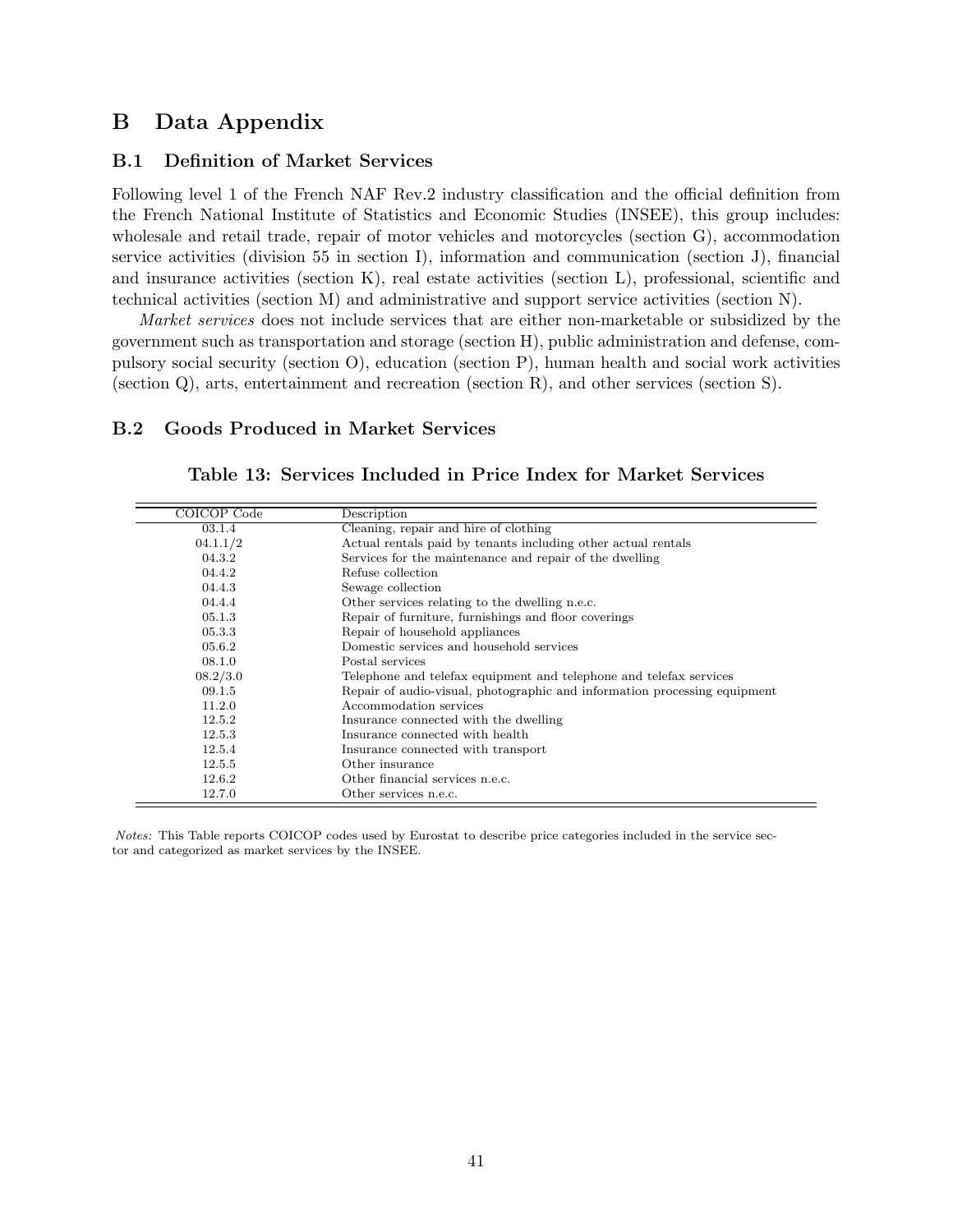# B Data Appendix

## B.1 Definition of Market Services

Following level 1 of the French NAF Rev.2 industry classification and the official definition from the French National Institute of Statistics and Economic Studies (INSEE), this group includes: wholesale and retail trade, repair of motor vehicles and motorcycles (section G), accommodation service activities (division 55 in section I), information and communication (section J), financial and insurance activities (section K), real estate activities (section L), professional, scientific and technical activities (section M) and administrative and support service activities (section N).

*Market services* does not include services that are either non-marketable or subsidized by the government such as transportation and storage (section H), public administration and defense, compulsory social security (section O), education (section P), human health and social work activities (section Q), arts, entertainment and recreation (section R), and other services (section S).

## B.2 Goods Produced in Market Services

**Table 13: Services Included in Price Index for Market Services**

| COICOP Code | Description |
|---|---|
| 03.1.4 | Cleaning, repair and hire of clothing |
| 04.1.1/2 | Actual rentals paid by tenants including other actual rentals |
| 04.3.2 | Services for the maintenance and repair of the dwelling |
| 04.4.2 | Refuse collection |
| 04.4.3 | Sewage collection |
| 04.4.4 | Other services relating to the dwelling n.e.c. |
| 05.1.3 | Repair of furniture, furnishings and floor coverings |
| 05.3.3 | Repair of household appliances |
| 05.6.2 | Domestic services and household services |
| 08.1.0 | Postal services |
| 08.2/3.0 | Telephone and telefax equipment and telephone and telefax services |
| 09.1.5 | Repair of audio-visual, photographic and information processing equipment |
| 11.2.0 | Accommodation services |
| 12.5.2 | Insurance connected with the dwelling |
| 12.5.3 | Insurance connected with health |
| 12.5.4 | Insurance connected with transport |
| 12.5.5 | Other insurance |
| 12.6.2 | Other financial services n.e.c. |
| 12.7.0 | Other services n.e.c. |

*Notes:* This Table reports COICOP codes used by Eurostat to describe price categories included in the service sector and categorized as market services by the INSEE.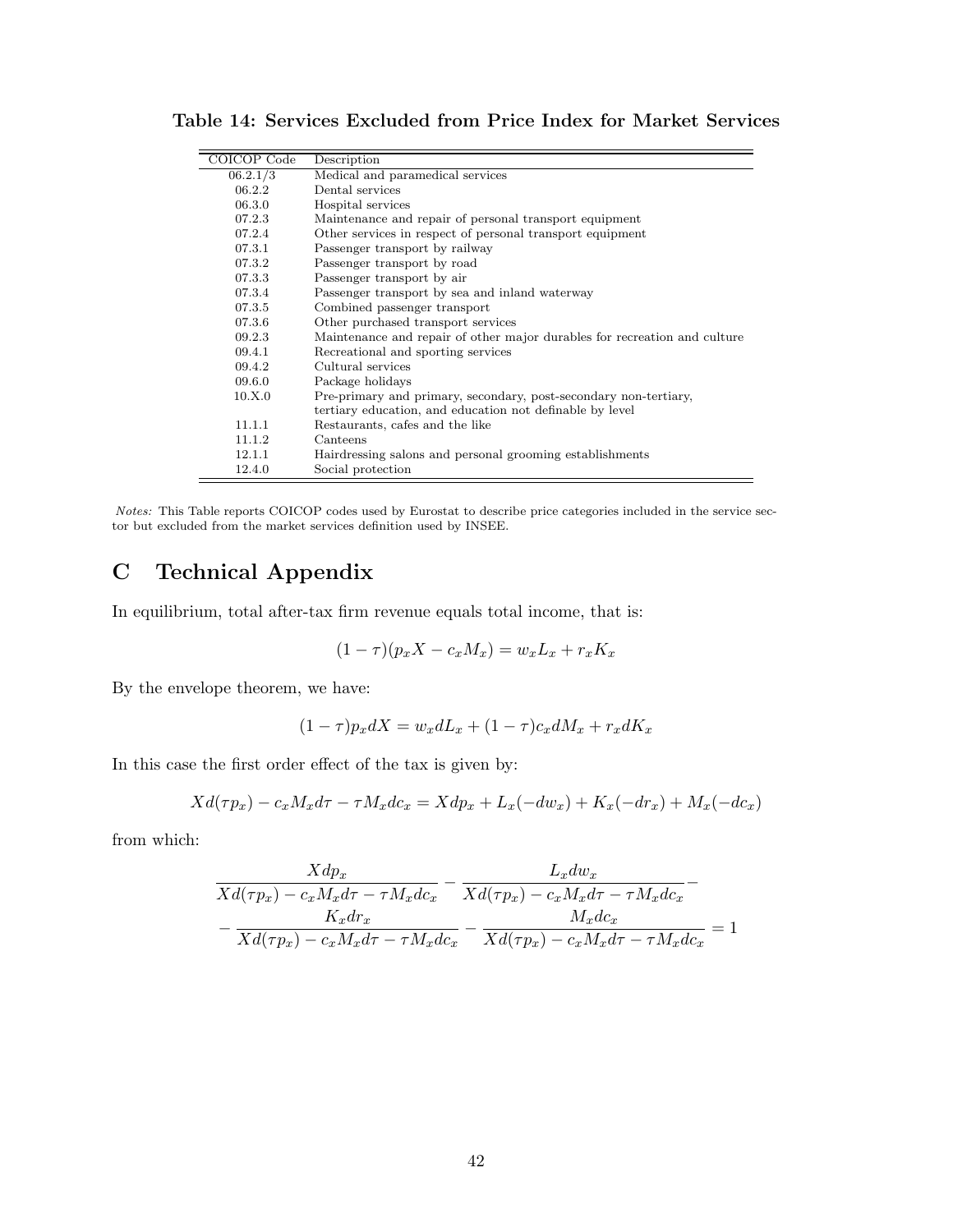**Table 14: Services Excluded from Price Index for Market Services**

| COICOP Code | Description |
|---|---|
| 06.2.1/3 | Medical and paramedical services |
| 06.2.2 | Dental services |
| 06.3.0 | Hospital services |
| 07.2.3 | Maintenance and repair of personal transport equipment |
| 07.2.4 | Other services in respect of personal transport equipment |
| 07.3.1 | Passenger transport by railway |
| 07.3.2 | Passenger transport by road |
| 07.3.3 | Passenger transport by air |
| 07.3.4 | Passenger transport by sea and inland waterway |
| 07.3.5 | Combined passenger transport |
| 07.3.6 | Other purchased transport services |
| 09.2.3 | Maintenance and repair of other major durables for recreation and culture |
| 09.4.1 | Recreational and sporting services |
| 09.4.2 | Cultural services |
| 09.6.0 | Package holidays |
| 10.X.0 | Pre-primary and primary, secondary, post-secondary non-tertiary, tertiary education, and education not definable by level |
| 11.1.1 | Restaurants, cafes and the like |
| 11.1.2 | Canteens |
| 12.1.1 | Hairdressing salons and personal grooming establishments |
| 12.4.0 | Social protection |

*Notes:* This Table reports COICOP codes used by Eurostat to describe price categories included in the service sector but excluded from the market services definition used by INSEE.

# C Technical Appendix

In equilibrium, total after-tax firm revenue equals total income, that is:

$$(1-\tau)(p_x X - c_x M_x) = w_x L_x + r_x K_x$$

By the envelope theorem, we have:

$$(1-\tau)p_x dX = w_x dL_x + (1-\tau)c_x dM_x + r_x dK_x$$

In this case the first order effect of the tax is given by:

$$X d(\tau p_x) - c_x M_x d\tau - \tau M_x dc_x = X dp_x + L_x(-dw_x) + K_x(-dr_x) + M_x(-dc_x)$$

from which:

$$\frac{X dp_x}{X d(\tau p_x) - c_x M_x d\tau - \tau M_x dc_x} - \frac{L_x dw_x}{X d(\tau p_x) - c_x M_x d\tau - \tau M_x dc_x} - \frac{K_x dr_x}{X d(\tau p_x) - c_x M_x d\tau - \tau M_x dc_x} - \frac{M_x dc_x}{X d(\tau p_x) - c_x M_x d\tau - \tau M_x dc_x} = 1$$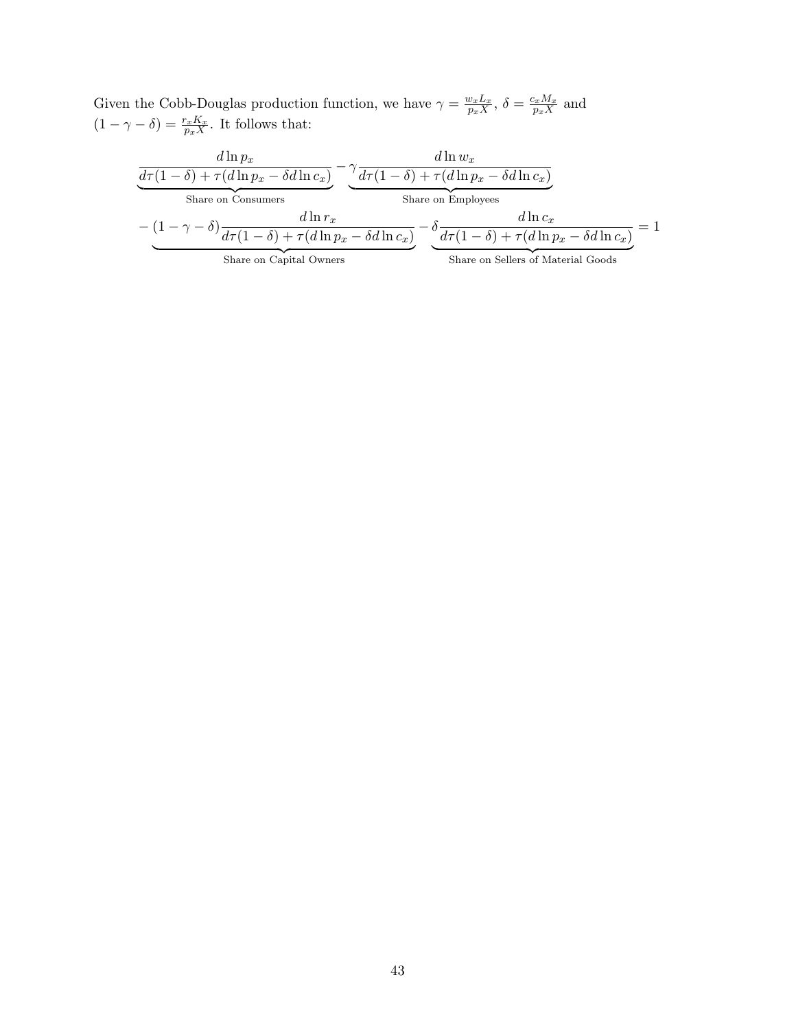Given the Cobb-Douglas production function, we have $\gamma = \frac{w_x L_x}{p_x X}$, $\delta = \frac{c_x M_x}{p_x X}$ and $(1-\gamma-\delta) = \frac{r_x K_x}{p_x X}$. It follows that:

$$
\begin{aligned}
&\underbrace{\frac{d\ln p_x}{d\tau(1-\delta)+\tau(d\ln p_x - \delta d\ln c_x)}}_{\text{Share on Consumers}} - \underbrace{\gamma\frac{d\ln w_x}{d\tau(1-\delta)+\tau(d\ln p_x - \delta d\ln c_x)}}_{\text{Share on Employees}} \\
&-\underbrace{(1-\gamma-\delta)\frac{d\ln r_x}{d\tau(1-\delta)+\tau(d\ln p_x - \delta d\ln c_x)}}_{\text{Share on Capital Owners}} - \underbrace{\delta\frac{d\ln c_x}{d\tau(1-\delta)+\tau(d\ln p_x - \delta d\ln c_x)}}_{\text{Share on Sellers of Material Goods}} = 1
\end{aligned}
$$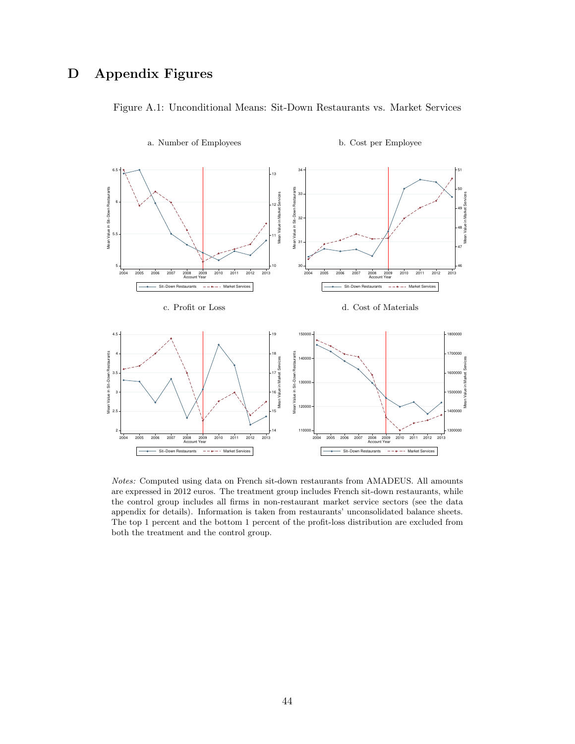# D Appendix Figures

Figure A.1: Unconditional Means: Sit-Down Restaurants vs. Market Services

a. Number of Employees

b. Cost per Employee

c. Profit or Loss

d. Cost of Materials

*Notes:* Computed using data on French sit-down restaurants from AMADEUS. All amounts are expressed in 2012 euros. The treatment group includes French sit-down restaurants, while the control group includes all firms in non-restaurant market service sectors (see the data appendix for details). Information is taken from restaurants' unconsolidated balance sheets. The top 1 percent and the bottom 1 percent of the profit-loss distribution are excluded from both the treatment and the control group.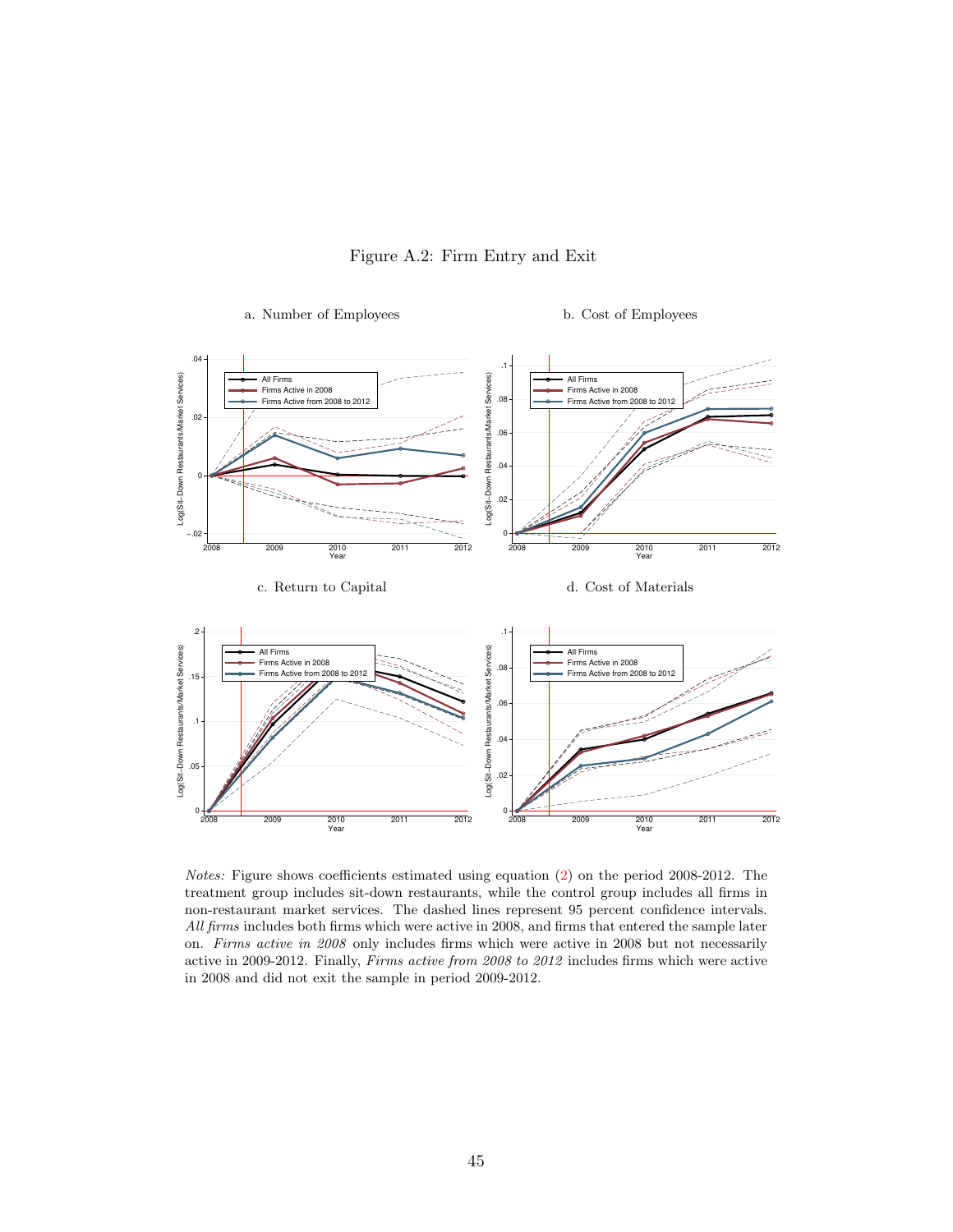Figure A.2: Firm Entry and Exit

a. Number of Employees

b. Cost of Employees

c. Return to Capital

d. Cost of Materials

*Notes:* Figure shows coefficients estimated using equation (2) on the period 2008-2012. The treatment group includes sit-down restaurants, while the control group includes all firms in non-restaurant market services. The dashed lines represent 95 percent confidence intervals. *All firms* includes both firms which were active in 2008, and firms that entered the sample later on. *Firms active in 2008* only includes firms which were active in 2008 but not necessarily active in 2009-2012. Finally, *Firms active from 2008 to 2012* includes firms which were active in 2008 and did not exit the sample in period 2009-2012.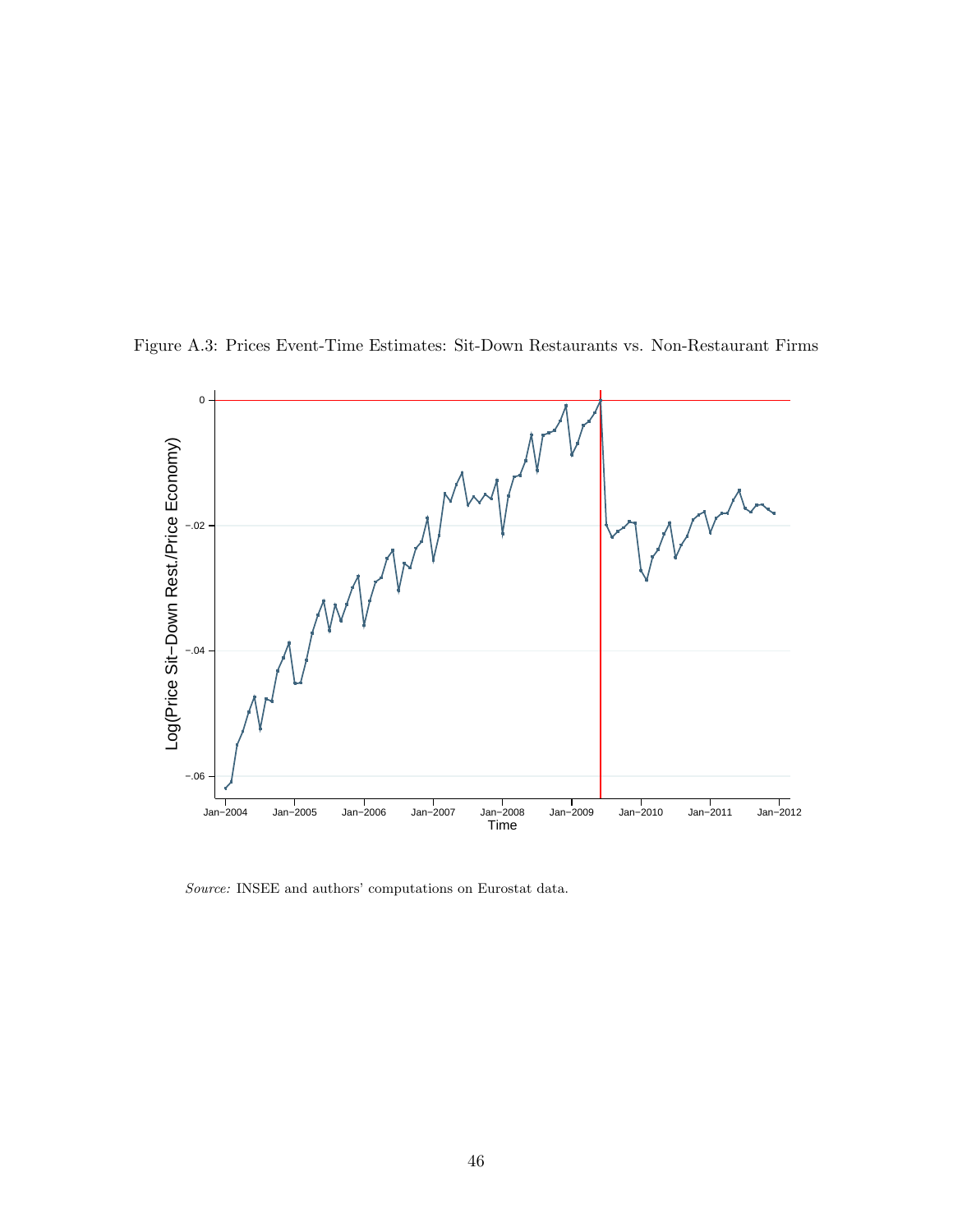Figure A.3: Prices Event-Time Estimates: Sit-Down Restaurants vs. Non-Restaurant Firms

*Source:* INSEE and authors' computations on Eurostat data.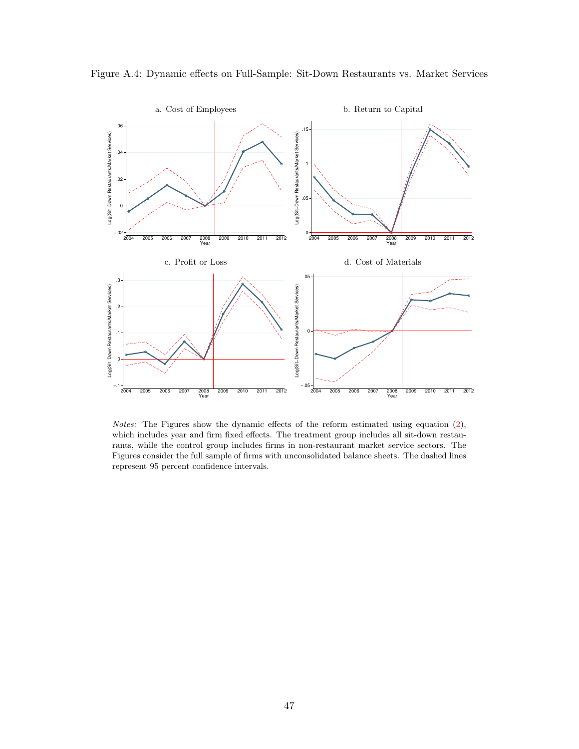Figure A.4: Dynamic effects on Full-Sample: Sit-Down Restaurants vs. Market Services

a. Cost of Employees

Log(Sit−Down Restaurants/Market Services)

.06
.04
.02
0
−.02

2004 2005 2006 2007 2008 2009 2010 2011 2012
Year

b. Return to Capital

Log(Sit−Down Restaurants/Market Services)

.15
.1
.05
0

2004 2005 2006 2007 2008 2009 2010 2011 2012
Year

c. Profit or Loss

Log(Sit−Down Restaurants/Market Services)

.3
.2
.1
0
−.1

2004 2005 2006 2007 2008 2009 2010 2011 2012
Year

d. Cost of Materials

Log(Sit−Down Restaurants/Market Services)

.05
0
−.05

2004 2005 2006 2007 2008 2009 2010 2011 2012
Year

*Notes:* The Figures show the dynamic effects of the reform estimated using equation (2), which includes year and firm fixed effects. The treatment group includes all sit-down restaurants, while the control group includes firms in non-restaurant market service sectors. The Figures consider the full sample of firms with unconsolidated balance sheets. The dashed lines represent 95 percent confidence intervals.